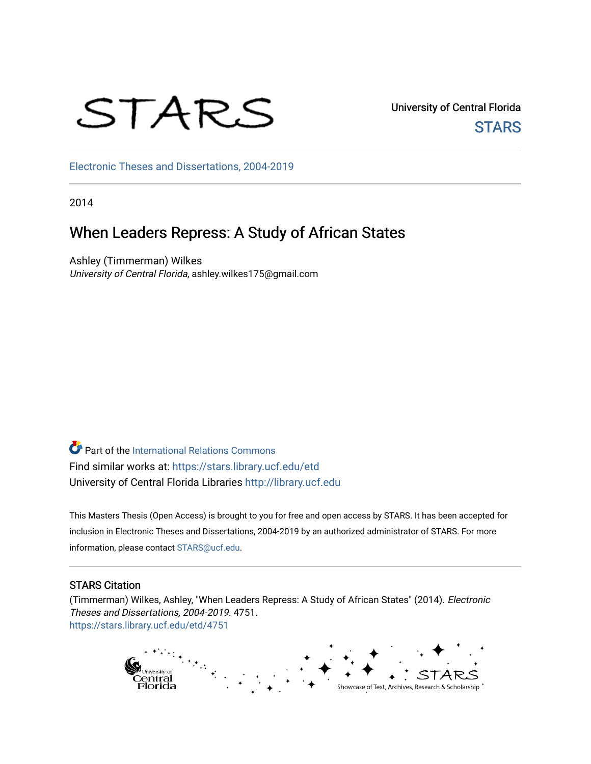STARS

University of Central Florida
STARS

Electronic Theses and Dissertations, 2004-2019

2014

# When Leaders Repress: A Study of African States

Ashley (Timmerman) Wilkes
*University of Central Florida*, ashley.wilkes175@gmail.com

Part of the International Relations Commons
Find similar works at: https://stars.library.ucf.edu/etd
University of Central Florida Libraries http://library.ucf.edu

This Masters Thesis (Open Access) is brought to you for free and open access by STARS. It has been accepted for inclusion in Electronic Theses and Dissertations, 2004-2019 by an authorized administrator of STARS. For more information, please contact STARS@ucf.edu.

## STARS Citation

(Timmerman) Wilkes, Ashley, "When Leaders Repress: A Study of African States" (2014). *Electronic Theses and Dissertations, 2004-2019*. 4751.
https://stars.library.ucf.edu/etd/4751

University of Central Florida
STARS
Showcase of Text, Archives, Research & Scholarship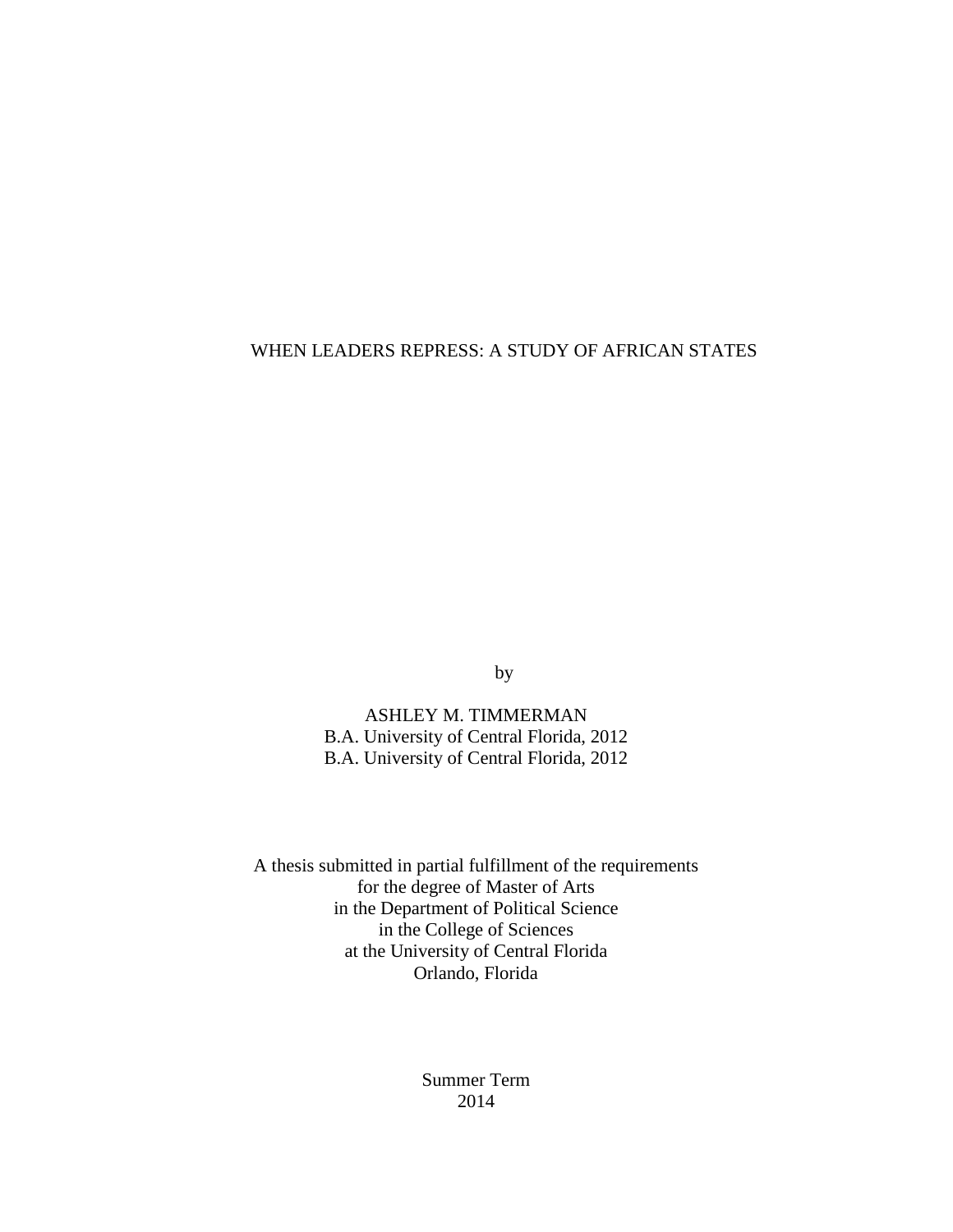# WHEN LEADERS REPRESS: A STUDY OF AFRICAN STATES

by

ASHLEY M. TIMMERMAN
B.A. University of Central Florida, 2012
B.A. University of Central Florida, 2012

A thesis submitted in partial fulfillment of the requirements
for the degree of Master of Arts
in the Department of Political Science
in the College of Sciences
at the University of Central Florida
Orlando, Florida

Summer Term
2014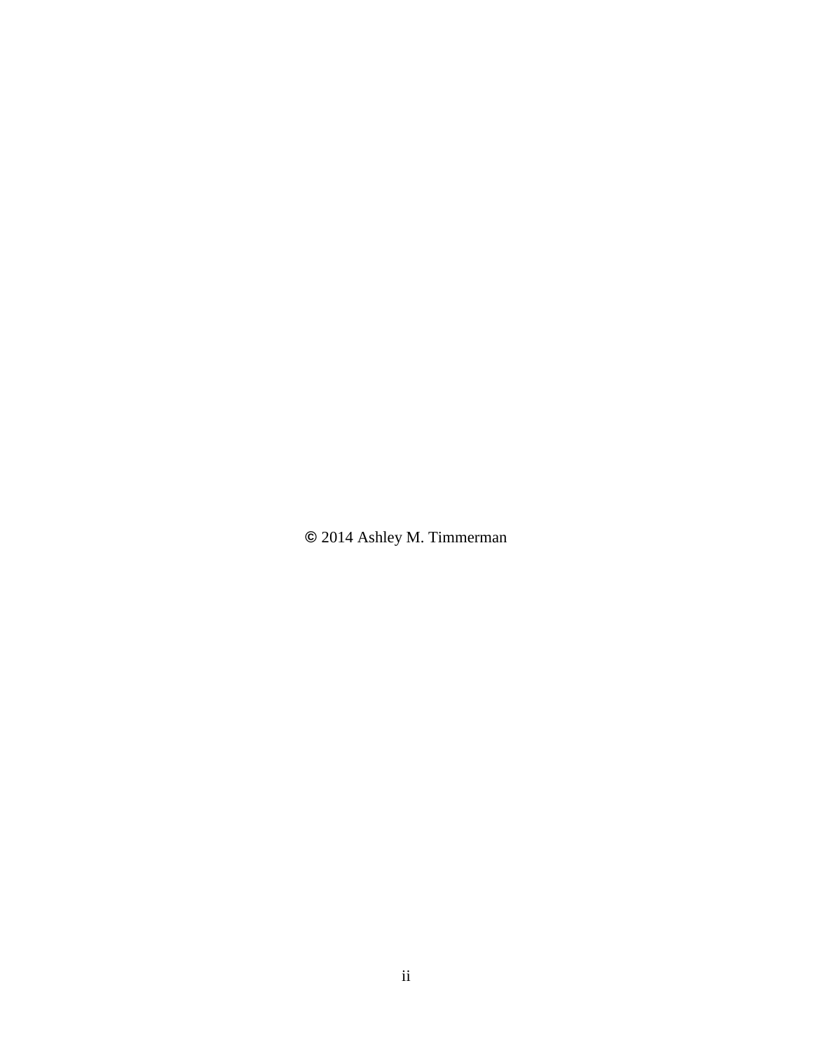© 2014 Ashley M. Timmerman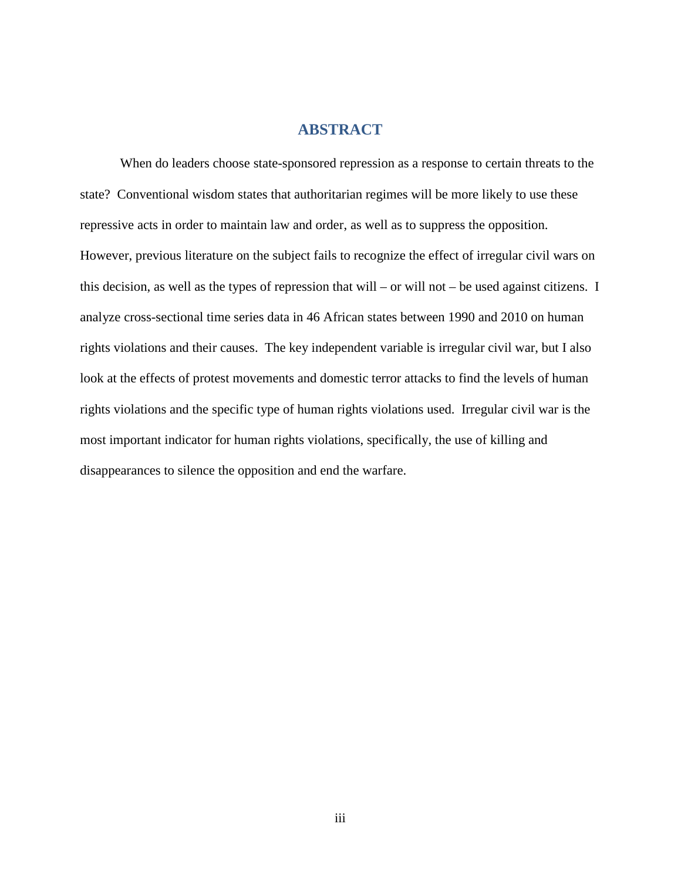# ABSTRACT

When do leaders choose state-sponsored repression as a response to certain threats to the state? Conventional wisdom states that authoritarian regimes will be more likely to use these repressive acts in order to maintain law and order, as well as to suppress the opposition. However, previous literature on the subject fails to recognize the effect of irregular civil wars on this decision, as well as the types of repression that will – or will not – be used against citizens. I analyze cross-sectional time series data in 46 African states between 1990 and 2010 on human rights violations and their causes. The key independent variable is irregular civil war, but I also look at the effects of protest movements and domestic terror attacks to find the levels of human rights violations and the specific type of human rights violations used. Irregular civil war is the most important indicator for human rights violations, specifically, the use of killing and disappearances to silence the opposition and end the warfare.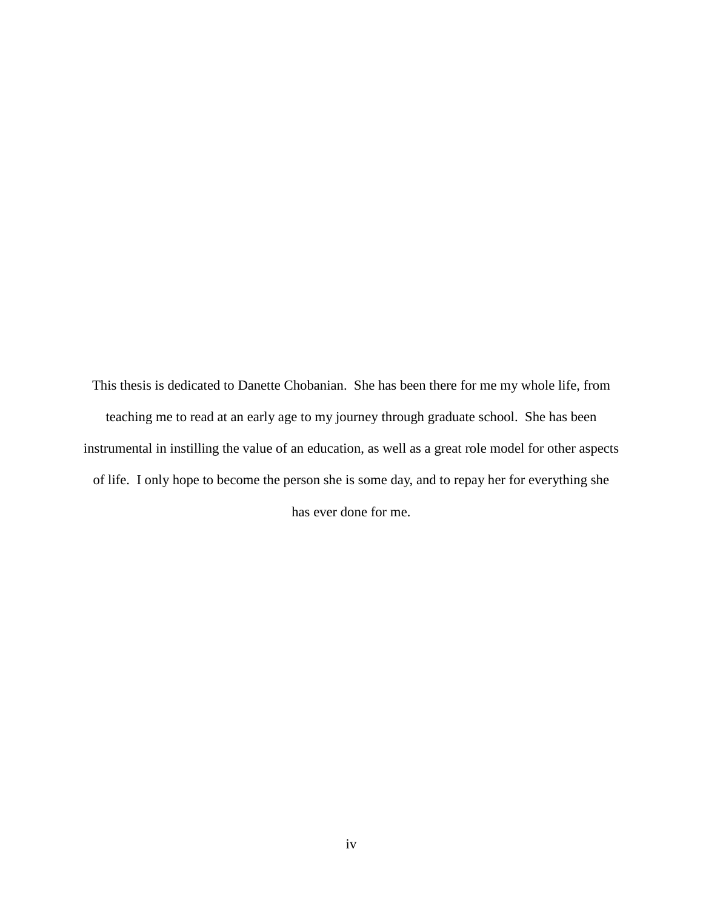This thesis is dedicated to Danette Chobanian. She has been there for me my whole life, from teaching me to read at an early age to my journey through graduate school. She has been instrumental in instilling the value of an education, as well as a great role model for other aspects of life. I only hope to become the person she is some day, and to repay her for everything she has ever done for me.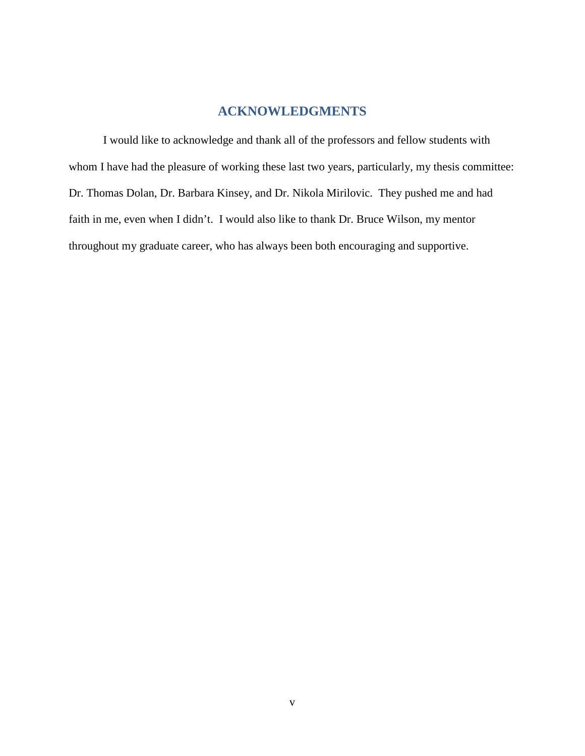# ACKNOWLEDGMENTS

I would like to acknowledge and thank all of the professors and fellow students with whom I have had the pleasure of working these last two years, particularly, my thesis committee: Dr. Thomas Dolan, Dr. Barbara Kinsey, and Dr. Nikola Mirilovic. They pushed me and had faith in me, even when I didn't. I would also like to thank Dr. Bruce Wilson, my mentor throughout my graduate career, who has always been both encouraging and supportive.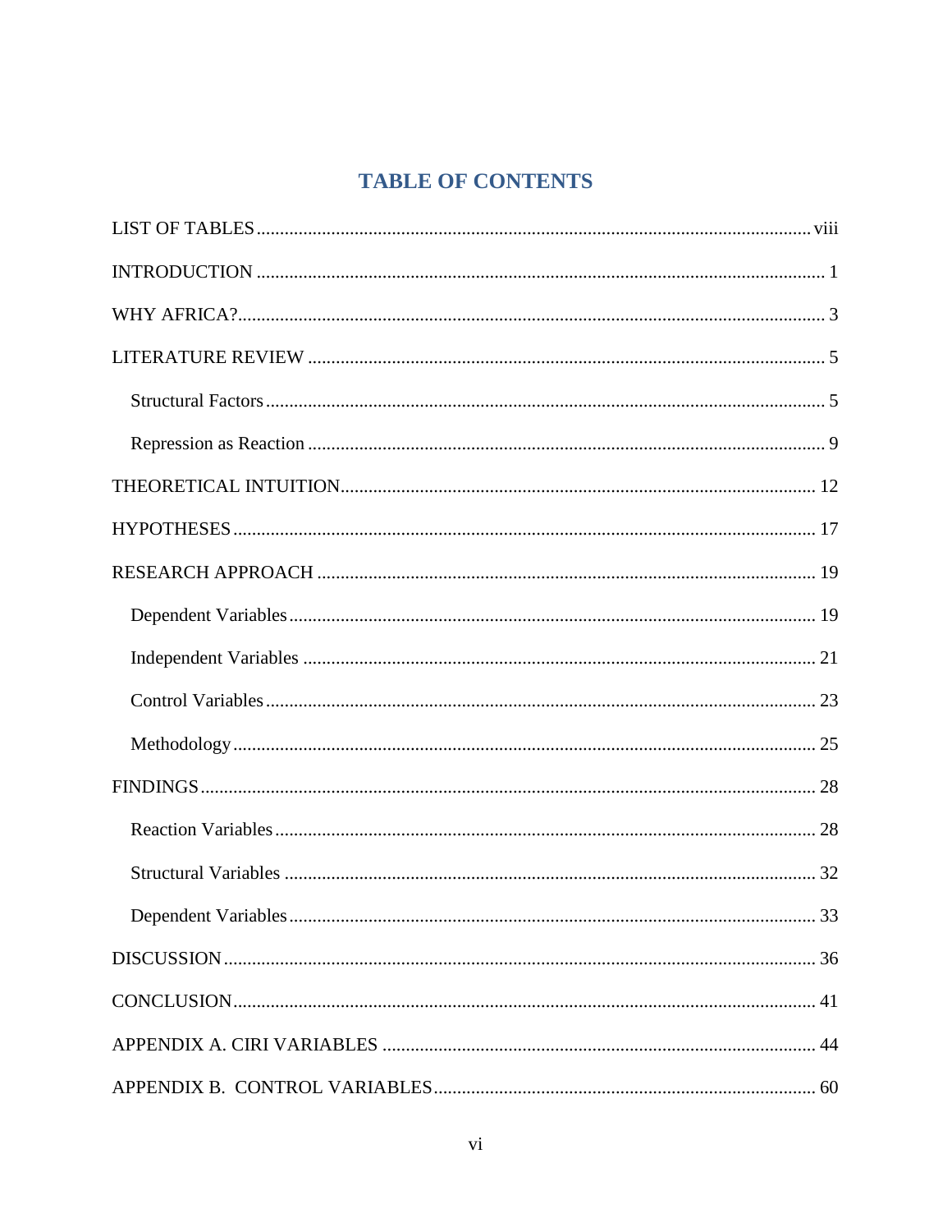# TABLE OF CONTENTS

LIST OF TABLES ........................................................................................................ viii

INTRODUCTION ........................................................................................................ 1

WHY AFRICA? ........................................................................................................ 3

LITERATURE REVIEW ........................................................................................................ 5

  Structural Factors ........................................................................................................ 5

  Repression as Reaction ........................................................................................................ 9

THEORETICAL INTUITION ........................................................................................................ 12

HYPOTHESES ........................................................................................................ 17

RESEARCH APPROACH ........................................................................................................ 19

  Dependent Variables ........................................................................................................ 19

  Independent Variables ........................................................................................................ 21

  Control Variables ........................................................................................................ 23

  Methodology ........................................................................................................ 25

FINDINGS ........................................................................................................ 28

  Reaction Variables ........................................................................................................ 28

  Structural Variables ........................................................................................................ 32

  Dependent Variables ........................................................................................................ 33

DISCUSSION ........................................................................................................ 36

CONCLUSION ........................................................................................................ 41

APPENDIX A. CIRI VARIABLES ........................................................................................................ 44

APPENDIX B. CONTROL VARIABLES ........................................................................................................ 60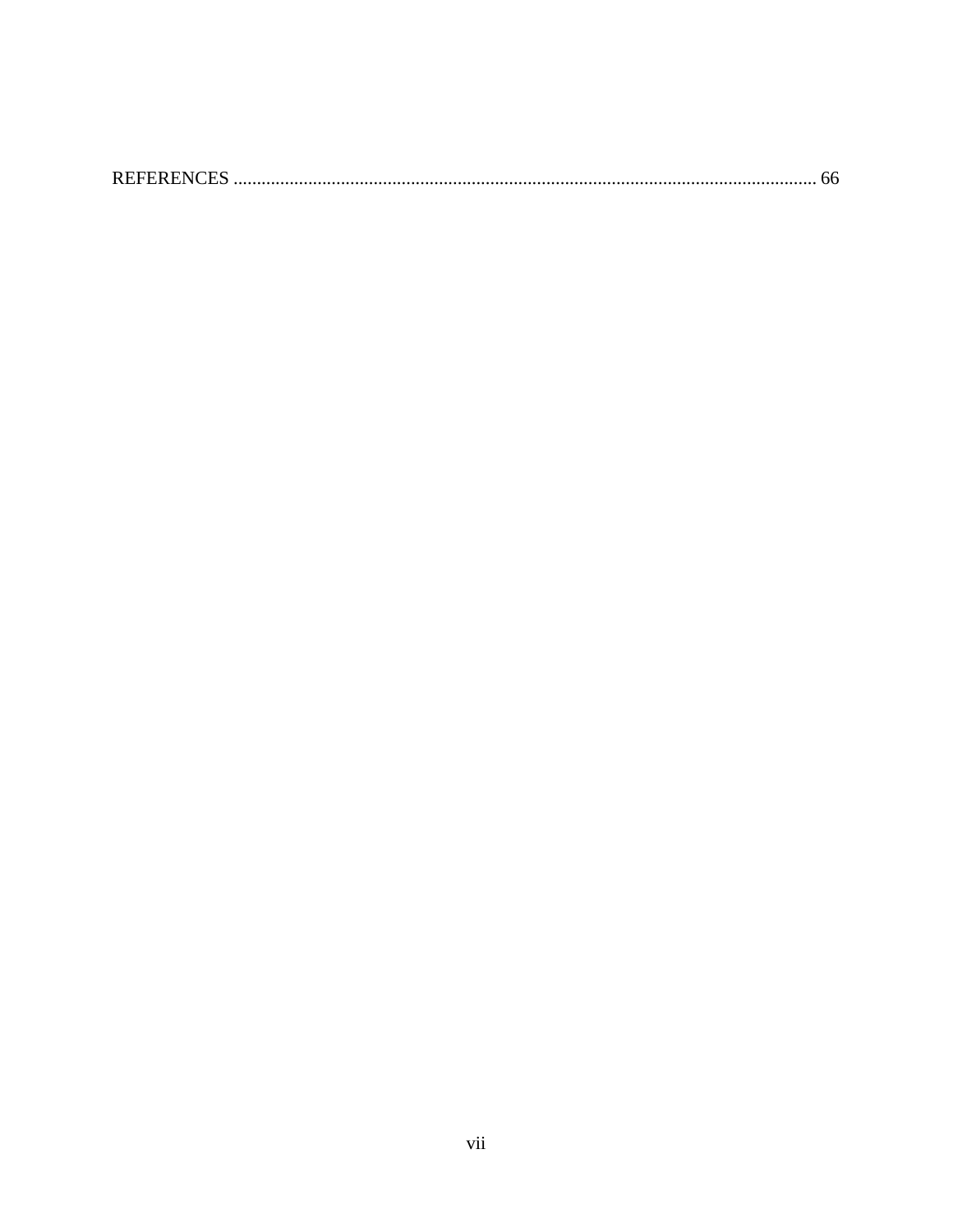REFERENCES ........................................................................................................................... 66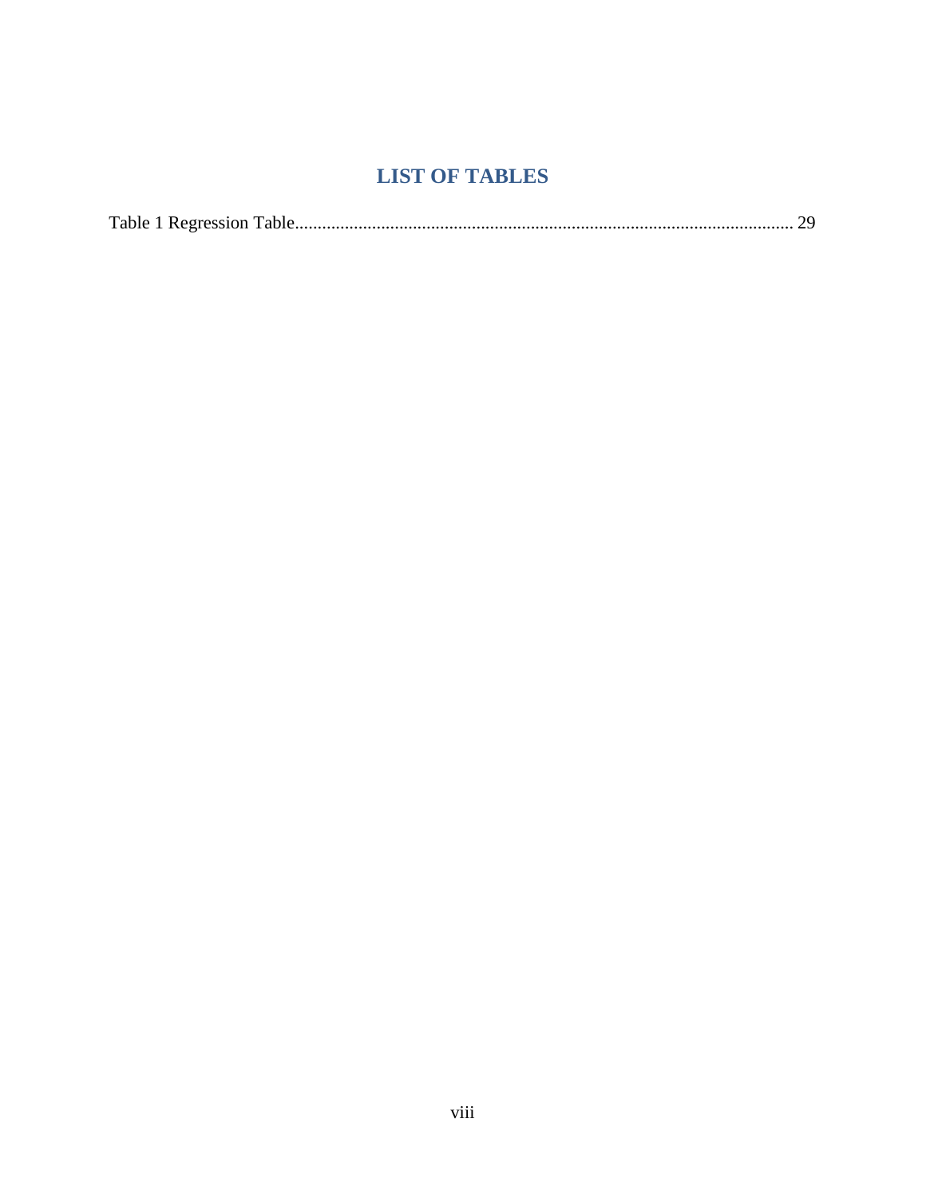# LIST OF TABLES

Table 1 Regression Table........................................................................................................... 29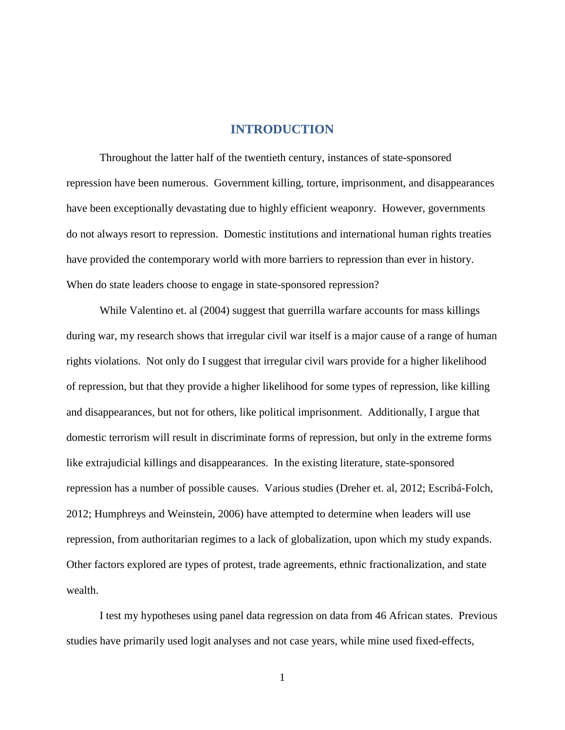# INTRODUCTION

Throughout the latter half of the twentieth century, instances of state-sponsored repression have been numerous. Government killing, torture, imprisonment, and disappearances have been exceptionally devastating due to highly efficient weaponry. However, governments do not always resort to repression. Domestic institutions and international human rights treaties have provided the contemporary world with more barriers to repression than ever in history. When do state leaders choose to engage in state-sponsored repression?

While Valentino et. al (2004) suggest that guerrilla warfare accounts for mass killings during war, my research shows that irregular civil war itself is a major cause of a range of human rights violations. Not only do I suggest that irregular civil wars provide for a higher likelihood of repression, but that they provide a higher likelihood for some types of repression, like killing and disappearances, but not for others, like political imprisonment. Additionally, I argue that domestic terrorism will result in discriminate forms of repression, but only in the extreme forms like extrajudicial killings and disappearances. In the existing literature, state-sponsored repression has a number of possible causes. Various studies (Dreher et. al, 2012; Escribá-Folch, 2012; Humphreys and Weinstein, 2006) have attempted to determine when leaders will use repression, from authoritarian regimes to a lack of globalization, upon which my study expands. Other factors explored are types of protest, trade agreements, ethnic fractionalization, and state wealth.

I test my hypotheses using panel data regression on data from 46 African states. Previous studies have primarily used logit analyses and not case years, while mine used fixed-effects,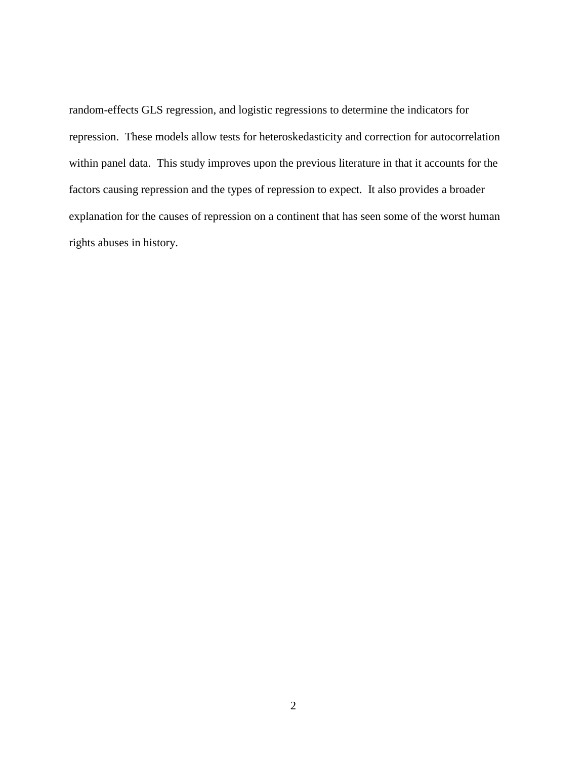random-effects GLS regression, and logistic regressions to determine the indicators for repression. These models allow tests for heteroskedasticity and correction for autocorrelation within panel data. This study improves upon the previous literature in that it accounts for the factors causing repression and the types of repression to expect. It also provides a broader explanation for the causes of repression on a continent that has seen some of the worst human rights abuses in history.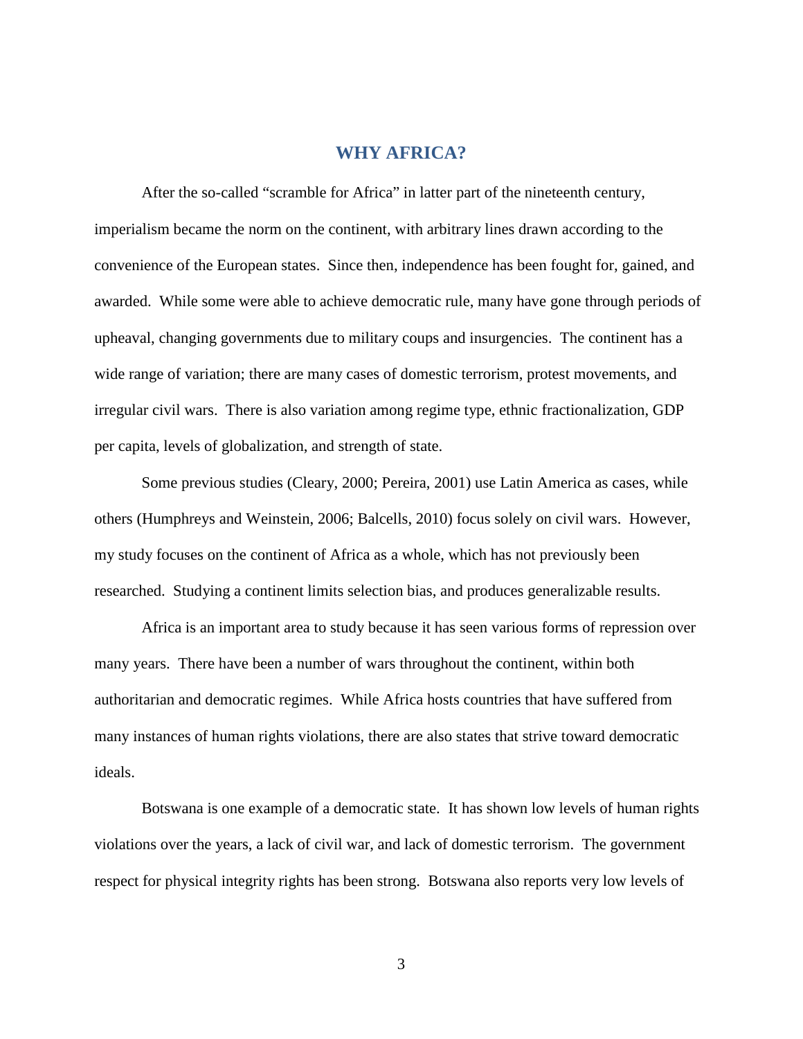# WHY AFRICA?

After the so-called "scramble for Africa" in latter part of the nineteenth century, imperialism became the norm on the continent, with arbitrary lines drawn according to the convenience of the European states. Since then, independence has been fought for, gained, and awarded. While some were able to achieve democratic rule, many have gone through periods of upheaval, changing governments due to military coups and insurgencies. The continent has a wide range of variation; there are many cases of domestic terrorism, protest movements, and irregular civil wars. There is also variation among regime type, ethnic fractionalization, GDP per capita, levels of globalization, and strength of state.

Some previous studies (Cleary, 2000; Pereira, 2001) use Latin America as cases, while others (Humphreys and Weinstein, 2006; Balcells, 2010) focus solely on civil wars. However, my study focuses on the continent of Africa as a whole, which has not previously been researched. Studying a continent limits selection bias, and produces generalizable results.

Africa is an important area to study because it has seen various forms of repression over many years. There have been a number of wars throughout the continent, within both authoritarian and democratic regimes. While Africa hosts countries that have suffered from many instances of human rights violations, there are also states that strive toward democratic ideals.

Botswana is one example of a democratic state. It has shown low levels of human rights violations over the years, a lack of civil war, and lack of domestic terrorism. The government respect for physical integrity rights has been strong. Botswana also reports very low levels of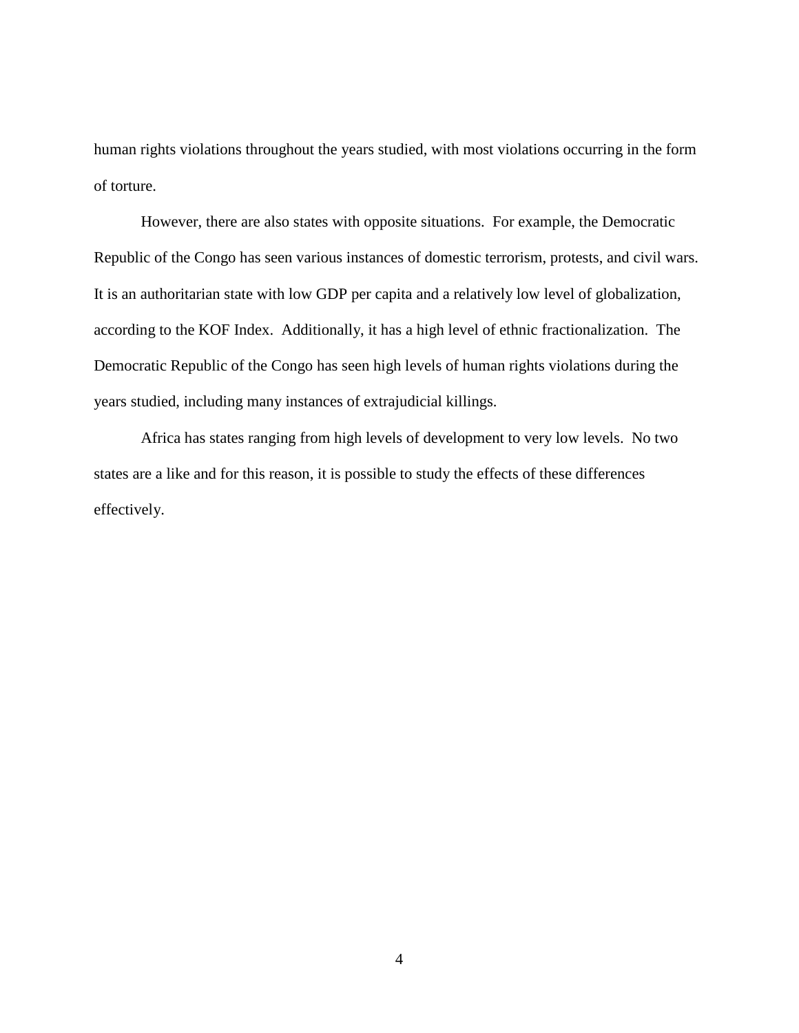human rights violations throughout the years studied, with most violations occurring in the form of torture.

However, there are also states with opposite situations. For example, the Democratic Republic of the Congo has seen various instances of domestic terrorism, protests, and civil wars. It is an authoritarian state with low GDP per capita and a relatively low level of globalization, according to the KOF Index. Additionally, it has a high level of ethnic fractionalization. The Democratic Republic of the Congo has seen high levels of human rights violations during the years studied, including many instances of extrajudicial killings.

Africa has states ranging from high levels of development to very low levels. No two states are a like and for this reason, it is possible to study the effects of these differences effectively.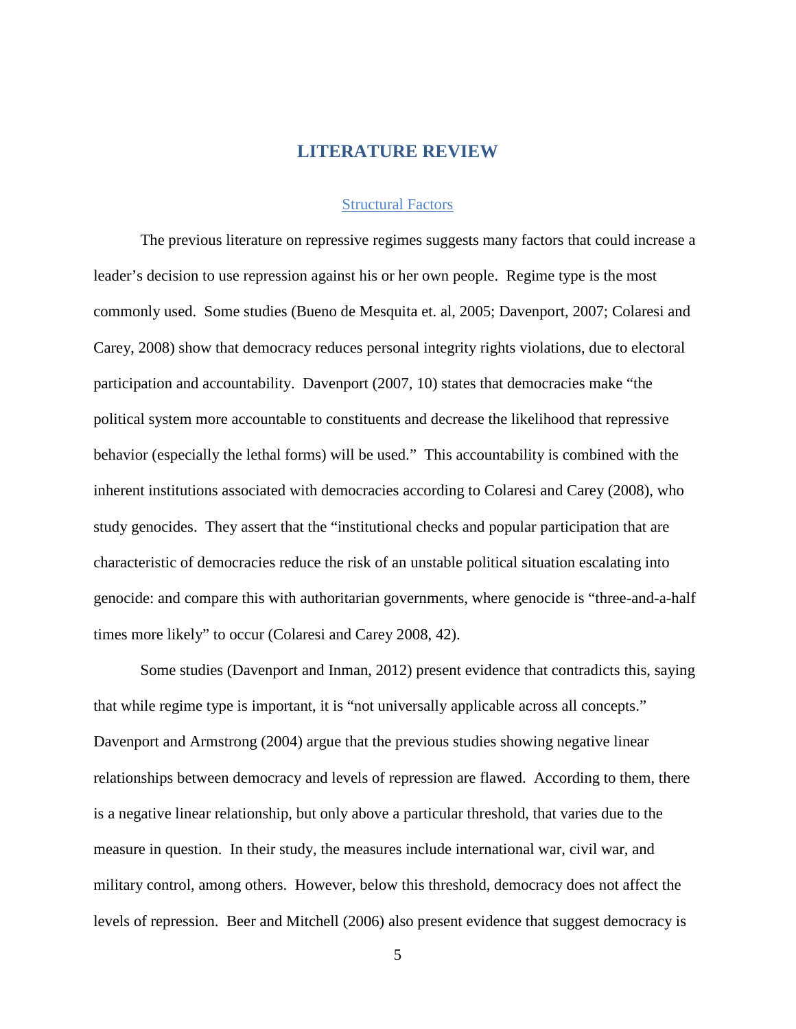# LITERATURE REVIEW

## Structural Factors

The previous literature on repressive regimes suggests many factors that could increase a leader's decision to use repression against his or her own people. Regime type is the most commonly used. Some studies (Bueno de Mesquita et. al, 2005; Davenport, 2007; Colaresi and Carey, 2008) show that democracy reduces personal integrity rights violations, due to electoral participation and accountability. Davenport (2007, 10) states that democracies make "the political system more accountable to constituents and decrease the likelihood that repressive behavior (especially the lethal forms) will be used." This accountability is combined with the inherent institutions associated with democracies according to Colaresi and Carey (2008), who study genocides. They assert that the "institutional checks and popular participation that are characteristic of democracies reduce the risk of an unstable political situation escalating into genocide: and compare this with authoritarian governments, where genocide is "three-and-a-half times more likely" to occur (Colaresi and Carey 2008, 42).

Some studies (Davenport and Inman, 2012) present evidence that contradicts this, saying that while regime type is important, it is "not universally applicable across all concepts." Davenport and Armstrong (2004) argue that the previous studies showing negative linear relationships between democracy and levels of repression are flawed. According to them, there is a negative linear relationship, but only above a particular threshold, that varies due to the measure in question. In their study, the measures include international war, civil war, and military control, among others. However, below this threshold, democracy does not affect the levels of repression. Beer and Mitchell (2006) also present evidence that suggest democracy is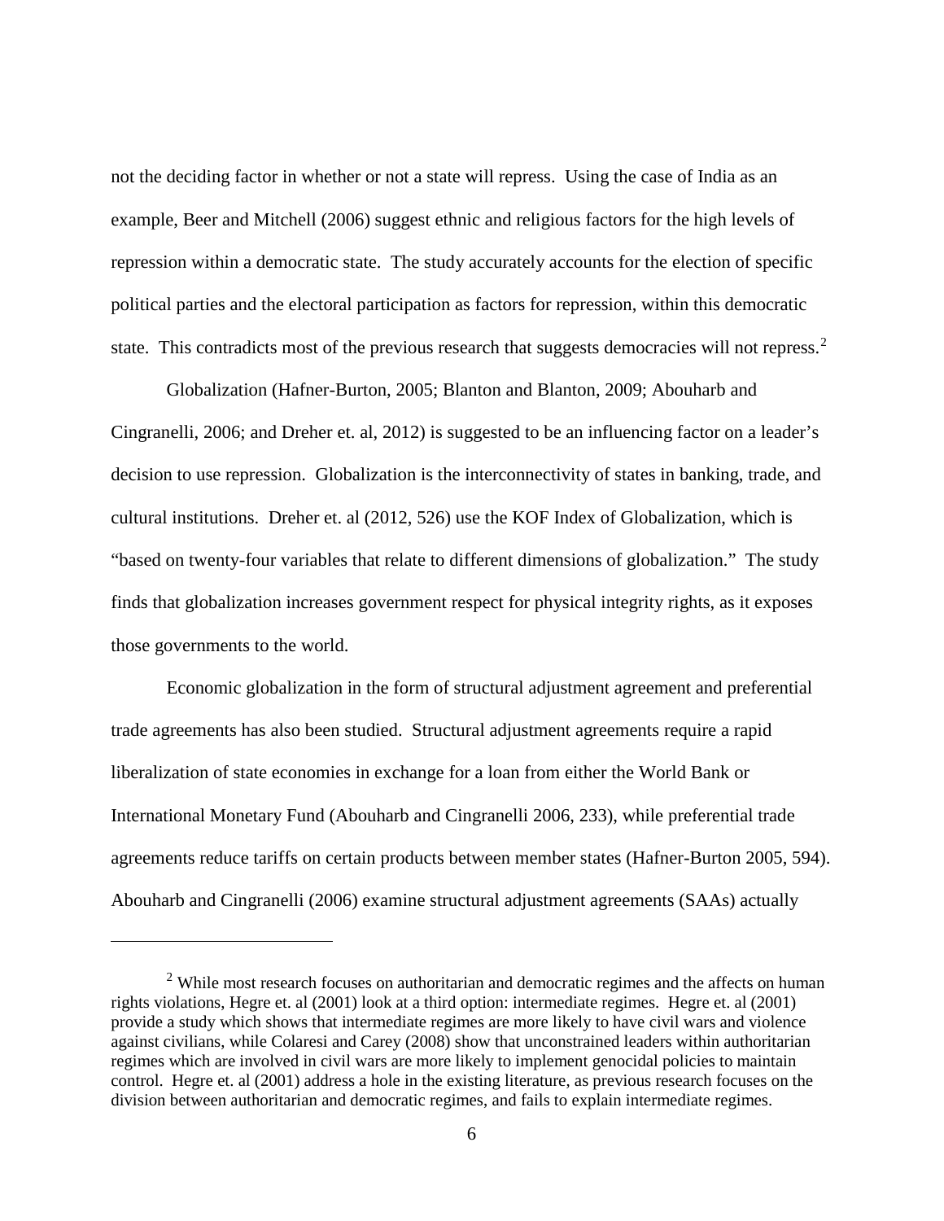not the deciding factor in whether or not a state will repress. Using the case of India as an example, Beer and Mitchell (2006) suggest ethnic and religious factors for the high levels of repression within a democratic state. The study accurately accounts for the election of specific political parties and the electoral participation as factors for repression, within this democratic state. This contradicts most of the previous research that suggests democracies will not repress.[2]

Globalization (Hafner-Burton, 2005; Blanton and Blanton, 2009; Abouharb and Cingranelli, 2006; and Dreher et. al, 2012) is suggested to be an influencing factor on a leader's decision to use repression. Globalization is the interconnectivity of states in banking, trade, and cultural institutions. Dreher et. al (2012, 526) use the KOF Index of Globalization, which is "based on twenty-four variables that relate to different dimensions of globalization." The study finds that globalization increases government respect for physical integrity rights, as it exposes those governments to the world.

Economic globalization in the form of structural adjustment agreement and preferential trade agreements has also been studied. Structural adjustment agreements require a rapid liberalization of state economies in exchange for a loan from either the World Bank or International Monetary Fund (Abouharb and Cingranelli 2006, 233), while preferential trade agreements reduce tariffs on certain products between member states (Hafner-Burton 2005, 594). Abouharb and Cingranelli (2006) examine structural adjustment agreements (SAAs) actually

---

[2] While most research focuses on authoritarian and democratic regimes and the affects on human rights violations, Hegre et. al (2001) look at a third option: intermediate regimes. Hegre et. al (2001) provide a study which shows that intermediate regimes are more likely to have civil wars and violence against civilians, while Colaresi and Carey (2008) show that unconstrained leaders within authoritarian regimes which are involved in civil wars are more likely to implement genocidal policies to maintain control. Hegre et. al (2001) address a hole in the existing literature, as previous research focuses on the division between authoritarian and democratic regimes, and fails to explain intermediate regimes.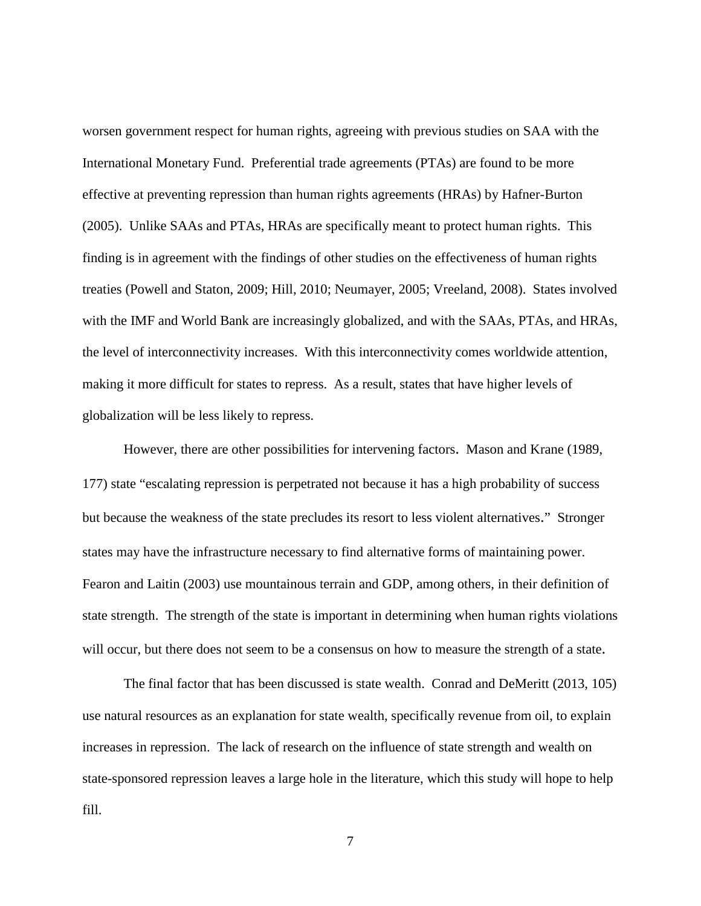worsen government respect for human rights, agreeing with previous studies on SAA with the International Monetary Fund. Preferential trade agreements (PTAs) are found to be more effective at preventing repression than human rights agreements (HRAs) by Hafner-Burton (2005). Unlike SAAs and PTAs, HRAs are specifically meant to protect human rights. This finding is in agreement with the findings of other studies on the effectiveness of human rights treaties (Powell and Staton, 2009; Hill, 2010; Neumayer, 2005; Vreeland, 2008). States involved with the IMF and World Bank are increasingly globalized, and with the SAAs, PTAs, and HRAs, the level of interconnectivity increases. With this interconnectivity comes worldwide attention, making it more difficult for states to repress. As a result, states that have higher levels of globalization will be less likely to repress.

However, there are other possibilities for intervening factors. Mason and Krane (1989, 177) state "escalating repression is perpetrated not because it has a high probability of success but because the weakness of the state precludes its resort to less violent alternatives." Stronger states may have the infrastructure necessary to find alternative forms of maintaining power. Fearon and Laitin (2003) use mountainous terrain and GDP, among others, in their definition of state strength. The strength of the state is important in determining when human rights violations will occur, but there does not seem to be a consensus on how to measure the strength of a state.

The final factor that has been discussed is state wealth. Conrad and DeMeritt (2013, 105) use natural resources as an explanation for state wealth, specifically revenue from oil, to explain increases in repression. The lack of research on the influence of state strength and wealth on state-sponsored repression leaves a large hole in the literature, which this study will hope to help fill.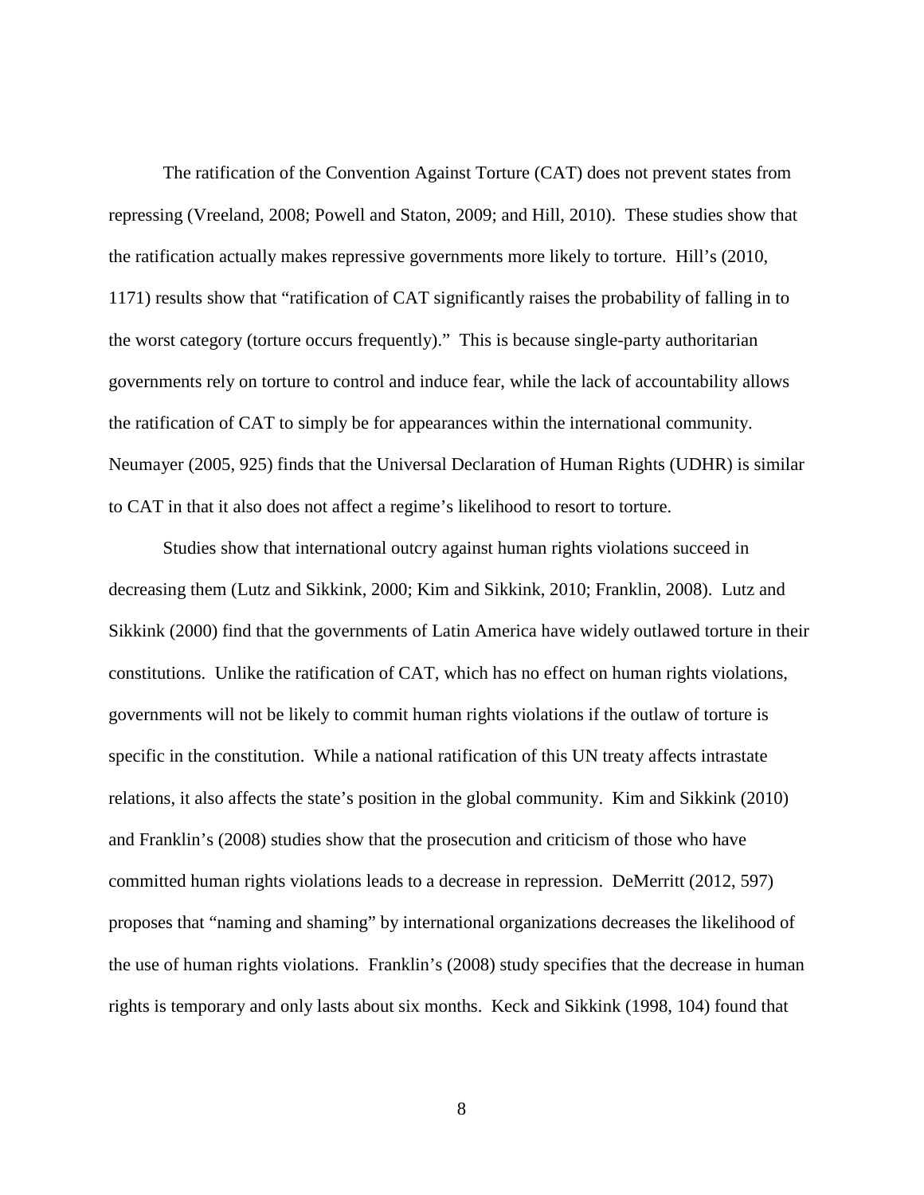The ratification of the Convention Against Torture (CAT) does not prevent states from repressing (Vreeland, 2008; Powell and Staton, 2009; and Hill, 2010). These studies show that the ratification actually makes repressive governments more likely to torture. Hill's (2010, 1171) results show that "ratification of CAT significantly raises the probability of falling in to the worst category (torture occurs frequently)." This is because single-party authoritarian governments rely on torture to control and induce fear, while the lack of accountability allows the ratification of CAT to simply be for appearances within the international community. Neumayer (2005, 925) finds that the Universal Declaration of Human Rights (UDHR) is similar to CAT in that it also does not affect a regime's likelihood to resort to torture.

Studies show that international outcry against human rights violations succeed in decreasing them (Lutz and Sikkink, 2000; Kim and Sikkink, 2010; Franklin, 2008). Lutz and Sikkink (2000) find that the governments of Latin America have widely outlawed torture in their constitutions. Unlike the ratification of CAT, which has no effect on human rights violations, governments will not be likely to commit human rights violations if the outlaw of torture is specific in the constitution. While a national ratification of this UN treaty affects intrastate relations, it also affects the state's position in the global community. Kim and Sikkink (2010) and Franklin's (2008) studies show that the prosecution and criticism of those who have committed human rights violations leads to a decrease in repression. DeMerritt (2012, 597) proposes that "naming and shaming" by international organizations decreases the likelihood of the use of human rights violations. Franklin's (2008) study specifies that the decrease in human rights is temporary and only lasts about six months. Keck and Sikkink (1998, 104) found that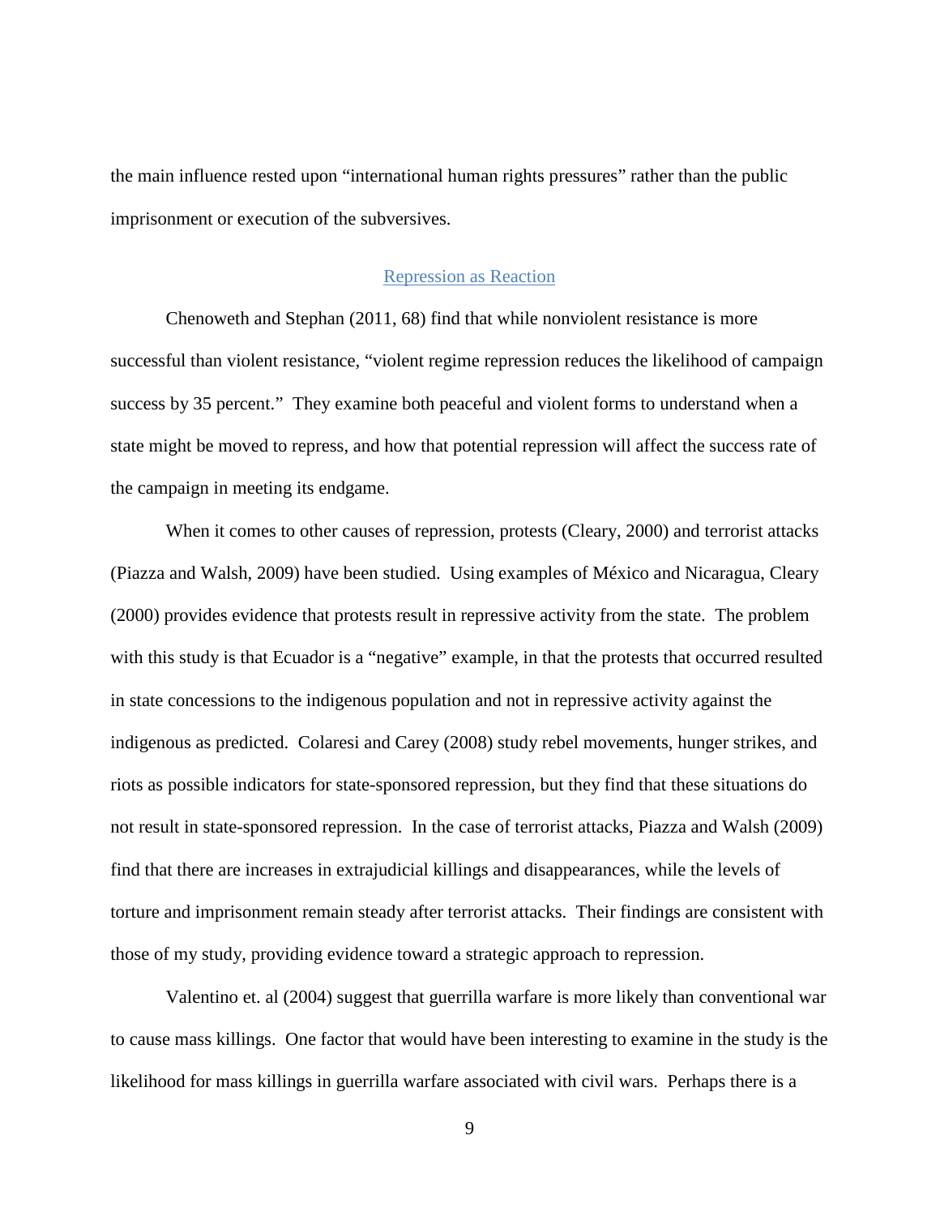the main influence rested upon "international human rights pressures" rather than the public imprisonment or execution of the subversives.

## Repression as Reaction

Chenoweth and Stephan (2011, 68) find that while nonviolent resistance is more successful than violent resistance, "violent regime repression reduces the likelihood of campaign success by 35 percent." They examine both peaceful and violent forms to understand when a state might be moved to repress, and how that potential repression will affect the success rate of the campaign in meeting its endgame.

When it comes to other causes of repression, protests (Cleary, 2000) and terrorist attacks (Piazza and Walsh, 2009) have been studied. Using examples of México and Nicaragua, Cleary (2000) provides evidence that protests result in repressive activity from the state. The problem with this study is that Ecuador is a "negative" example, in that the protests that occurred resulted in state concessions to the indigenous population and not in repressive activity against the indigenous as predicted. Colaresi and Carey (2008) study rebel movements, hunger strikes, and riots as possible indicators for state-sponsored repression, but they find that these situations do not result in state-sponsored repression. In the case of terrorist attacks, Piazza and Walsh (2009) find that there are increases in extrajudicial killings and disappearances, while the levels of torture and imprisonment remain steady after terrorist attacks. Their findings are consistent with those of my study, providing evidence toward a strategic approach to repression.

Valentino et. al (2004) suggest that guerrilla warfare is more likely than conventional war to cause mass killings. One factor that would have been interesting to examine in the study is the likelihood for mass killings in guerrilla warfare associated with civil wars. Perhaps there is a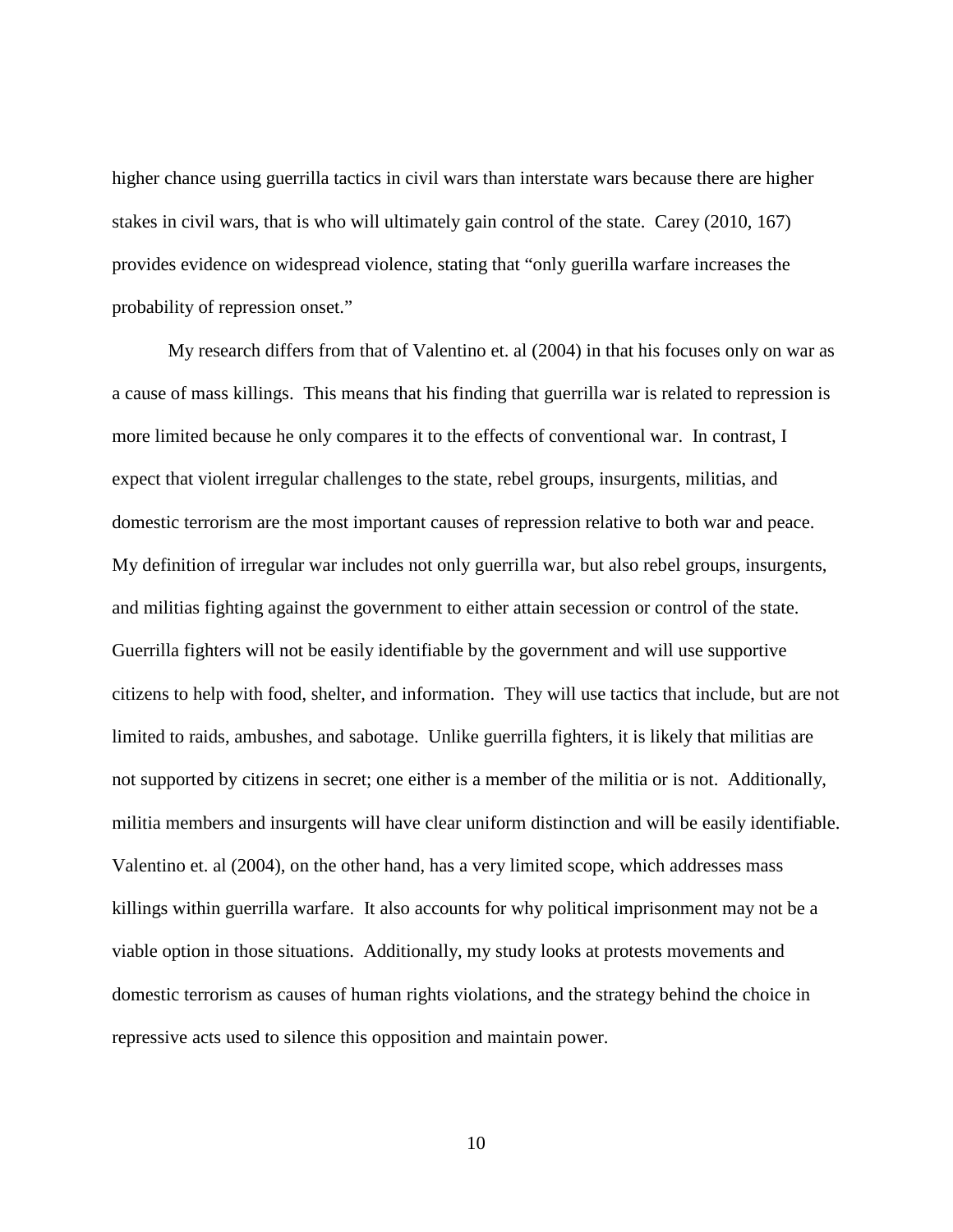higher chance using guerrilla tactics in civil wars than interstate wars because there are higher stakes in civil wars, that is who will ultimately gain control of the state. Carey (2010, 167) provides evidence on widespread violence, stating that "only guerilla warfare increases the probability of repression onset."

My research differs from that of Valentino et. al (2004) in that his focuses only on war as a cause of mass killings. This means that his finding that guerrilla war is related to repression is more limited because he only compares it to the effects of conventional war. In contrast, I expect that violent irregular challenges to the state, rebel groups, insurgents, militias, and domestic terrorism are the most important causes of repression relative to both war and peace. My definition of irregular war includes not only guerrilla war, but also rebel groups, insurgents, and militias fighting against the government to either attain secession or control of the state. Guerrilla fighters will not be easily identifiable by the government and will use supportive citizens to help with food, shelter, and information. They will use tactics that include, but are not limited to raids, ambushes, and sabotage. Unlike guerrilla fighters, it is likely that militias are not supported by citizens in secret; one either is a member of the militia or is not. Additionally, militia members and insurgents will have clear uniform distinction and will be easily identifiable. Valentino et. al (2004), on the other hand, has a very limited scope, which addresses mass killings within guerrilla warfare. It also accounts for why political imprisonment may not be a viable option in those situations. Additionally, my study looks at protests movements and domestic terrorism as causes of human rights violations, and the strategy behind the choice in repressive acts used to silence this opposition and maintain power.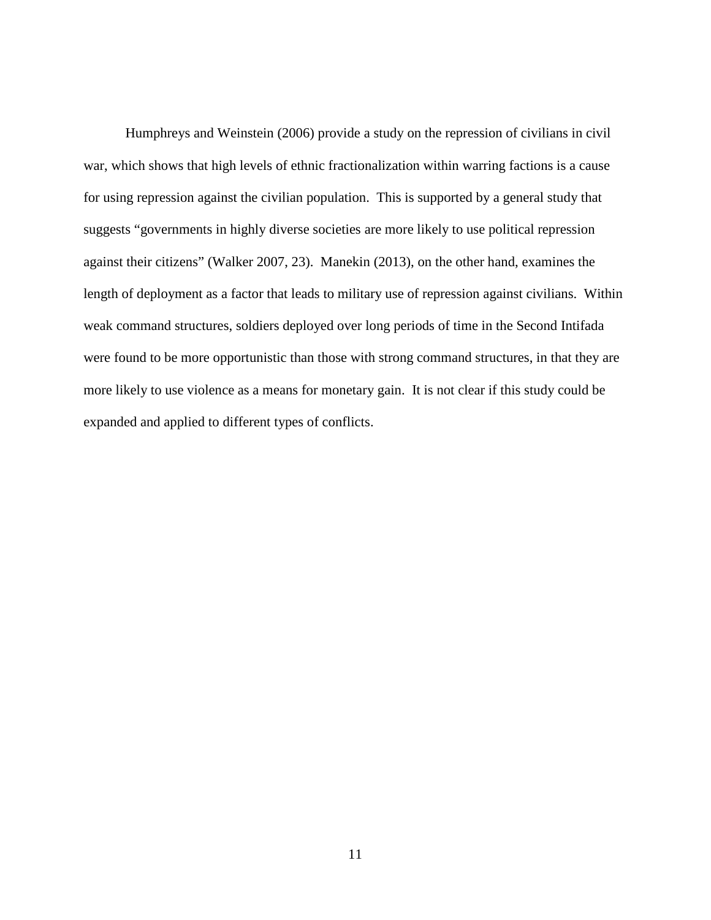Humphreys and Weinstein (2006) provide a study on the repression of civilians in civil war, which shows that high levels of ethnic fractionalization within warring factions is a cause for using repression against the civilian population. This is supported by a general study that suggests "governments in highly diverse societies are more likely to use political repression against their citizens" (Walker 2007, 23). Manekin (2013), on the other hand, examines the length of deployment as a factor that leads to military use of repression against civilians. Within weak command structures, soldiers deployed over long periods of time in the Second Intifada were found to be more opportunistic than those with strong command structures, in that they are more likely to use violence as a means for monetary gain. It is not clear if this study could be expanded and applied to different types of conflicts.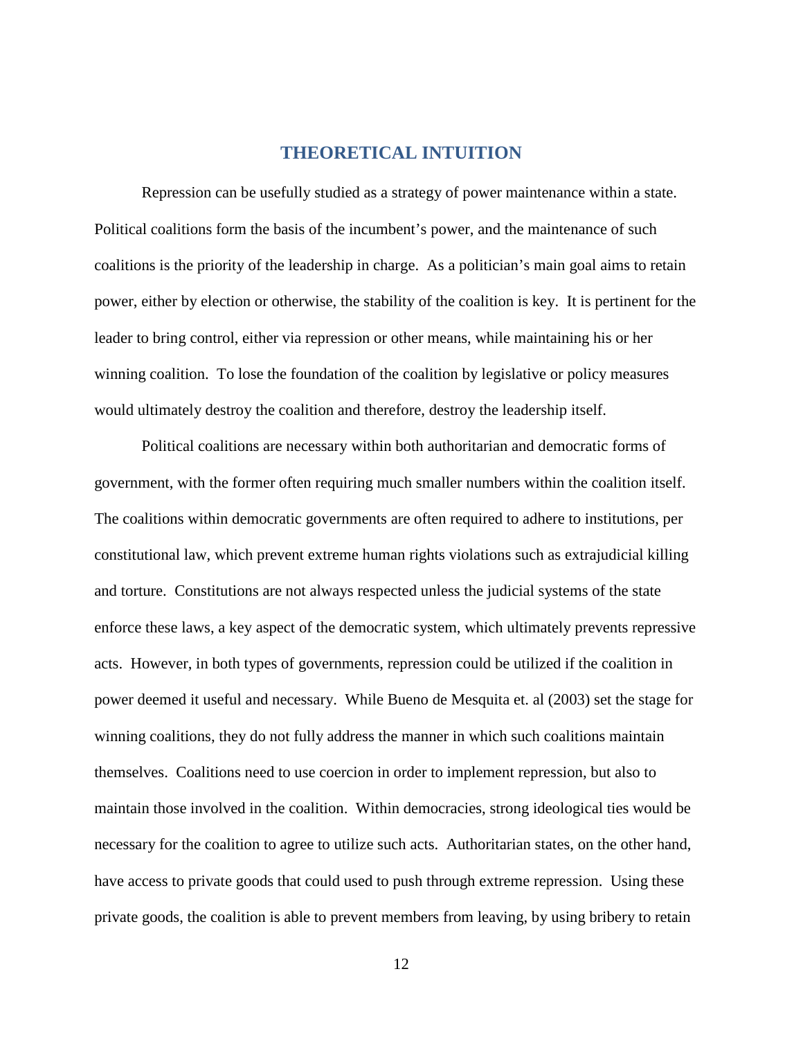# THEORETICAL INTUITION

Repression can be usefully studied as a strategy of power maintenance within a state. Political coalitions form the basis of the incumbent's power, and the maintenance of such coalitions is the priority of the leadership in charge. As a politician's main goal aims to retain power, either by election or otherwise, the stability of the coalition is key. It is pertinent for the leader to bring control, either via repression or other means, while maintaining his or her winning coalition. To lose the foundation of the coalition by legislative or policy measures would ultimately destroy the coalition and therefore, destroy the leadership itself.

Political coalitions are necessary within both authoritarian and democratic forms of government, with the former often requiring much smaller numbers within the coalition itself. The coalitions within democratic governments are often required to adhere to institutions, per constitutional law, which prevent extreme human rights violations such as extrajudicial killing and torture. Constitutions are not always respected unless the judicial systems of the state enforce these laws, a key aspect of the democratic system, which ultimately prevents repressive acts. However, in both types of governments, repression could be utilized if the coalition in power deemed it useful and necessary. While Bueno de Mesquita et. al (2003) set the stage for winning coalitions, they do not fully address the manner in which such coalitions maintain themselves. Coalitions need to use coercion in order to implement repression, but also to maintain those involved in the coalition. Within democracies, strong ideological ties would be necessary for the coalition to agree to utilize such acts. Authoritarian states, on the other hand, have access to private goods that could used to push through extreme repression. Using these private goods, the coalition is able to prevent members from leaving, by using bribery to retain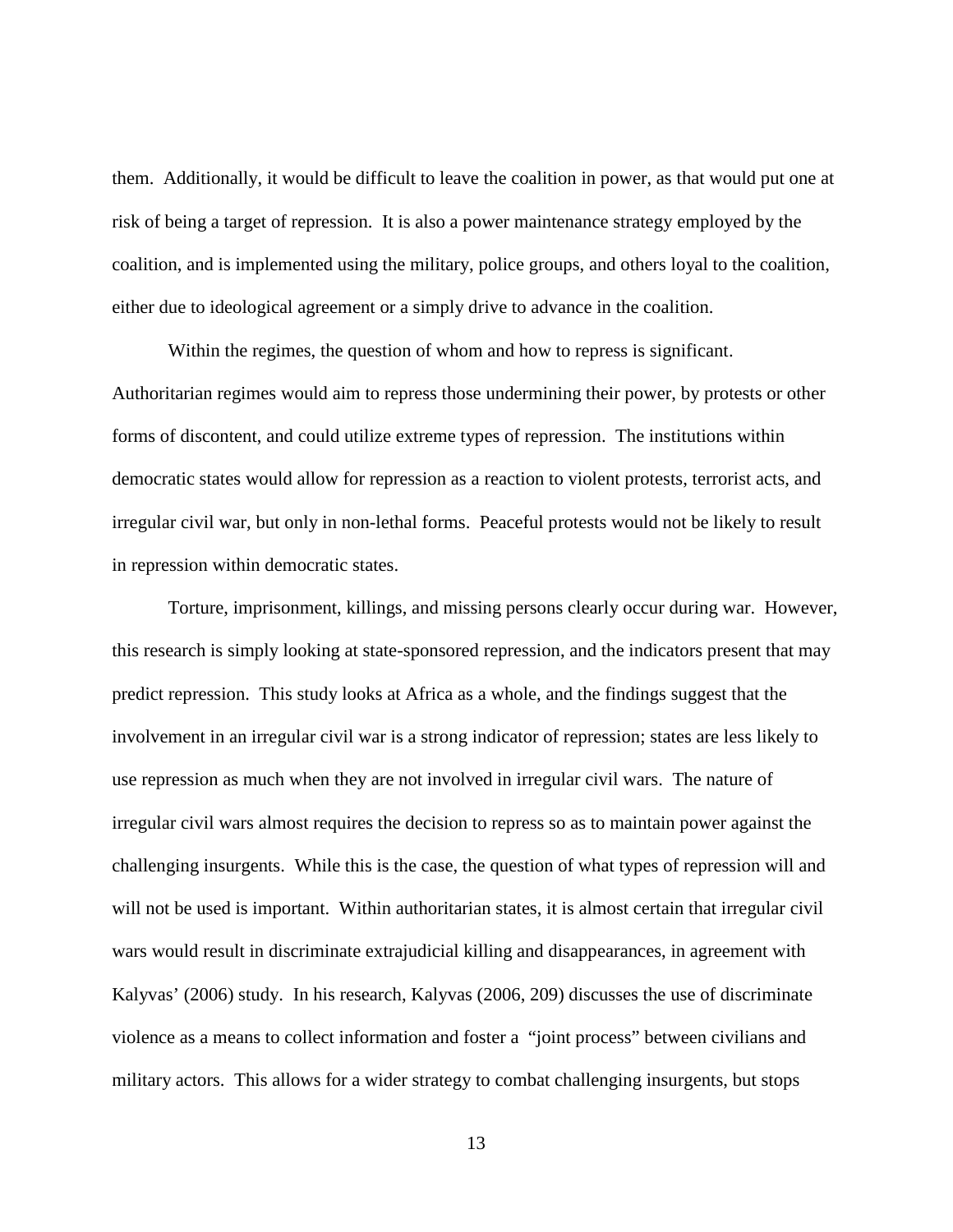them. Additionally, it would be difficult to leave the coalition in power, as that would put one at risk of being a target of repression. It is also a power maintenance strategy employed by the coalition, and is implemented using the military, police groups, and others loyal to the coalition, either due to ideological agreement or a simply drive to advance in the coalition.

Within the regimes, the question of whom and how to repress is significant. Authoritarian regimes would aim to repress those undermining their power, by protests or other forms of discontent, and could utilize extreme types of repression. The institutions within democratic states would allow for repression as a reaction to violent protests, terrorist acts, and irregular civil war, but only in non-lethal forms. Peaceful protests would not be likely to result in repression within democratic states.

Torture, imprisonment, killings, and missing persons clearly occur during war. However, this research is simply looking at state-sponsored repression, and the indicators present that may predict repression. This study looks at Africa as a whole, and the findings suggest that the involvement in an irregular civil war is a strong indicator of repression; states are less likely to use repression as much when they are not involved in irregular civil wars. The nature of irregular civil wars almost requires the decision to repress so as to maintain power against the challenging insurgents. While this is the case, the question of what types of repression will and will not be used is important. Within authoritarian states, it is almost certain that irregular civil wars would result in discriminate extrajudicial killing and disappearances, in agreement with Kalyvas' (2006) study. In his research, Kalyvas (2006, 209) discusses the use of discriminate violence as a means to collect information and foster a "joint process" between civilians and military actors. This allows for a wider strategy to combat challenging insurgents, but stops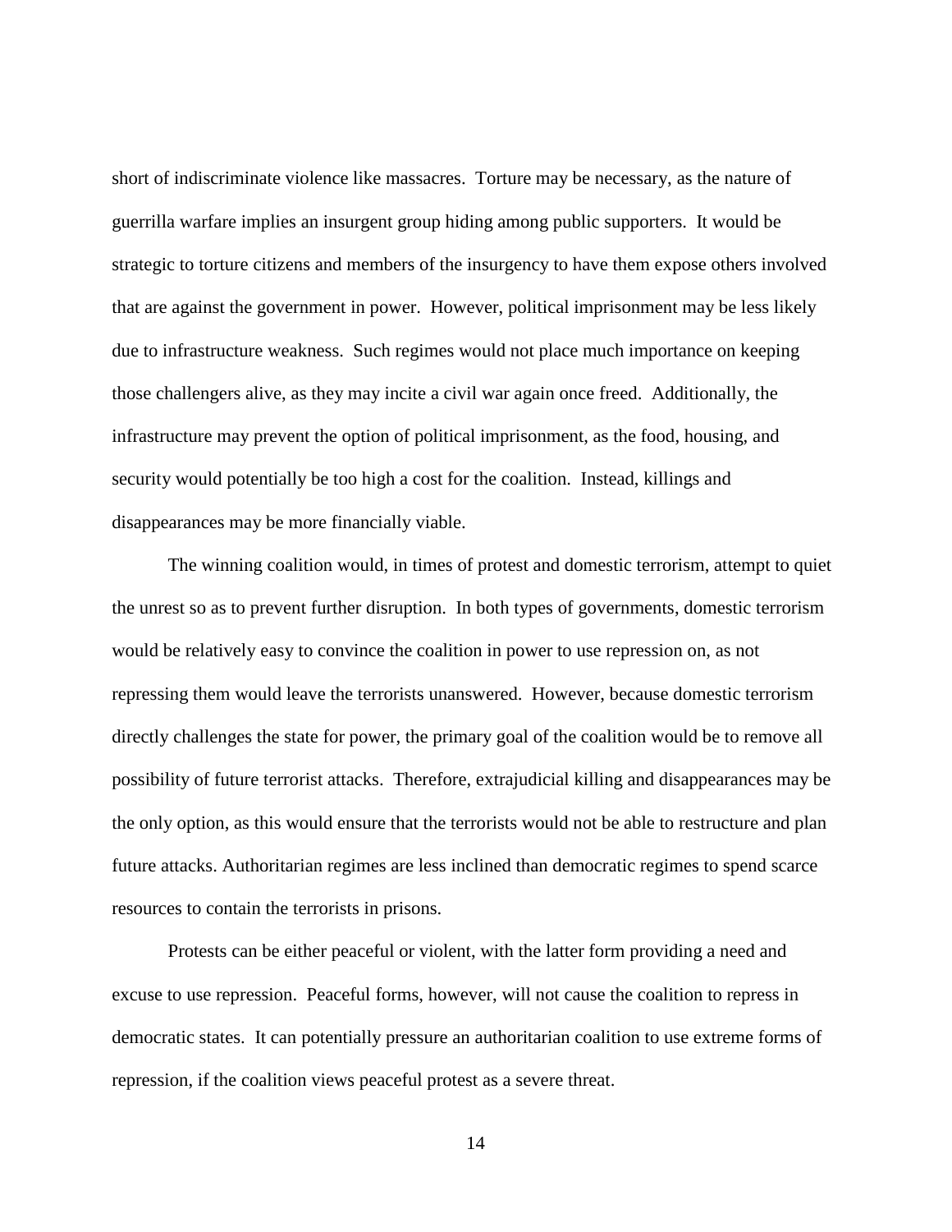short of indiscriminate violence like massacres. Torture may be necessary, as the nature of guerrilla warfare implies an insurgent group hiding among public supporters. It would be strategic to torture citizens and members of the insurgency to have them expose others involved that are against the government in power. However, political imprisonment may be less likely due to infrastructure weakness. Such regimes would not place much importance on keeping those challengers alive, as they may incite a civil war again once freed. Additionally, the infrastructure may prevent the option of political imprisonment, as the food, housing, and security would potentially be too high a cost for the coalition. Instead, killings and disappearances may be more financially viable.

The winning coalition would, in times of protest and domestic terrorism, attempt to quiet the unrest so as to prevent further disruption. In both types of governments, domestic terrorism would be relatively easy to convince the coalition in power to use repression on, as not repressing them would leave the terrorists unanswered. However, because domestic terrorism directly challenges the state for power, the primary goal of the coalition would be to remove all possibility of future terrorist attacks. Therefore, extrajudicial killing and disappearances may be the only option, as this would ensure that the terrorists would not be able to restructure and plan future attacks. Authoritarian regimes are less inclined than democratic regimes to spend scarce resources to contain the terrorists in prisons.

Protests can be either peaceful or violent, with the latter form providing a need and excuse to use repression. Peaceful forms, however, will not cause the coalition to repress in democratic states. It can potentially pressure an authoritarian coalition to use extreme forms of repression, if the coalition views peaceful protest as a severe threat.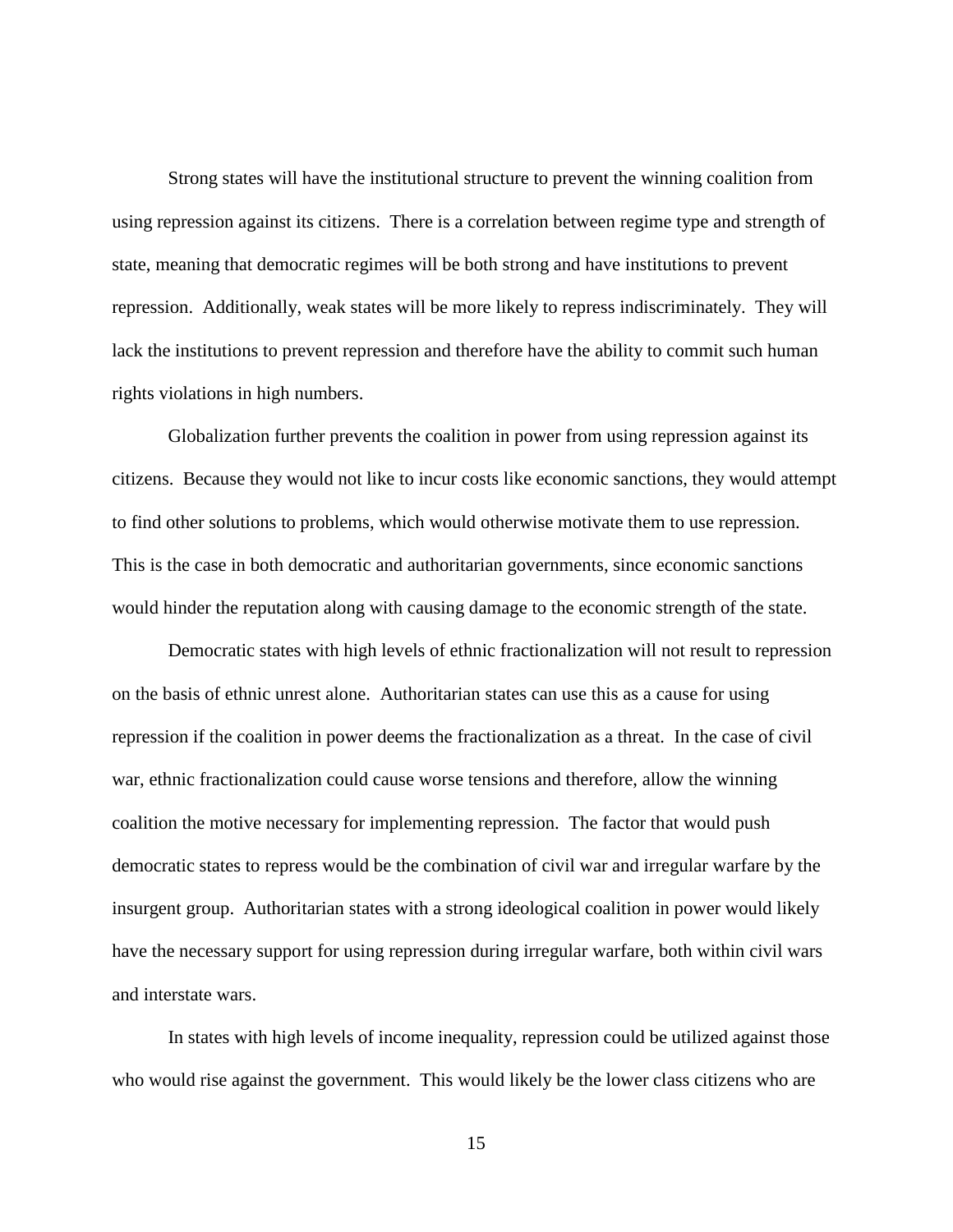Strong states will have the institutional structure to prevent the winning coalition from using repression against its citizens. There is a correlation between regime type and strength of state, meaning that democratic regimes will be both strong and have institutions to prevent repression. Additionally, weak states will be more likely to repress indiscriminately. They will lack the institutions to prevent repression and therefore have the ability to commit such human rights violations in high numbers.

Globalization further prevents the coalition in power from using repression against its citizens. Because they would not like to incur costs like economic sanctions, they would attempt to find other solutions to problems, which would otherwise motivate them to use repression. This is the case in both democratic and authoritarian governments, since economic sanctions would hinder the reputation along with causing damage to the economic strength of the state.

Democratic states with high levels of ethnic fractionalization will not result to repression on the basis of ethnic unrest alone. Authoritarian states can use this as a cause for using repression if the coalition in power deems the fractionalization as a threat. In the case of civil war, ethnic fractionalization could cause worse tensions and therefore, allow the winning coalition the motive necessary for implementing repression. The factor that would push democratic states to repress would be the combination of civil war and irregular warfare by the insurgent group. Authoritarian states with a strong ideological coalition in power would likely have the necessary support for using repression during irregular warfare, both within civil wars and interstate wars.

In states with high levels of income inequality, repression could be utilized against those who would rise against the government. This would likely be the lower class citizens who are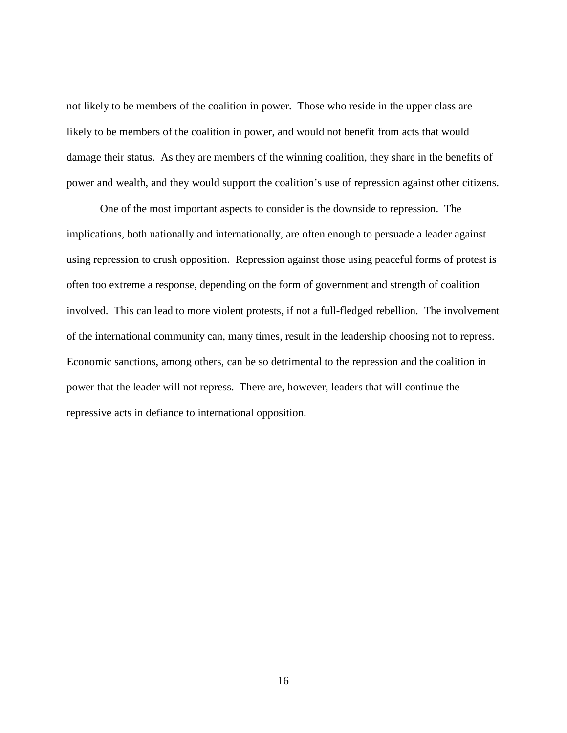not likely to be members of the coalition in power. Those who reside in the upper class are likely to be members of the coalition in power, and would not benefit from acts that would damage their status. As they are members of the winning coalition, they share in the benefits of power and wealth, and they would support the coalition's use of repression against other citizens.

One of the most important aspects to consider is the downside to repression. The implications, both nationally and internationally, are often enough to persuade a leader against using repression to crush opposition. Repression against those using peaceful forms of protest is often too extreme a response, depending on the form of government and strength of coalition involved. This can lead to more violent protests, if not a full-fledged rebellion. The involvement of the international community can, many times, result in the leadership choosing not to repress. Economic sanctions, among others, can be so detrimental to the repression and the coalition in power that the leader will not repress. There are, however, leaders that will continue the repressive acts in defiance to international opposition.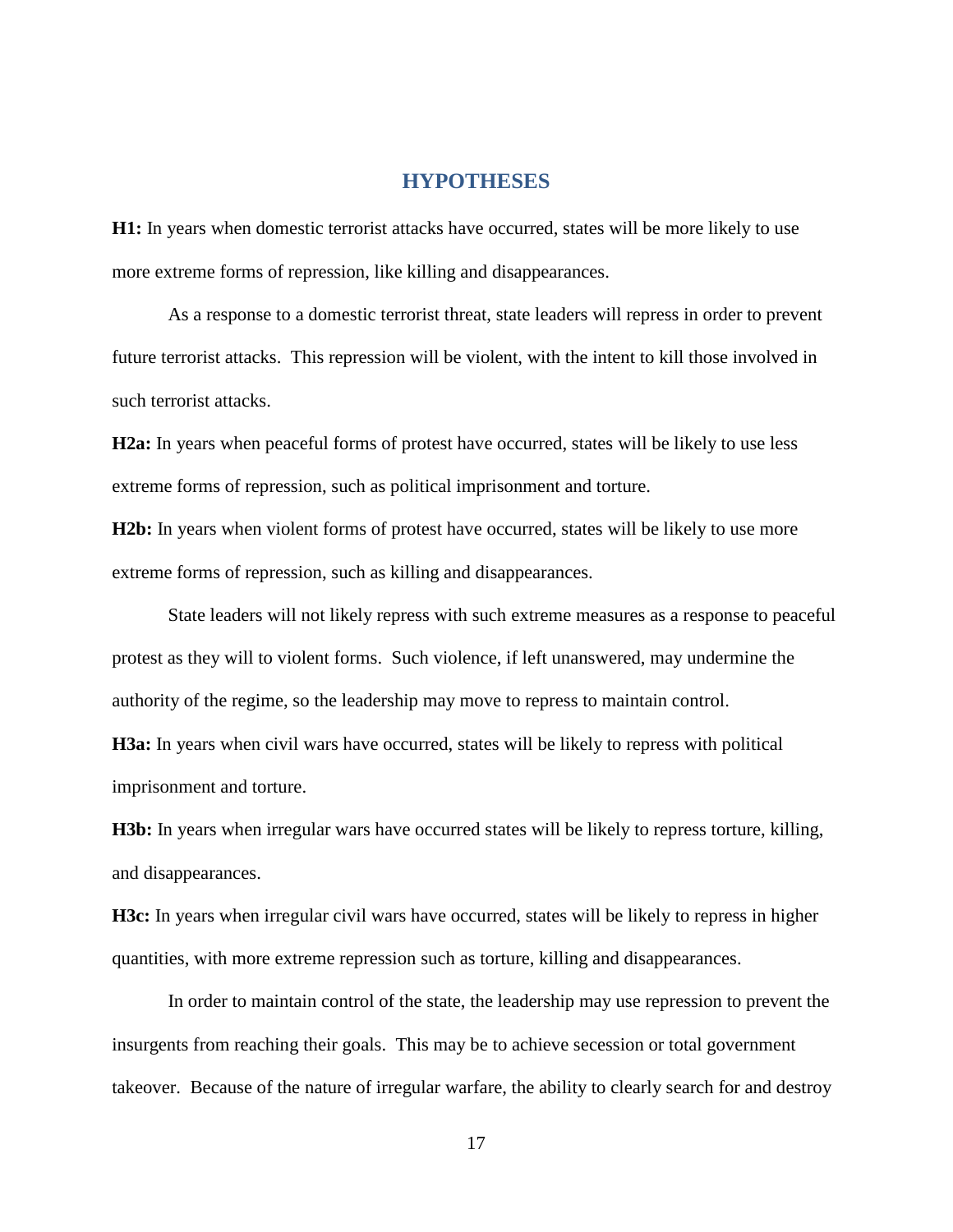# HYPOTHESES

**H1:** In years when domestic terrorist attacks have occurred, states will be more likely to use more extreme forms of repression, like killing and disappearances.

As a response to a domestic terrorist threat, state leaders will repress in order to prevent future terrorist attacks. This repression will be violent, with the intent to kill those involved in such terrorist attacks.

**H2a:** In years when peaceful forms of protest have occurred, states will be likely to use less extreme forms of repression, such as political imprisonment and torture.

**H2b:** In years when violent forms of protest have occurred, states will be likely to use more extreme forms of repression, such as killing and disappearances.

State leaders will not likely repress with such extreme measures as a response to peaceful protest as they will to violent forms. Such violence, if left unanswered, may undermine the authority of the regime, so the leadership may move to repress to maintain control.

**H3a:** In years when civil wars have occurred, states will be likely to repress with political imprisonment and torture.

**H3b:** In years when irregular wars have occurred states will be likely to repress torture, killing, and disappearances.

**H3c:** In years when irregular civil wars have occurred, states will be likely to repress in higher quantities, with more extreme repression such as torture, killing and disappearances.

In order to maintain control of the state, the leadership may use repression to prevent the insurgents from reaching their goals. This may be to achieve secession or total government takeover. Because of the nature of irregular warfare, the ability to clearly search for and destroy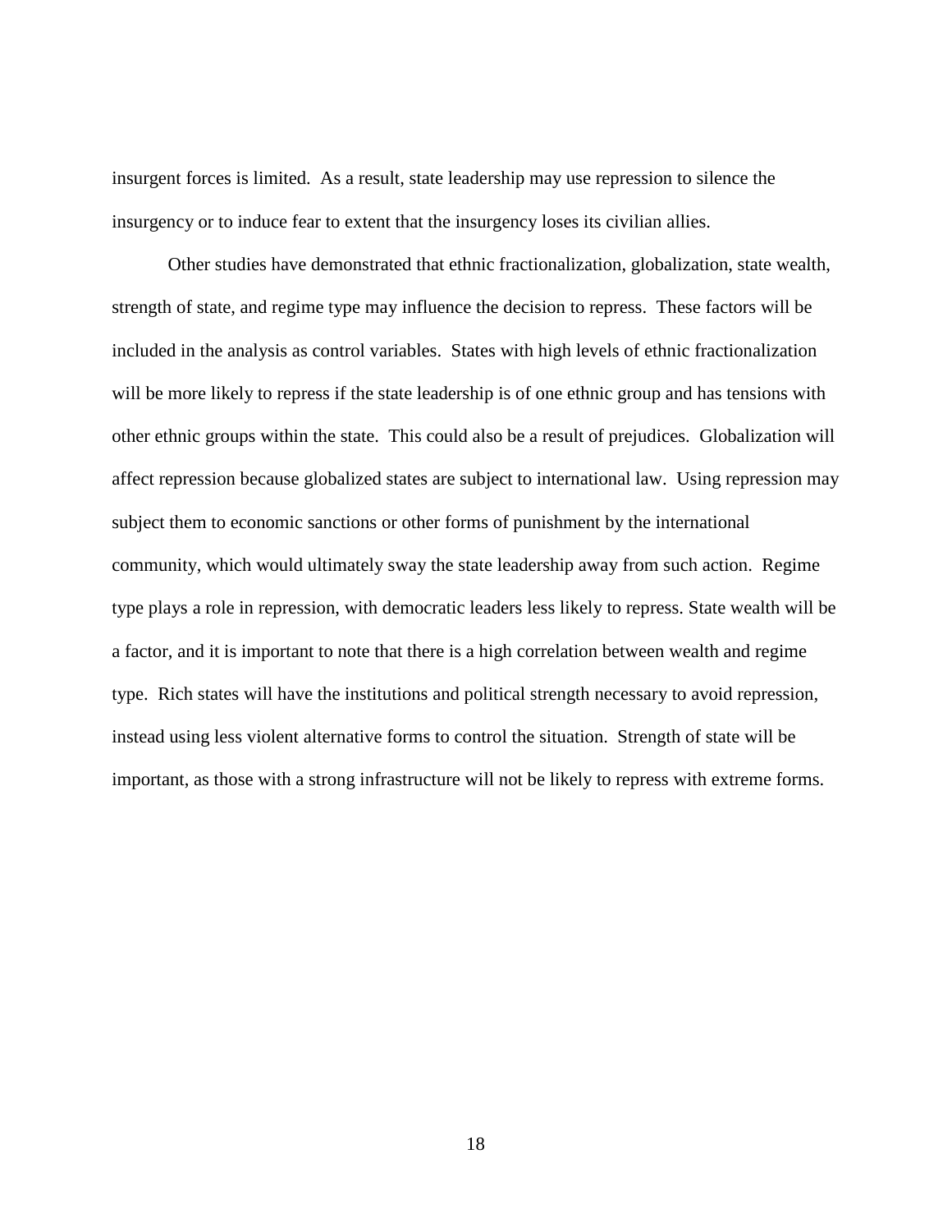insurgent forces is limited. As a result, state leadership may use repression to silence the insurgency or to induce fear to extent that the insurgency loses its civilian allies.

Other studies have demonstrated that ethnic fractionalization, globalization, state wealth, strength of state, and regime type may influence the decision to repress. These factors will be included in the analysis as control variables. States with high levels of ethnic fractionalization will be more likely to repress if the state leadership is of one ethnic group and has tensions with other ethnic groups within the state. This could also be a result of prejudices. Globalization will affect repression because globalized states are subject to international law. Using repression may subject them to economic sanctions or other forms of punishment by the international community, which would ultimately sway the state leadership away from such action. Regime type plays a role in repression, with democratic leaders less likely to repress. State wealth will be a factor, and it is important to note that there is a high correlation between wealth and regime type. Rich states will have the institutions and political strength necessary to avoid repression, instead using less violent alternative forms to control the situation. Strength of state will be important, as those with a strong infrastructure will not be likely to repress with extreme forms.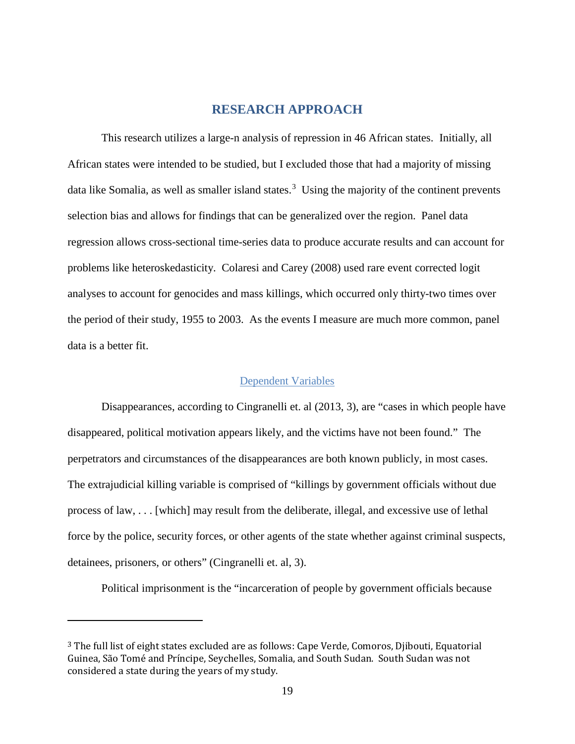# RESEARCH APPROACH

This research utilizes a large-n analysis of repression in 46 African states. Initially, all African states were intended to be studied, but I excluded those that had a majority of missing data like Somalia, as well as smaller island states.[3] Using the majority of the continent prevents selection bias and allows for findings that can be generalized over the region. Panel data regression allows cross-sectional time-series data to produce accurate results and can account for problems like heteroskedasticity. Colaresi and Carey (2008) used rare event corrected logit analyses to account for genocides and mass killings, which occurred only thirty-two times over the period of their study, 1955 to 2003. As the events I measure are much more common, panel data is a better fit.

## Dependent Variables

Disappearances, according to Cingranelli et. al (2013, 3), are "cases in which people have disappeared, political motivation appears likely, and the victims have not been found." The perpetrators and circumstances of the disappearances are both known publicly, in most cases. The extrajudicial killing variable is comprised of "killings by government officials without due process of law, . . . [which] may result from the deliberate, illegal, and excessive use of lethal force by the police, security forces, or other agents of the state whether against criminal suspects, detainees, prisoners, or others" (Cingranelli et. al, 3).

Political imprisonment is the "incarceration of people by government officials because

[3] The full list of eight states excluded are as follows: Cape Verde, Comoros, Djibouti, Equatorial Guinea, São Tomé and Príncipe, Seychelles, Somalia, and South Sudan. South Sudan was not considered a state during the years of my study.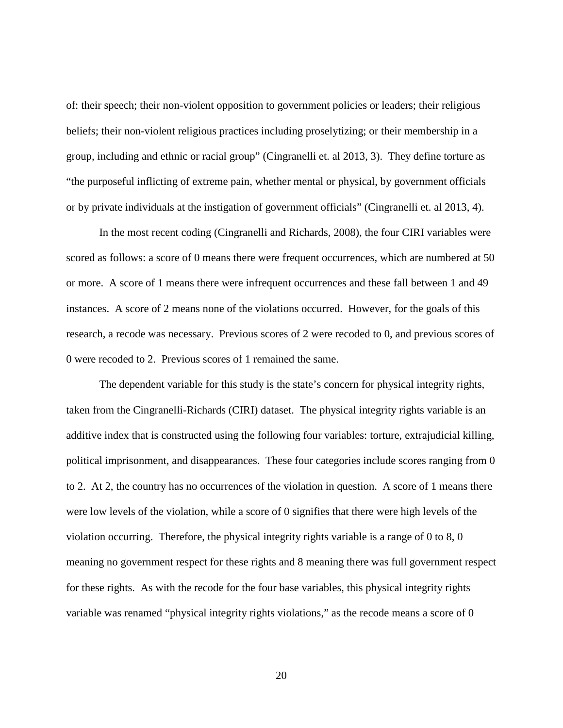of: their speech; their non-violent opposition to government policies or leaders; their religious beliefs; their non-violent religious practices including proselytizing; or their membership in a group, including and ethnic or racial group" (Cingranelli et. al 2013, 3). They define torture as "the purposeful inflicting of extreme pain, whether mental or physical, by government officials or by private individuals at the instigation of government officials" (Cingranelli et. al 2013, 4).

In the most recent coding (Cingranelli and Richards, 2008), the four CIRI variables were scored as follows: a score of 0 means there were frequent occurrences, which are numbered at 50 or more. A score of 1 means there were infrequent occurrences and these fall between 1 and 49 instances. A score of 2 means none of the violations occurred. However, for the goals of this research, a recode was necessary. Previous scores of 2 were recoded to 0, and previous scores of 0 were recoded to 2. Previous scores of 1 remained the same.

The dependent variable for this study is the state's concern for physical integrity rights, taken from the Cingranelli-Richards (CIRI) dataset. The physical integrity rights variable is an additive index that is constructed using the following four variables: torture, extrajudicial killing, political imprisonment, and disappearances. These four categories include scores ranging from 0 to 2. At 2, the country has no occurrences of the violation in question. A score of 1 means there were low levels of the violation, while a score of 0 signifies that there were high levels of the violation occurring. Therefore, the physical integrity rights variable is a range of 0 to 8, 0 meaning no government respect for these rights and 8 meaning there was full government respect for these rights. As with the recode for the four base variables, this physical integrity rights variable was renamed "physical integrity rights violations," as the recode means a score of 0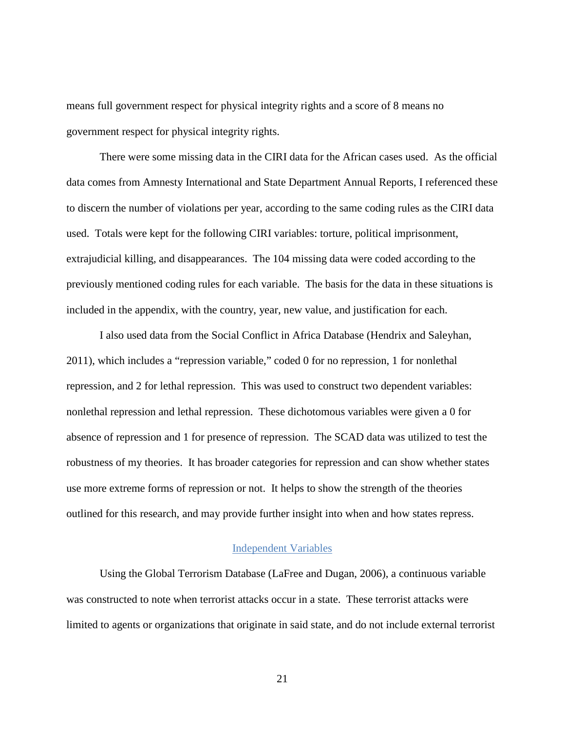means full government respect for physical integrity rights and a score of 8 means no government respect for physical integrity rights.

There were some missing data in the CIRI data for the African cases used. As the official data comes from Amnesty International and State Department Annual Reports, I referenced these to discern the number of violations per year, according to the same coding rules as the CIRI data used. Totals were kept for the following CIRI variables: torture, political imprisonment, extrajudicial killing, and disappearances. The 104 missing data were coded according to the previously mentioned coding rules for each variable. The basis for the data in these situations is included in the appendix, with the country, year, new value, and justification for each.

I also used data from the Social Conflict in Africa Database (Hendrix and Saleyhan, 2011), which includes a "repression variable," coded 0 for no repression, 1 for nonlethal repression, and 2 for lethal repression. This was used to construct two dependent variables: nonlethal repression and lethal repression. These dichotomous variables were given a 0 for absence of repression and 1 for presence of repression. The SCAD data was utilized to test the robustness of my theories. It has broader categories for repression and can show whether states use more extreme forms of repression or not. It helps to show the strength of the theories outlined for this research, and may provide further insight into when and how states repress.

## Independent Variables

Using the Global Terrorism Database (LaFree and Dugan, 2006), a continuous variable was constructed to note when terrorist attacks occur in a state. These terrorist attacks were limited to agents or organizations that originate in said state, and do not include external terrorist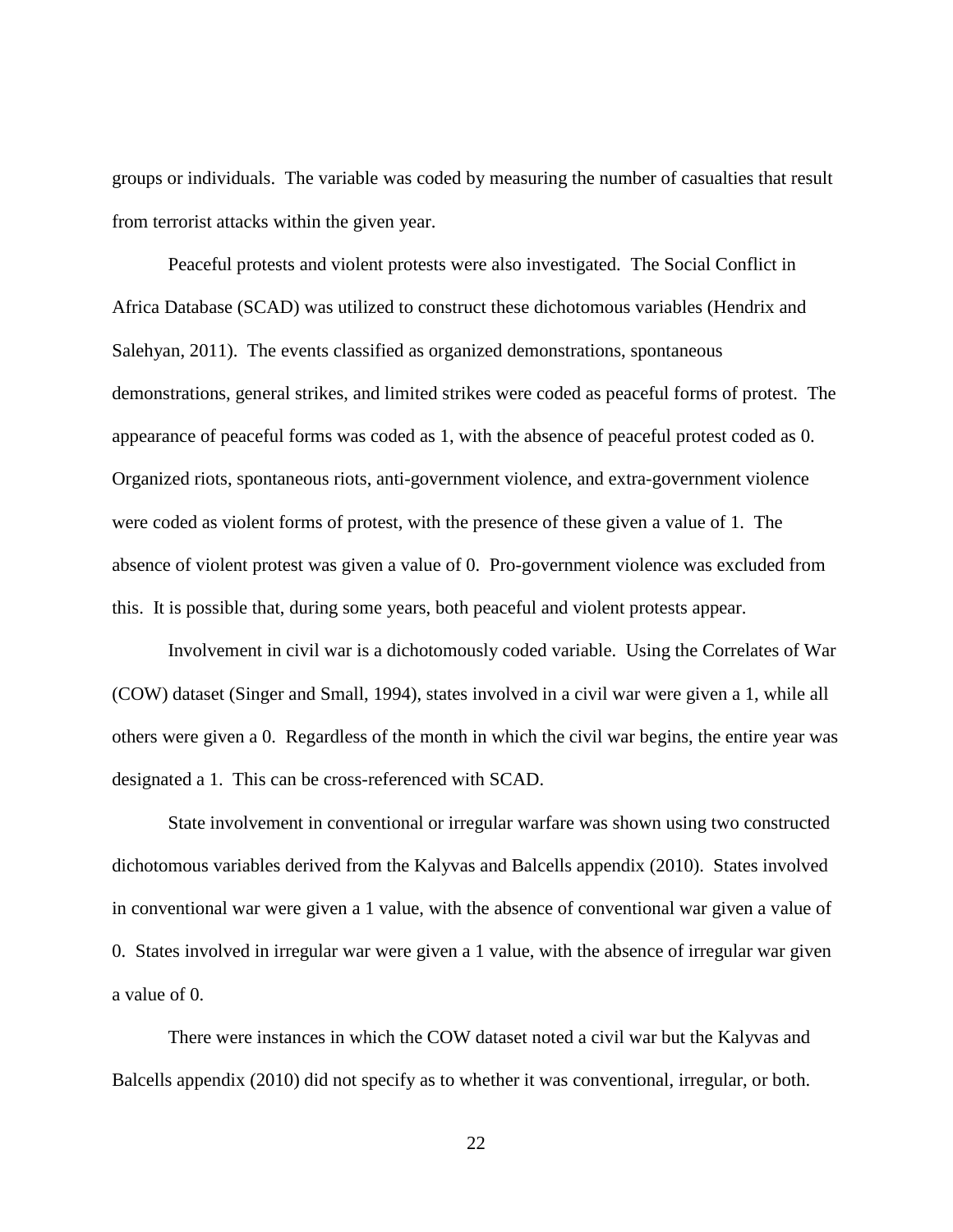groups or individuals. The variable was coded by measuring the number of casualties that result from terrorist attacks within the given year.

Peaceful protests and violent protests were also investigated. The Social Conflict in Africa Database (SCAD) was utilized to construct these dichotomous variables (Hendrix and Salehyan, 2011). The events classified as organized demonstrations, spontaneous demonstrations, general strikes, and limited strikes were coded as peaceful forms of protest. The appearance of peaceful forms was coded as 1, with the absence of peaceful protest coded as 0. Organized riots, spontaneous riots, anti-government violence, and extra-government violence were coded as violent forms of protest, with the presence of these given a value of 1. The absence of violent protest was given a value of 0. Pro-government violence was excluded from this. It is possible that, during some years, both peaceful and violent protests appear.

Involvement in civil war is a dichotomously coded variable. Using the Correlates of War (COW) dataset (Singer and Small, 1994), states involved in a civil war were given a 1, while all others were given a 0. Regardless of the month in which the civil war begins, the entire year was designated a 1. This can be cross-referenced with SCAD.

State involvement in conventional or irregular warfare was shown using two constructed dichotomous variables derived from the Kalyvas and Balcells appendix (2010). States involved in conventional war were given a 1 value, with the absence of conventional war given a value of 0. States involved in irregular war were given a 1 value, with the absence of irregular war given a value of 0.

There were instances in which the COW dataset noted a civil war but the Kalyvas and Balcells appendix (2010) did not specify as to whether it was conventional, irregular, or both.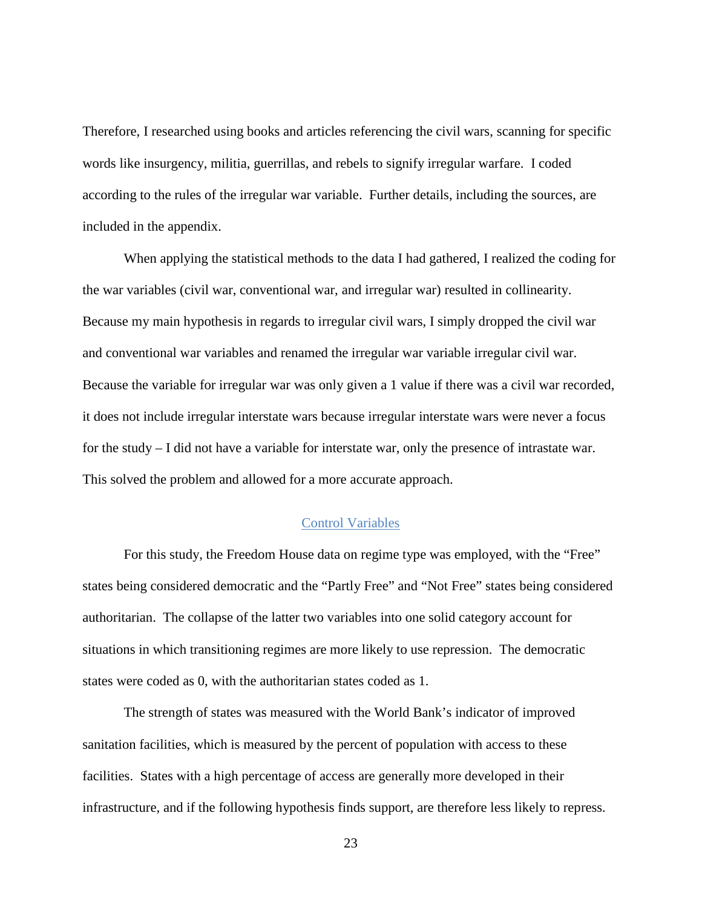Therefore, I researched using books and articles referencing the civil wars, scanning for specific words like insurgency, militia, guerrillas, and rebels to signify irregular warfare. I coded according to the rules of the irregular war variable. Further details, including the sources, are included in the appendix.

When applying the statistical methods to the data I had gathered, I realized the coding for the war variables (civil war, conventional war, and irregular war) resulted in collinearity. Because my main hypothesis in regards to irregular civil wars, I simply dropped the civil war and conventional war variables and renamed the irregular war variable irregular civil war. Because the variable for irregular war was only given a 1 value if there was a civil war recorded, it does not include irregular interstate wars because irregular interstate wars were never a focus for the study – I did not have a variable for interstate war, only the presence of intrastate war. This solved the problem and allowed for a more accurate approach.

## Control Variables

For this study, the Freedom House data on regime type was employed, with the "Free" states being considered democratic and the "Partly Free" and "Not Free" states being considered authoritarian. The collapse of the latter two variables into one solid category account for situations in which transitioning regimes are more likely to use repression. The democratic states were coded as 0, with the authoritarian states coded as 1.

The strength of states was measured with the World Bank's indicator of improved sanitation facilities, which is measured by the percent of population with access to these facilities. States with a high percentage of access are generally more developed in their infrastructure, and if the following hypothesis finds support, are therefore less likely to repress.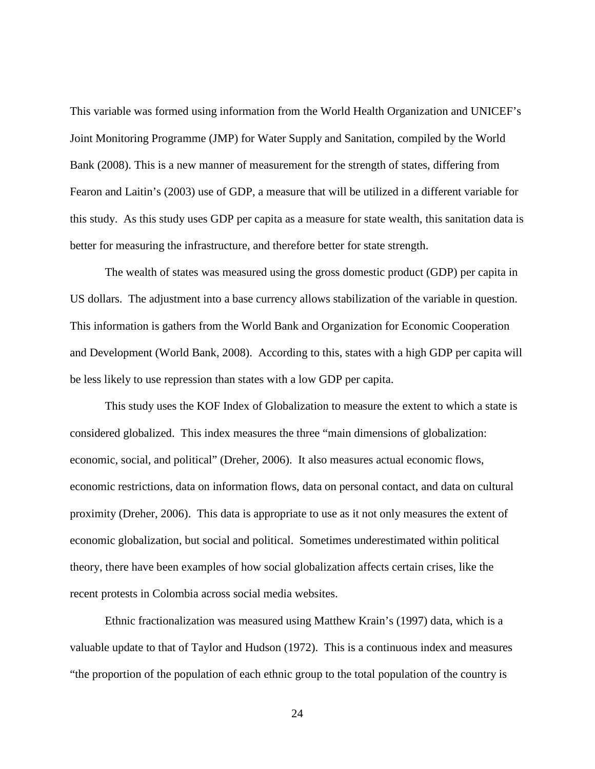This variable was formed using information from the World Health Organization and UNICEF's Joint Monitoring Programme (JMP) for Water Supply and Sanitation, compiled by the World Bank (2008). This is a new manner of measurement for the strength of states, differing from Fearon and Laitin's (2003) use of GDP, a measure that will be utilized in a different variable for this study. As this study uses GDP per capita as a measure for state wealth, this sanitation data is better for measuring the infrastructure, and therefore better for state strength.

The wealth of states was measured using the gross domestic product (GDP) per capita in US dollars. The adjustment into a base currency allows stabilization of the variable in question. This information is gathers from the World Bank and Organization for Economic Cooperation and Development (World Bank, 2008). According to this, states with a high GDP per capita will be less likely to use repression than states with a low GDP per capita.

This study uses the KOF Index of Globalization to measure the extent to which a state is considered globalized. This index measures the three "main dimensions of globalization: economic, social, and political" (Dreher, 2006). It also measures actual economic flows, economic restrictions, data on information flows, data on personal contact, and data on cultural proximity (Dreher, 2006). This data is appropriate to use as it not only measures the extent of economic globalization, but social and political. Sometimes underestimated within political theory, there have been examples of how social globalization affects certain crises, like the recent protests in Colombia across social media websites.

Ethnic fractionalization was measured using Matthew Krain's (1997) data, which is a valuable update to that of Taylor and Hudson (1972). This is a continuous index and measures "the proportion of the population of each ethnic group to the total population of the country is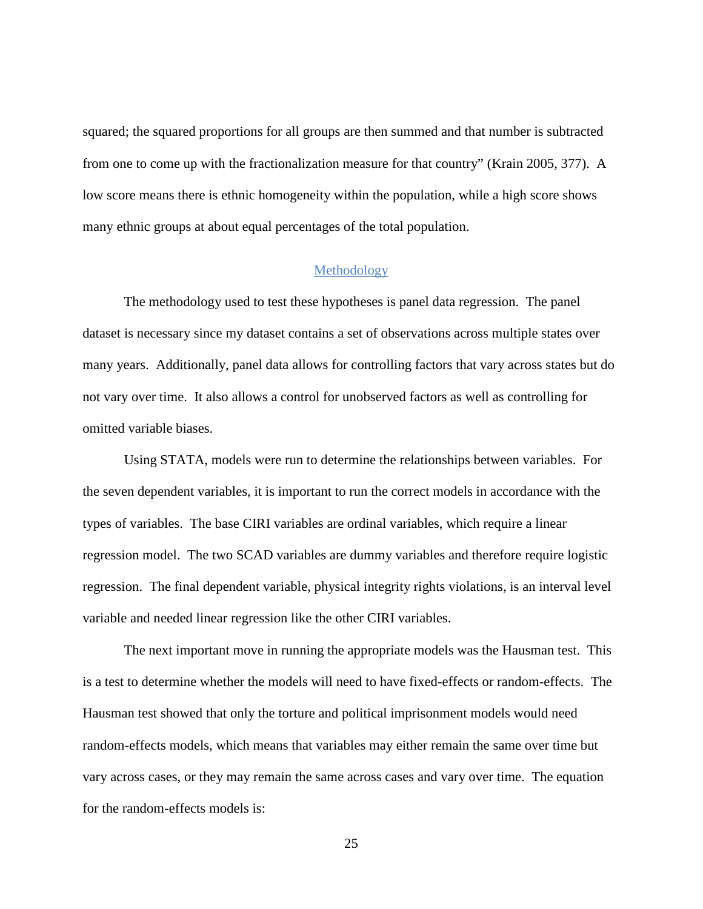squared; the squared proportions for all groups are then summed and that number is subtracted from one to come up with the fractionalization measure for that country" (Krain 2005, 377). A low score means there is ethnic homogeneity within the population, while a high score shows many ethnic groups at about equal percentages of the total population.

## Methodology

The methodology used to test these hypotheses is panel data regression. The panel dataset is necessary since my dataset contains a set of observations across multiple states over many years. Additionally, panel data allows for controlling factors that vary across states but do not vary over time. It also allows a control for unobserved factors as well as controlling for omitted variable biases.

Using STATA, models were run to determine the relationships between variables. For the seven dependent variables, it is important to run the correct models in accordance with the types of variables. The base CIRI variables are ordinal variables, which require a linear regression model. The two SCAD variables are dummy variables and therefore require logistic regression. The final dependent variable, physical integrity rights violations, is an interval level variable and needed linear regression like the other CIRI variables.

The next important move in running the appropriate models was the Hausman test. This is a test to determine whether the models will need to have fixed-effects or random-effects. The Hausman test showed that only the torture and political imprisonment models would need random-effects models, which means that variables may either remain the same over time but vary across cases, or they may remain the same across cases and vary over time. The equation for the random-effects models is: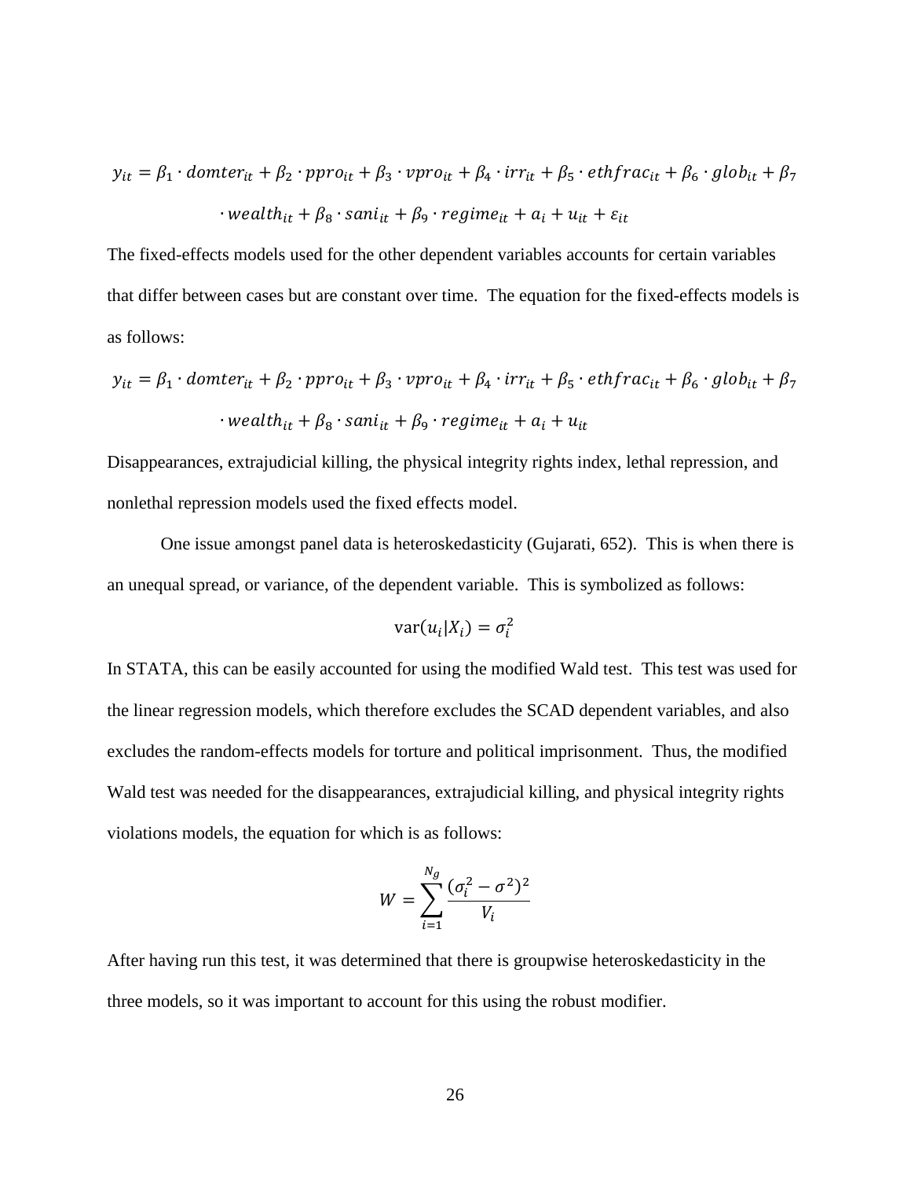$$y_{it} = \beta_1 \cdot domter_{it} + \beta_2 \cdot ppro_{it} + \beta_3 \cdot vpro_{it} + \beta_4 \cdot irr_{it} + \beta_5 \cdot ethfrac_{it} + \beta_6 \cdot glob_{it} + \beta_7 \cdot wealth_{it} + \beta_8 \cdot sani_{it} + \beta_9 \cdot regime_{it} + a_i + u_{it} + \varepsilon_{it}$$

The fixed-effects models used for the other dependent variables accounts for certain variables that differ between cases but are constant over time. The equation for the fixed-effects models is as follows:

$$y_{it} = \beta_1 \cdot domter_{it} + \beta_2 \cdot ppro_{it} + \beta_3 \cdot vpro_{it} + \beta_4 \cdot irr_{it} + \beta_5 \cdot ethfrac_{it} + \beta_6 \cdot glob_{it} + \beta_7 \cdot wealth_{it} + \beta_8 \cdot sani_{it} + \beta_9 \cdot regime_{it} + a_i + u_{it}$$

Disappearances, extrajudicial killing, the physical integrity rights index, lethal repression, and nonlethal repression models used the fixed effects model.

One issue amongst panel data is heteroskedasticity (Gujarati, 652). This is when there is an unequal spread, or variance, of the dependent variable. This is symbolized as follows:

$$\text{var}(u_i|X_i) = \sigma_i^2$$

In STATA, this can be easily accounted for using the modified Wald test. This test was used for the linear regression models, which therefore excludes the SCAD dependent variables, and also excludes the random-effects models for torture and political imprisonment. Thus, the modified Wald test was needed for the disappearances, extrajudicial killing, and physical integrity rights violations models, the equation for which is as follows:

$$W = \sum_{i=1}^{N_g} \frac{(\sigma_i^2 - \sigma^2)^2}{V_i}$$

After having run this test, it was determined that there is groupwise heteroskedasticity in the three models, so it was important to account for this using the robust modifier.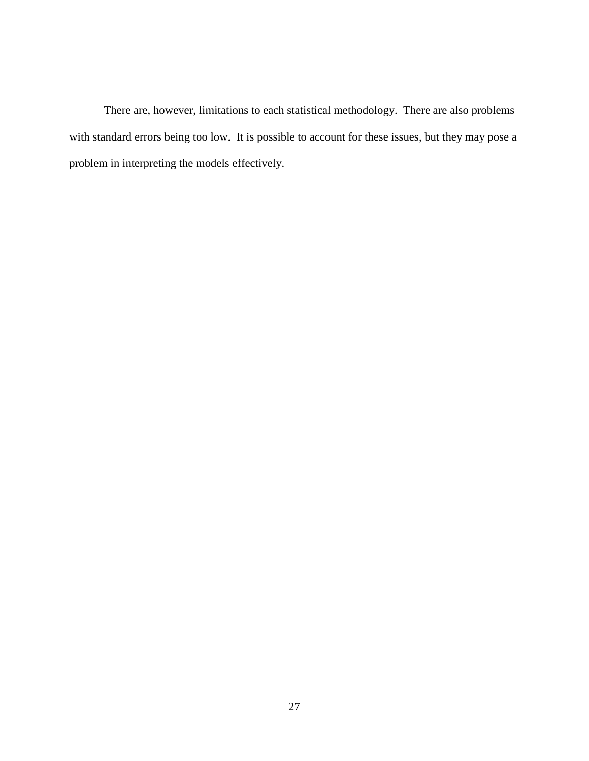There are, however, limitations to each statistical methodology. There are also problems with standard errors being too low. It is possible to account for these issues, but they may pose a problem in interpreting the models effectively.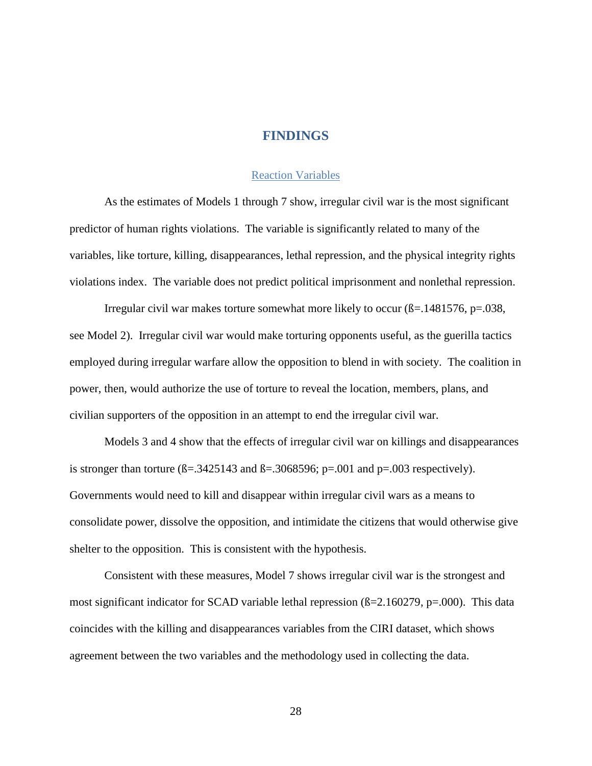# FINDINGS

## Reaction Variables

As the estimates of Models 1 through 7 show, irregular civil war is the most significant predictor of human rights violations. The variable is significantly related to many of the variables, like torture, killing, disappearances, lethal repression, and the physical integrity rights violations index. The variable does not predict political imprisonment and nonlethal repression.

Irregular civil war makes torture somewhat more likely to occur (ß=.1481576, p=.038, see Model 2). Irregular civil war would make torturing opponents useful, as the guerilla tactics employed during irregular warfare allow the opposition to blend in with society. The coalition in power, then, would authorize the use of torture to reveal the location, members, plans, and civilian supporters of the opposition in an attempt to end the irregular civil war.

Models 3 and 4 show that the effects of irregular civil war on killings and disappearances is stronger than torture (ß=.3425143 and ß=.3068596; p=.001 and p=.003 respectively). Governments would need to kill and disappear within irregular civil wars as a means to consolidate power, dissolve the opposition, and intimidate the citizens that would otherwise give shelter to the opposition. This is consistent with the hypothesis.

Consistent with these measures, Model 7 shows irregular civil war is the strongest and most significant indicator for SCAD variable lethal repression (ß=2.160279, p=.000). This data coincides with the killing and disappearances variables from the CIRI dataset, which shows agreement between the two variables and the methodology used in collecting the data.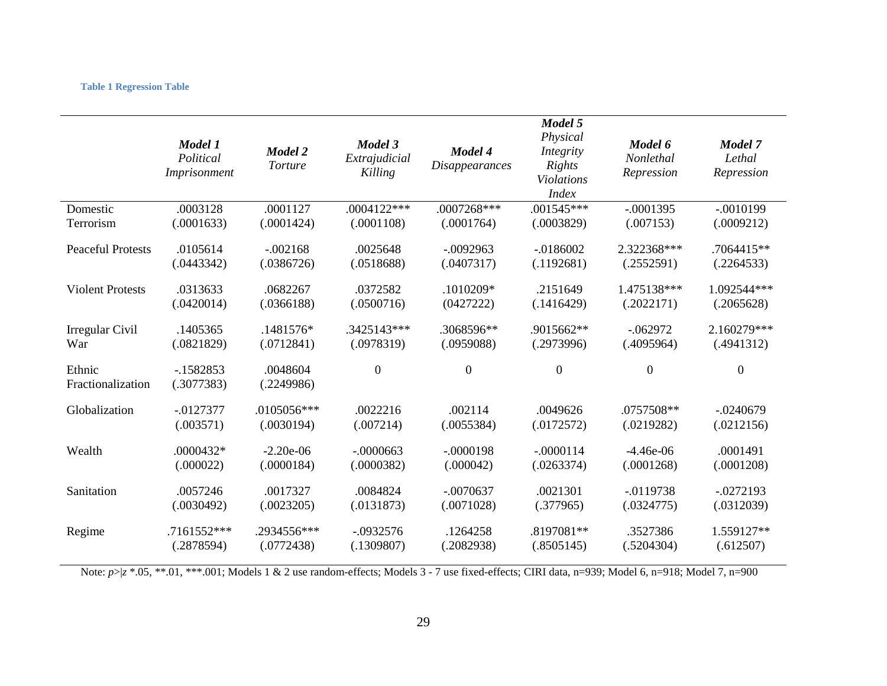**Table 1 Regression Table**

| | ***Model 1*** *Political Imprisonment* | ***Model 2*** *Torture* | ***Model 3*** *Extrajudicial Killing* | ***Model 4*** *Disappearances* | ***Model 5*** *Physical Integrity Rights Violations Index* | ***Model 6*** *Nonlethal Repression* | ***Model 7*** *Lethal Repression* |
|---|---|---|---|---|---|---|---|
| Domestic Terrorism | .0003128 (.0001633) | .0001127 (.0001424) | .0004122*** (.0001108) | .0007268*** (.0001764) | .001545*** (.0003829) | -.0001395 (.007153) | -.0010199 (.0009212) |
| Peaceful Protests | .0105614 (.0443342) | -.002168 (.0386726) | .0025648 (.0518688) | -.0092963 (.0407317) | -.0186002 (.1192681) | 2.322368*** (.2552591) | .7064415** (.2264533) |
| Violent Protests | .0313633 (.0420014) | .0682267 (.0366188) | .0372582 (.0500716) | .1010209* (0427222) | .2151649 (.1416429) | 1.475138*** (.2022171) | 1.092544*** (.2065628) |
| Irregular Civil War | .1405365 (.0821829) | .1481576* (.0712841) | .3425143*** (.0978319) | .3068596** (.0959088) | .9015662** (.2973996) | -.062972 (.4095964) | 2.160279*** (.4941312) |
| Ethnic Fractionalization | -.1582853 (.3077383) | .0048604 (.2249986) | 0 | 0 | 0 | 0 | 0 |
| Globalization | -.0127377 (.003571) | .0105056*** (.0030194) | .0022216 (.007214) | .002114 (.0055384) | .0049626 (.0172572) | .0757508** (.0219282) | -.0240679 (.0212156) |
| Wealth | .0000432* (.000022) | -2.20e-06 (.0000184) | -.0000663 (.0000382) | -.0000198 (.000042) | -.0000114 (.0263374) | -4.46e-06 (.0001268) | .0001491 (.0001208) |
| Sanitation | .0057246 (.0030492) | .0017327 (.0023205) | .0084824 (.0131873) | -.0070637 (.0071028) | .0021301 (.377965) | -.0119738 (.0324775) | -.0272193 (.0312039) |
| Regime | .7161552*** (.2878594) | .2934556*** (.0772438) | -.0932576 (.1309807) | .1264258 (.2082938) | .8197081** (.8505145) | .3527386 (.5204304) | 1.559127** (.612507) |

Note: *p*>|*z* *.05, **.01, ***.001; Models 1 & 2 use random-effects; Models 3 - 7 use fixed-effects; CIRI data, n=939; Model 6, n=918; Model 7, n=900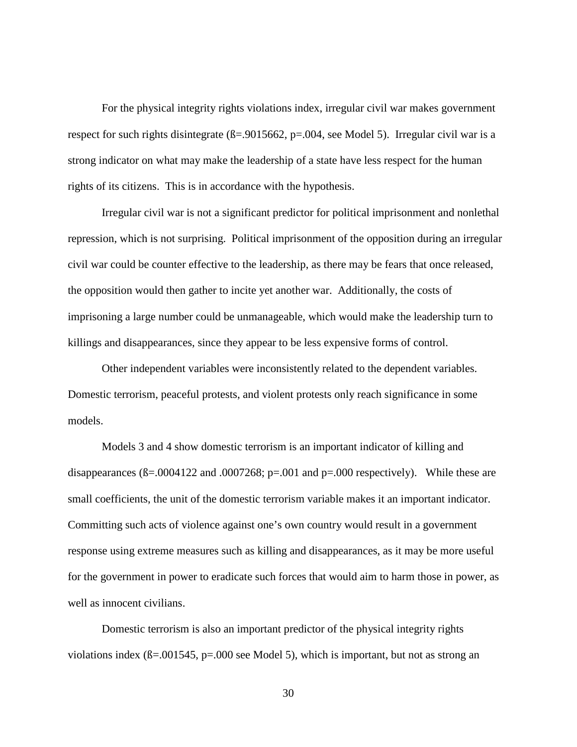For the physical integrity rights violations index, irregular civil war makes government respect for such rights disintegrate (ß=.9015662, p=.004, see Model 5). Irregular civil war is a strong indicator on what may make the leadership of a state have less respect for the human rights of its citizens. This is in accordance with the hypothesis.

Irregular civil war is not a significant predictor for political imprisonment and nonlethal repression, which is not surprising. Political imprisonment of the opposition during an irregular civil war could be counter effective to the leadership, as there may be fears that once released, the opposition would then gather to incite yet another war. Additionally, the costs of imprisoning a large number could be unmanageable, which would make the leadership turn to killings and disappearances, since they appear to be less expensive forms of control.

Other independent variables were inconsistently related to the dependent variables. Domestic terrorism, peaceful protests, and violent protests only reach significance in some models.

Models 3 and 4 show domestic terrorism is an important indicator of killing and disappearances (ß=.0004122 and .0007268; p=.001 and p=.000 respectively). While these are small coefficients, the unit of the domestic terrorism variable makes it an important indicator. Committing such acts of violence against one's own country would result in a government response using extreme measures such as killing and disappearances, as it may be more useful for the government in power to eradicate such forces that would aim to harm those in power, as well as innocent civilians.

Domestic terrorism is also an important predictor of the physical integrity rights violations index (ß=.001545, p=.000 see Model 5), which is important, but not as strong an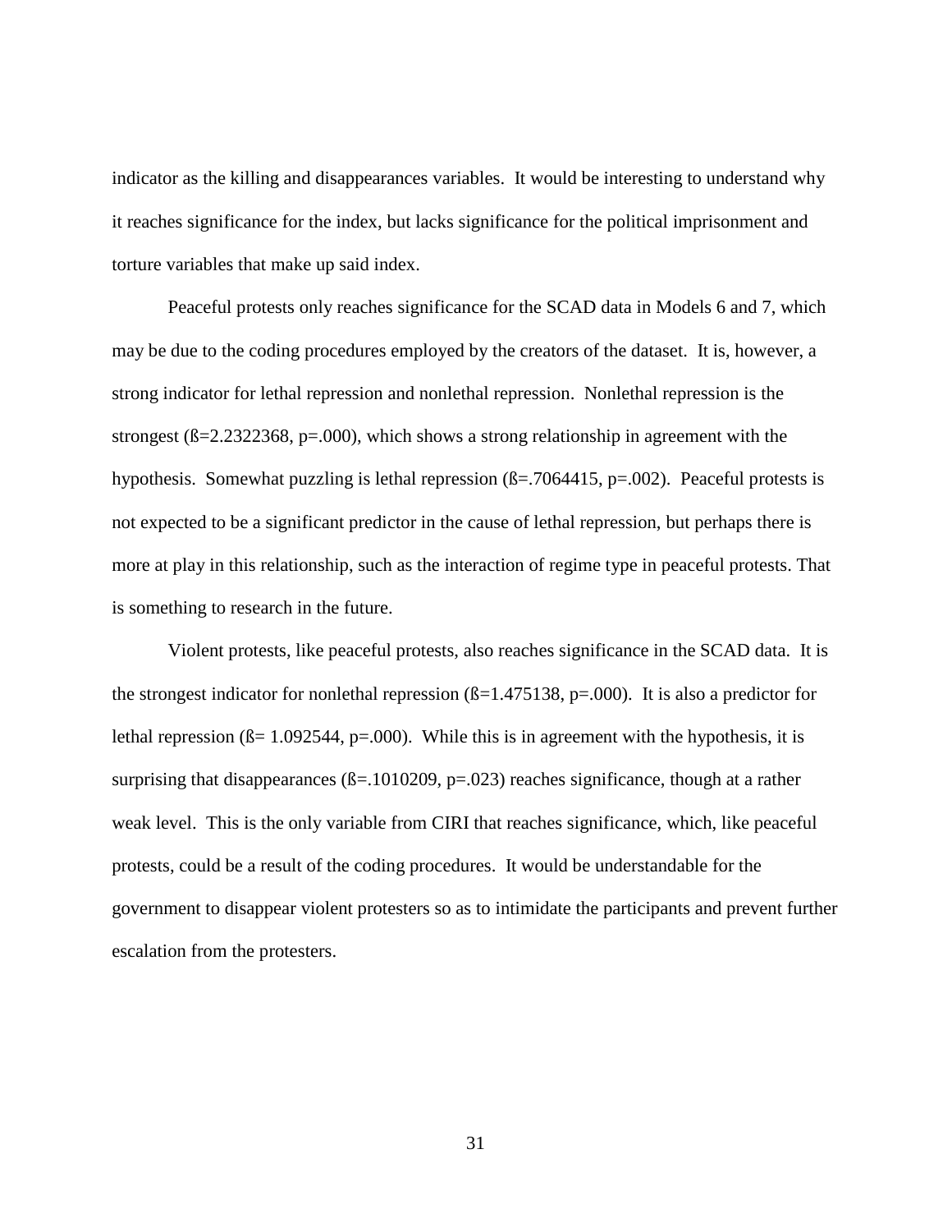indicator as the killing and disappearances variables. It would be interesting to understand why it reaches significance for the index, but lacks significance for the political imprisonment and torture variables that make up said index.

Peaceful protests only reaches significance for the SCAD data in Models 6 and 7, which may be due to the coding procedures employed by the creators of the dataset. It is, however, a strong indicator for lethal repression and nonlethal repression. Nonlethal repression is the strongest (ß=2.2322368, p=.000), which shows a strong relationship in agreement with the hypothesis. Somewhat puzzling is lethal repression (ß=.7064415, p=.002). Peaceful protests is not expected to be a significant predictor in the cause of lethal repression, but perhaps there is more at play in this relationship, such as the interaction of regime type in peaceful protests. That is something to research in the future.

Violent protests, like peaceful protests, also reaches significance in the SCAD data. It is the strongest indicator for nonlethal repression (ß=1.475138, p=.000). It is also a predictor for lethal repression (ß= 1.092544, p=.000). While this is in agreement with the hypothesis, it is surprising that disappearances (ß=.1010209, p=.023) reaches significance, though at a rather weak level. This is the only variable from CIRI that reaches significance, which, like peaceful protests, could be a result of the coding procedures. It would be understandable for the government to disappear violent protesters so as to intimidate the participants and prevent further escalation from the protesters.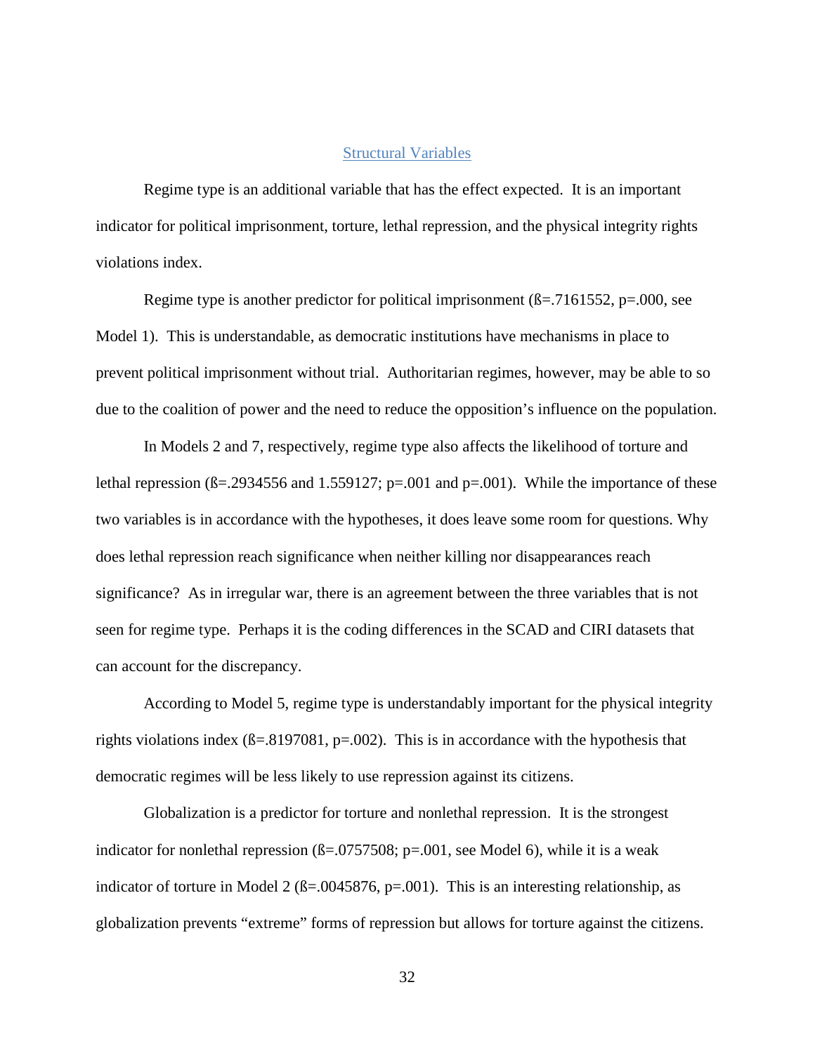## Structural Variables

Regime type is an additional variable that has the effect expected. It is an important indicator for political imprisonment, torture, lethal repression, and the physical integrity rights violations index.

Regime type is another predictor for political imprisonment (ß=.7161552, p=.000, see Model 1). This is understandable, as democratic institutions have mechanisms in place to prevent political imprisonment without trial. Authoritarian regimes, however, may be able to so due to the coalition of power and the need to reduce the opposition's influence on the population.

In Models 2 and 7, respectively, regime type also affects the likelihood of torture and lethal repression (ß=.2934556 and 1.559127; p=.001 and p=.001). While the importance of these two variables is in accordance with the hypotheses, it does leave some room for questions. Why does lethal repression reach significance when neither killing nor disappearances reach significance? As in irregular war, there is an agreement between the three variables that is not seen for regime type. Perhaps it is the coding differences in the SCAD and CIRI datasets that can account for the discrepancy.

According to Model 5, regime type is understandably important for the physical integrity rights violations index (ß=.8197081, p=.002). This is in accordance with the hypothesis that democratic regimes will be less likely to use repression against its citizens.

Globalization is a predictor for torture and nonlethal repression. It is the strongest indicator for nonlethal repression (ß=.0757508; p=.001, see Model 6), while it is a weak indicator of torture in Model 2 (ß=.0045876, p=.001). This is an interesting relationship, as globalization prevents "extreme" forms of repression but allows for torture against the citizens.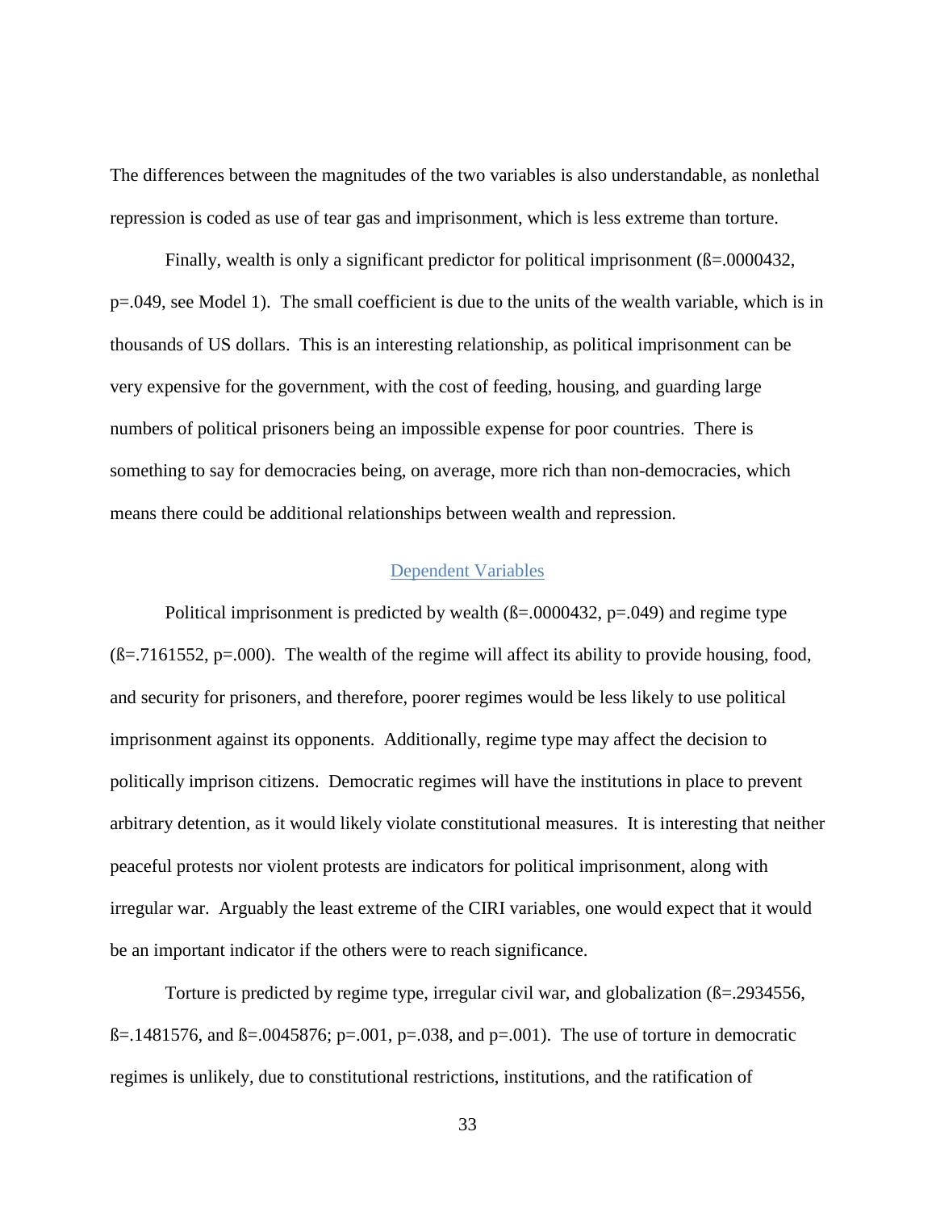The differences between the magnitudes of the two variables is also understandable, as nonlethal repression is coded as use of tear gas and imprisonment, which is less extreme than torture.

Finally, wealth is only a significant predictor for political imprisonment (ß=.0000432, p=.049, see Model 1). The small coefficient is due to the units of the wealth variable, which is in thousands of US dollars. This is an interesting relationship, as political imprisonment can be very expensive for the government, with the cost of feeding, housing, and guarding large numbers of political prisoners being an impossible expense for poor countries. There is something to say for democracies being, on average, more rich than non-democracies, which means there could be additional relationships between wealth and repression.

## Dependent Variables

Political imprisonment is predicted by wealth (ß=.0000432, p=.049) and regime type (ß=.7161552, p=.000). The wealth of the regime will affect its ability to provide housing, food, and security for prisoners, and therefore, poorer regimes would be less likely to use political imprisonment against its opponents. Additionally, regime type may affect the decision to politically imprison citizens. Democratic regimes will have the institutions in place to prevent arbitrary detention, as it would likely violate constitutional measures. It is interesting that neither peaceful protests nor violent protests are indicators for political imprisonment, along with irregular war. Arguably the least extreme of the CIRI variables, one would expect that it would be an important indicator if the others were to reach significance.

Torture is predicted by regime type, irregular civil war, and globalization (ß=.2934556, ß=.1481576, and ß=.0045876; p=.001, p=.038, and p=.001). The use of torture in democratic regimes is unlikely, due to constitutional restrictions, institutions, and the ratification of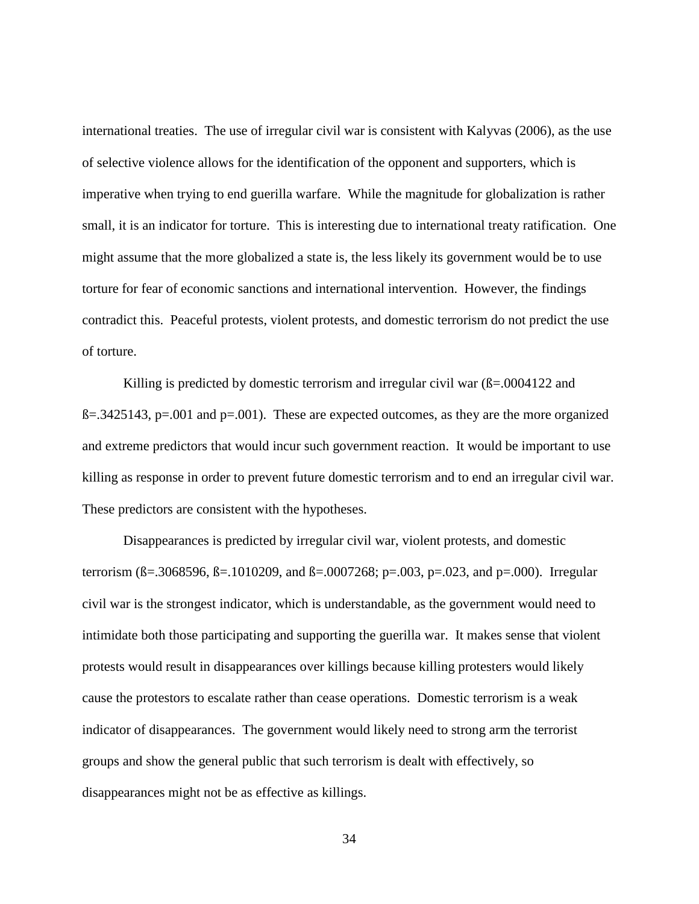international treaties. The use of irregular civil war is consistent with Kalyvas (2006), as the use of selective violence allows for the identification of the opponent and supporters, which is imperative when trying to end guerilla warfare. While the magnitude for globalization is rather small, it is an indicator for torture. This is interesting due to international treaty ratification. One might assume that the more globalized a state is, the less likely its government would be to use torture for fear of economic sanctions and international intervention. However, the findings contradict this. Peaceful protests, violent protests, and domestic terrorism do not predict the use of torture.

Killing is predicted by domestic terrorism and irregular civil war (ß=.0004122 and ß=.3425143, p=.001 and p=.001). These are expected outcomes, as they are the more organized and extreme predictors that would incur such government reaction. It would be important to use killing as response in order to prevent future domestic terrorism and to end an irregular civil war. These predictors are consistent with the hypotheses.

Disappearances is predicted by irregular civil war, violent protests, and domestic terrorism (ß=.3068596, ß=.1010209, and ß=.0007268; p=.003, p=.023, and p=.000). Irregular civil war is the strongest indicator, which is understandable, as the government would need to intimidate both those participating and supporting the guerilla war. It makes sense that violent protests would result in disappearances over killings because killing protesters would likely cause the protestors to escalate rather than cease operations. Domestic terrorism is a weak indicator of disappearances. The government would likely need to strong arm the terrorist groups and show the general public that such terrorism is dealt with effectively, so disappearances might not be as effective as killings.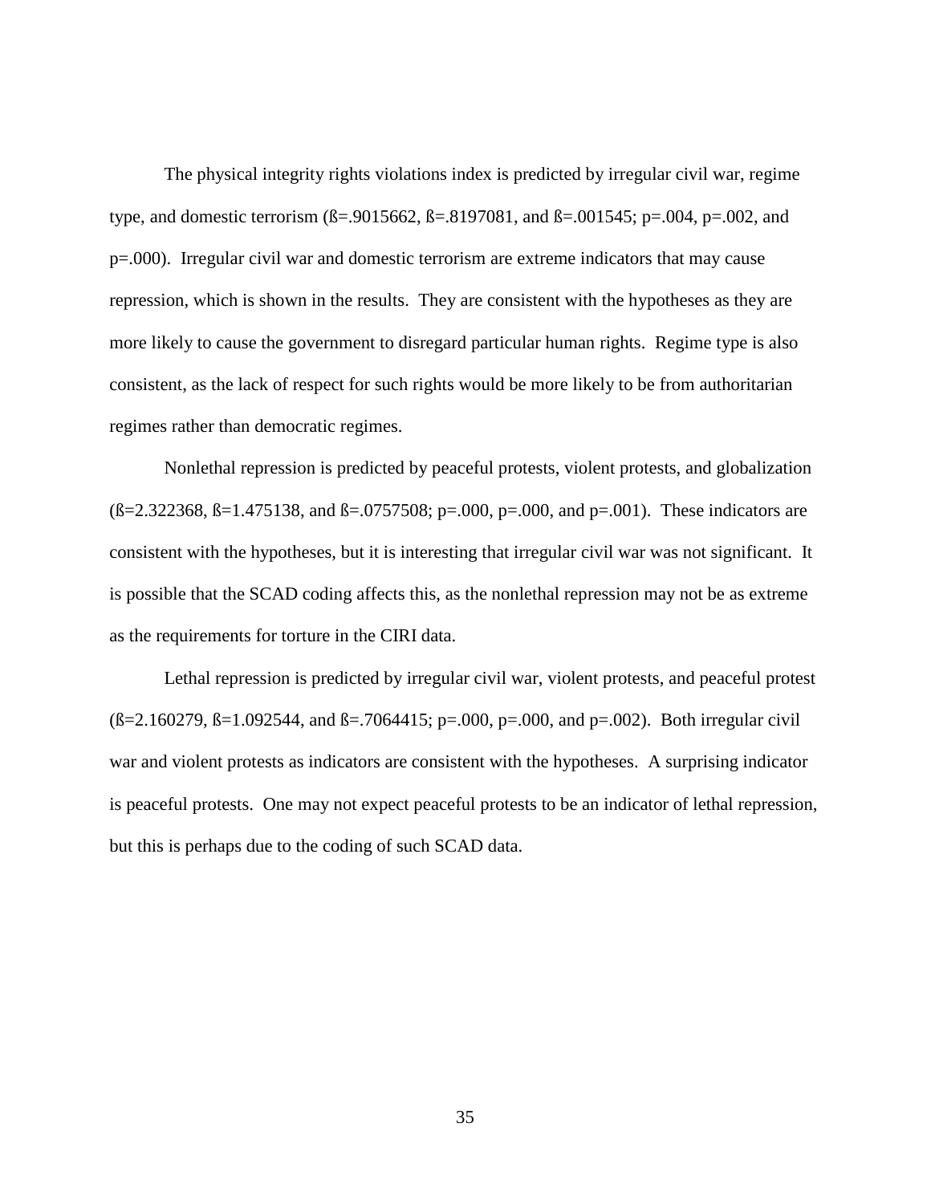The physical integrity rights violations index is predicted by irregular civil war, regime type, and domestic terrorism (ß=.9015662, ß=.8197081, and ß=.001545; p=.004, p=.002, and p=.000). Irregular civil war and domestic terrorism are extreme indicators that may cause repression, which is shown in the results. They are consistent with the hypotheses as they are more likely to cause the government to disregard particular human rights. Regime type is also consistent, as the lack of respect for such rights would be more likely to be from authoritarian regimes rather than democratic regimes.

Nonlethal repression is predicted by peaceful protests, violent protests, and globalization (ß=2.322368, ß=1.475138, and ß=.0757508; p=.000, p=.000, and p=.001). These indicators are consistent with the hypotheses, but it is interesting that irregular civil war was not significant. It is possible that the SCAD coding affects this, as the nonlethal repression may not be as extreme as the requirements for torture in the CIRI data.

Lethal repression is predicted by irregular civil war, violent protests, and peaceful protest (ß=2.160279, ß=1.092544, and ß=.7064415; p=.000, p=.000, and p=.002). Both irregular civil war and violent protests as indicators are consistent with the hypotheses. A surprising indicator is peaceful protests. One may not expect peaceful protests to be an indicator of lethal repression, but this is perhaps due to the coding of such SCAD data.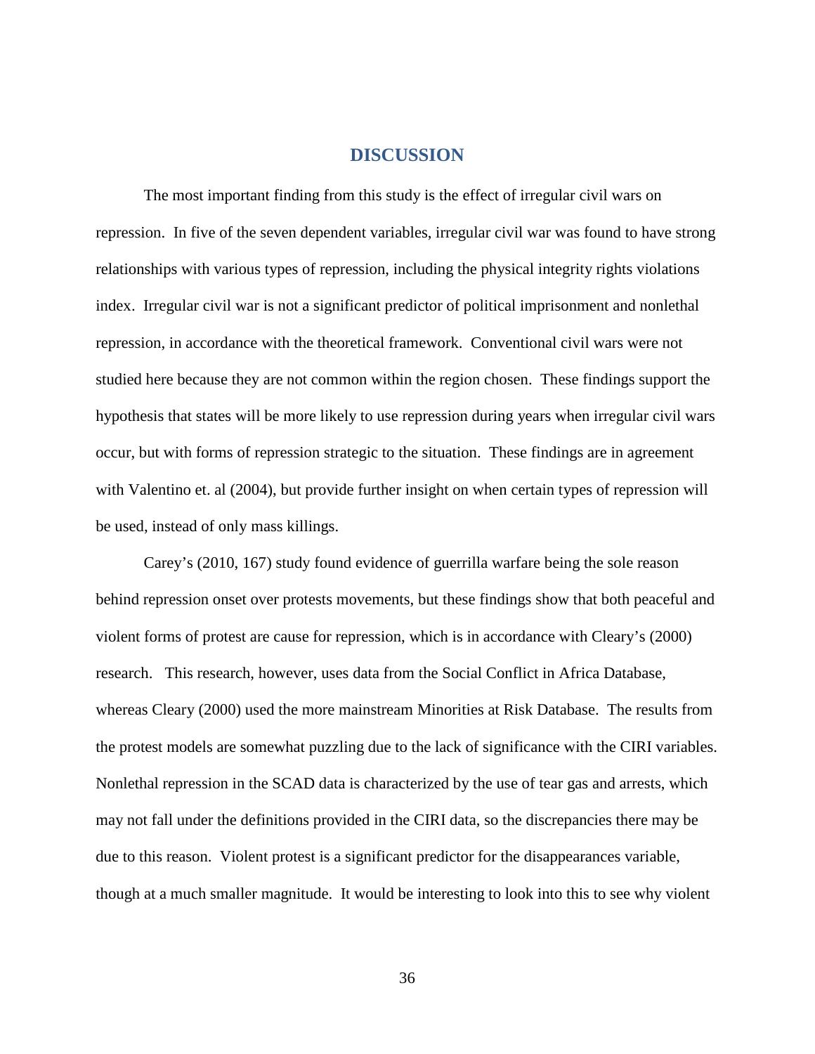# DISCUSSION

The most important finding from this study is the effect of irregular civil wars on repression. In five of the seven dependent variables, irregular civil war was found to have strong relationships with various types of repression, including the physical integrity rights violations index. Irregular civil war is not a significant predictor of political imprisonment and nonlethal repression, in accordance with the theoretical framework. Conventional civil wars were not studied here because they are not common within the region chosen. These findings support the hypothesis that states will be more likely to use repression during years when irregular civil wars occur, but with forms of repression strategic to the situation. These findings are in agreement with Valentino et. al (2004), but provide further insight on when certain types of repression will be used, instead of only mass killings.

Carey's (2010, 167) study found evidence of guerrilla warfare being the sole reason behind repression onset over protests movements, but these findings show that both peaceful and violent forms of protest are cause for repression, which is in accordance with Cleary's (2000) research. This research, however, uses data from the Social Conflict in Africa Database, whereas Cleary (2000) used the more mainstream Minorities at Risk Database. The results from the protest models are somewhat puzzling due to the lack of significance with the CIRI variables. Nonlethal repression in the SCAD data is characterized by the use of tear gas and arrests, which may not fall under the definitions provided in the CIRI data, so the discrepancies there may be due to this reason. Violent protest is a significant predictor for the disappearances variable, though at a much smaller magnitude. It would be interesting to look into this to see why violent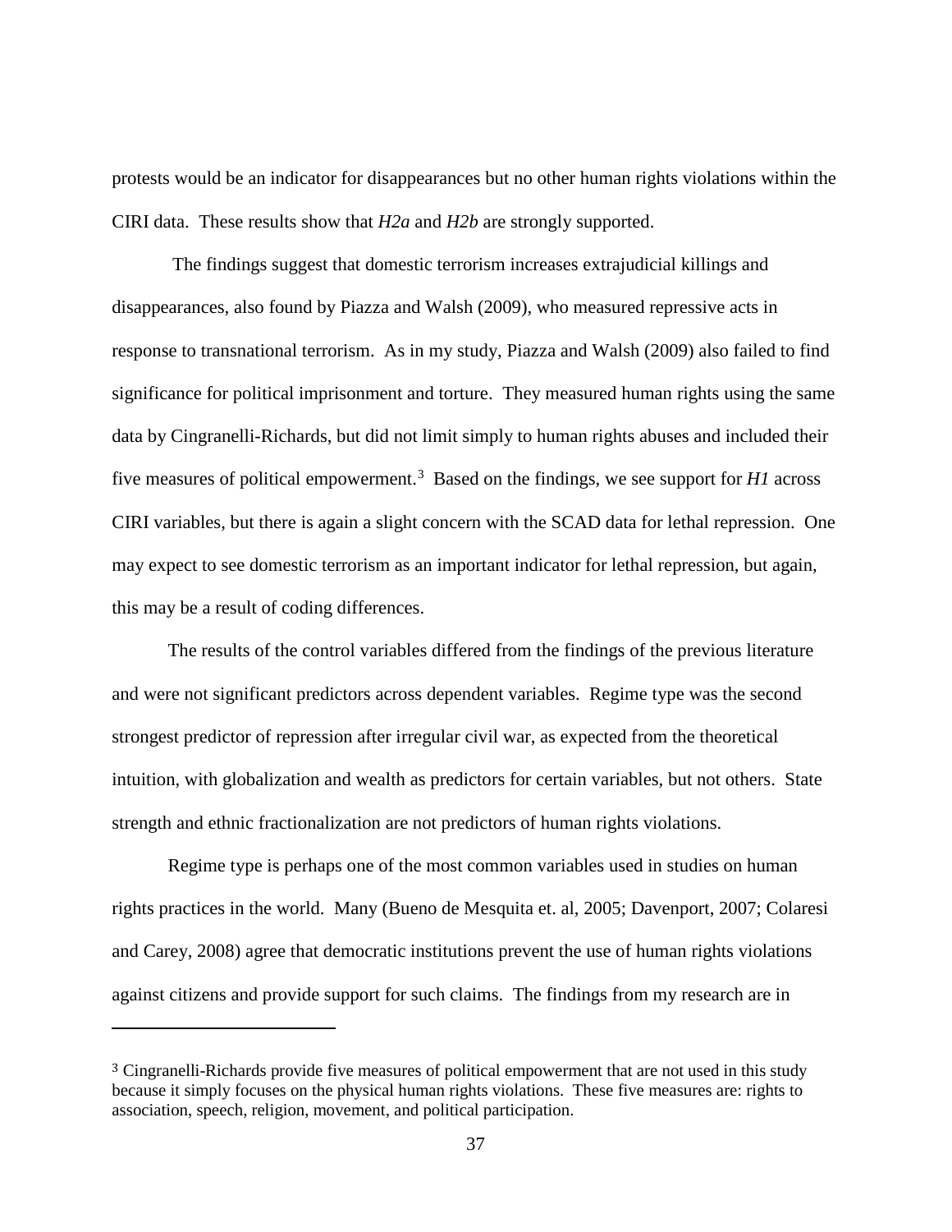protests would be an indicator for disappearances but no other human rights violations within the CIRI data. These results show that *H2a* and *H2b* are strongly supported.

The findings suggest that domestic terrorism increases extrajudicial killings and disappearances, also found by Piazza and Walsh (2009), who measured repressive acts in response to transnational terrorism. As in my study, Piazza and Walsh (2009) also failed to find significance for political imprisonment and torture. They measured human rights using the same data by Cingranelli-Richards, but did not limit simply to human rights abuses and included their five measures of political empowerment.[3] Based on the findings, we see support for *H1* across CIRI variables, but there is again a slight concern with the SCAD data for lethal repression. One may expect to see domestic terrorism as an important indicator for lethal repression, but again, this may be a result of coding differences.

The results of the control variables differed from the findings of the previous literature and were not significant predictors across dependent variables. Regime type was the second strongest predictor of repression after irregular civil war, as expected from the theoretical intuition, with globalization and wealth as predictors for certain variables, but not others. State strength and ethnic fractionalization are not predictors of human rights violations.

Regime type is perhaps one of the most common variables used in studies on human rights practices in the world. Many (Bueno de Mesquita et. al, 2005; Davenport, 2007; Colaresi and Carey, 2008) agree that democratic institutions prevent the use of human rights violations against citizens and provide support for such claims. The findings from my research are in

---

[3] Cingranelli-Richards provide five measures of political empowerment that are not used in this study because it simply focuses on the physical human rights violations. These five measures are: rights to association, speech, religion, movement, and political participation.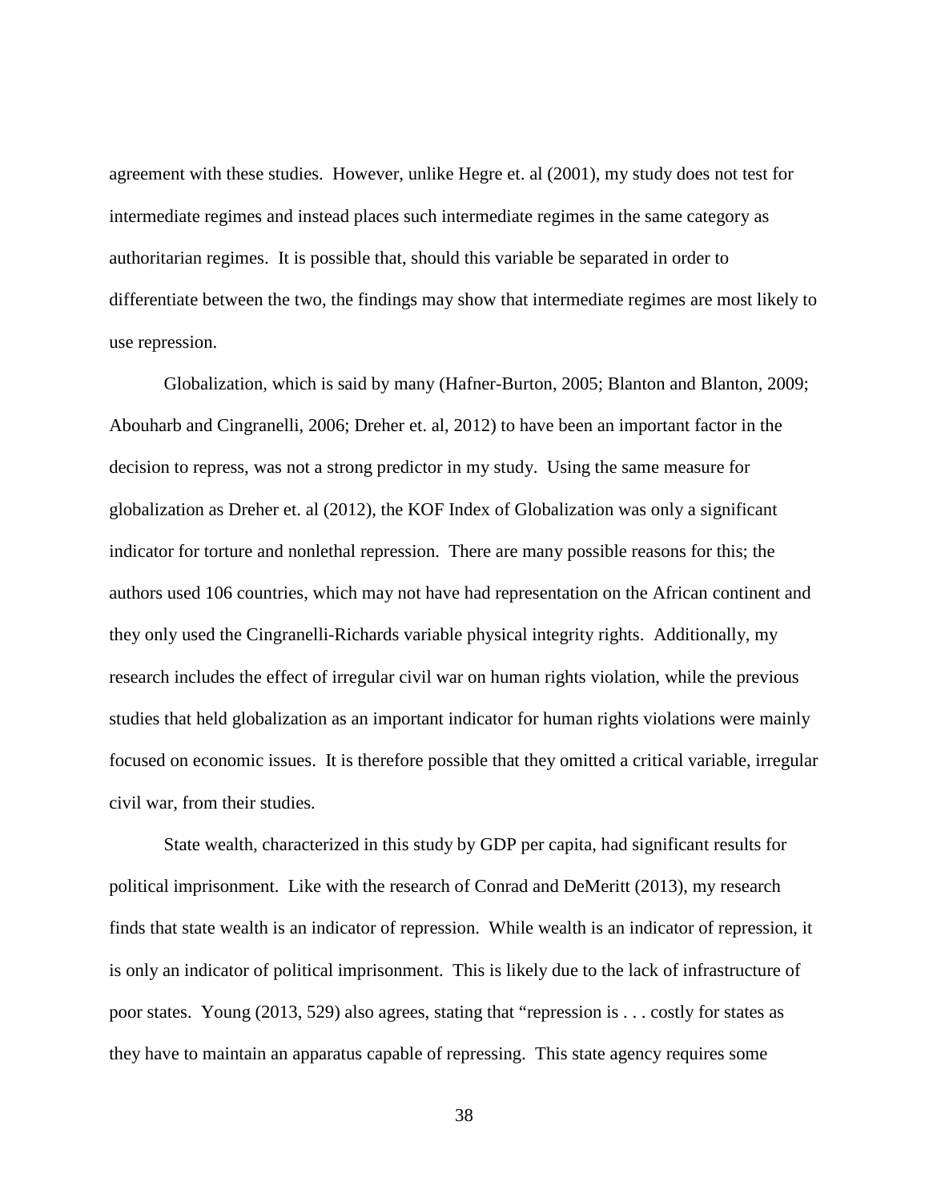agreement with these studies. However, unlike Hegre et. al (2001), my study does not test for intermediate regimes and instead places such intermediate regimes in the same category as authoritarian regimes. It is possible that, should this variable be separated in order to differentiate between the two, the findings may show that intermediate regimes are most likely to use repression.

Globalization, which is said by many (Hafner-Burton, 2005; Blanton and Blanton, 2009; Abouharb and Cingranelli, 2006; Dreher et. al, 2012) to have been an important factor in the decision to repress, was not a strong predictor in my study. Using the same measure for globalization as Dreher et. al (2012), the KOF Index of Globalization was only a significant indicator for torture and nonlethal repression. There are many possible reasons for this; the authors used 106 countries, which may not have had representation on the African continent and they only used the Cingranelli-Richards variable physical integrity rights. Additionally, my research includes the effect of irregular civil war on human rights violation, while the previous studies that held globalization as an important indicator for human rights violations were mainly focused on economic issues. It is therefore possible that they omitted a critical variable, irregular civil war, from their studies.

State wealth, characterized in this study by GDP per capita, had significant results for political imprisonment. Like with the research of Conrad and DeMeritt (2013), my research finds that state wealth is an indicator of repression. While wealth is an indicator of repression, it is only an indicator of political imprisonment. This is likely due to the lack of infrastructure of poor states. Young (2013, 529) also agrees, stating that "repression is . . . costly for states as they have to maintain an apparatus capable of repressing. This state agency requires some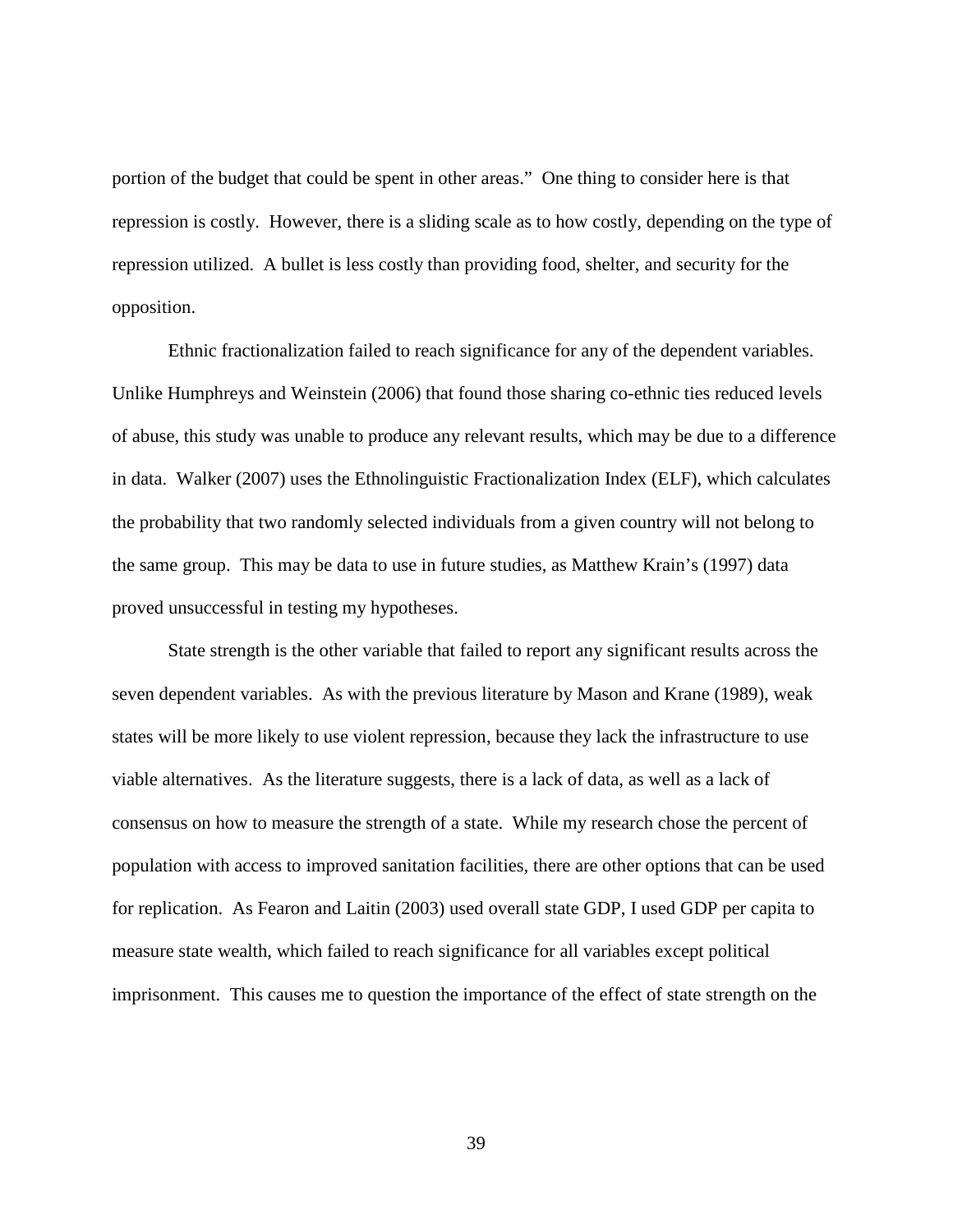portion of the budget that could be spent in other areas." One thing to consider here is that repression is costly. However, there is a sliding scale as to how costly, depending on the type of repression utilized. A bullet is less costly than providing food, shelter, and security for the opposition.

Ethnic fractionalization failed to reach significance for any of the dependent variables. Unlike Humphreys and Weinstein (2006) that found those sharing co-ethnic ties reduced levels of abuse, this study was unable to produce any relevant results, which may be due to a difference in data. Walker (2007) uses the Ethnolinguistic Fractionalization Index (ELF), which calculates the probability that two randomly selected individuals from a given country will not belong to the same group. This may be data to use in future studies, as Matthew Krain's (1997) data proved unsuccessful in testing my hypotheses.

State strength is the other variable that failed to report any significant results across the seven dependent variables. As with the previous literature by Mason and Krane (1989), weak states will be more likely to use violent repression, because they lack the infrastructure to use viable alternatives. As the literature suggests, there is a lack of data, as well as a lack of consensus on how to measure the strength of a state. While my research chose the percent of population with access to improved sanitation facilities, there are other options that can be used for replication. As Fearon and Laitin (2003) used overall state GDP, I used GDP per capita to measure state wealth, which failed to reach significance for all variables except political imprisonment. This causes me to question the importance of the effect of state strength on the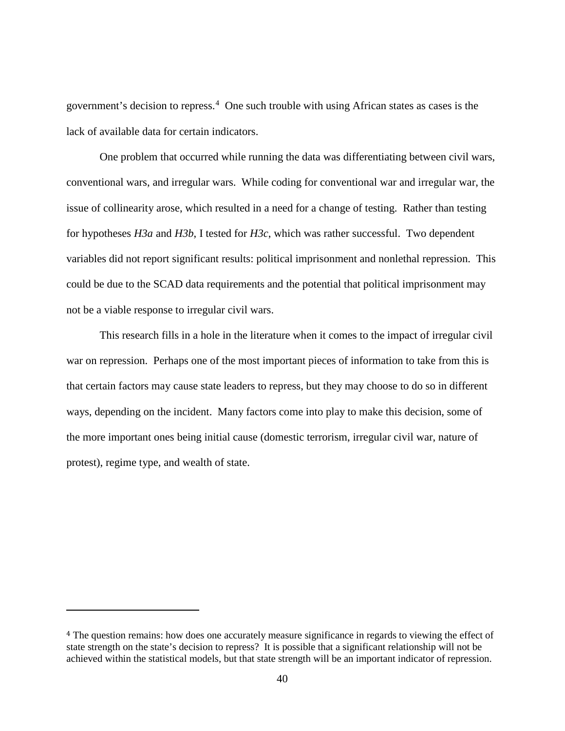government's decision to repress.[4] One such trouble with using African states as cases is the lack of available data for certain indicators.

One problem that occurred while running the data was differentiating between civil wars, conventional wars, and irregular wars. While coding for conventional war and irregular war, the issue of collinearity arose, which resulted in a need for a change of testing. Rather than testing for hypotheses *H3a* and *H3b*, I tested for *H3c*, which was rather successful. Two dependent variables did not report significant results: political imprisonment and nonlethal repression. This could be due to the SCAD data requirements and the potential that political imprisonment may not be a viable response to irregular civil wars.

This research fills in a hole in the literature when it comes to the impact of irregular civil war on repression. Perhaps one of the most important pieces of information to take from this is that certain factors may cause state leaders to repress, but they may choose to do so in different ways, depending on the incident. Many factors come into play to make this decision, some of the more important ones being initial cause (domestic terrorism, irregular civil war, nature of protest), regime type, and wealth of state.

---

[4] The question remains: how does one accurately measure significance in regards to viewing the effect of state strength on the state's decision to repress? It is possible that a significant relationship will not be achieved within the statistical models, but that state strength will be an important indicator of repression.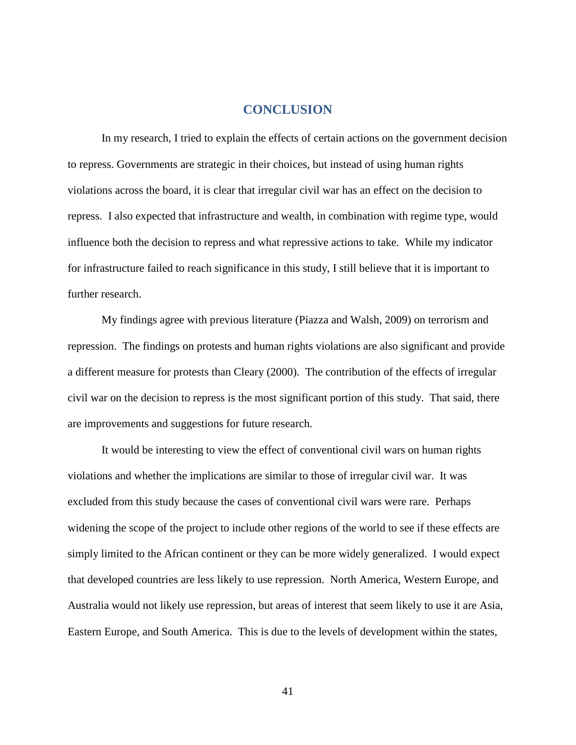# CONCLUSION

In my research, I tried to explain the effects of certain actions on the government decision to repress. Governments are strategic in their choices, but instead of using human rights violations across the board, it is clear that irregular civil war has an effect on the decision to repress. I also expected that infrastructure and wealth, in combination with regime type, would influence both the decision to repress and what repressive actions to take. While my indicator for infrastructure failed to reach significance in this study, I still believe that it is important to further research.

My findings agree with previous literature (Piazza and Walsh, 2009) on terrorism and repression. The findings on protests and human rights violations are also significant and provide a different measure for protests than Cleary (2000). The contribution of the effects of irregular civil war on the decision to repress is the most significant portion of this study. That said, there are improvements and suggestions for future research.

It would be interesting to view the effect of conventional civil wars on human rights violations and whether the implications are similar to those of irregular civil war. It was excluded from this study because the cases of conventional civil wars were rare. Perhaps widening the scope of the project to include other regions of the world to see if these effects are simply limited to the African continent or they can be more widely generalized. I would expect that developed countries are less likely to use repression. North America, Western Europe, and Australia would not likely use repression, but areas of interest that seem likely to use it are Asia, Eastern Europe, and South America. This is due to the levels of development within the states,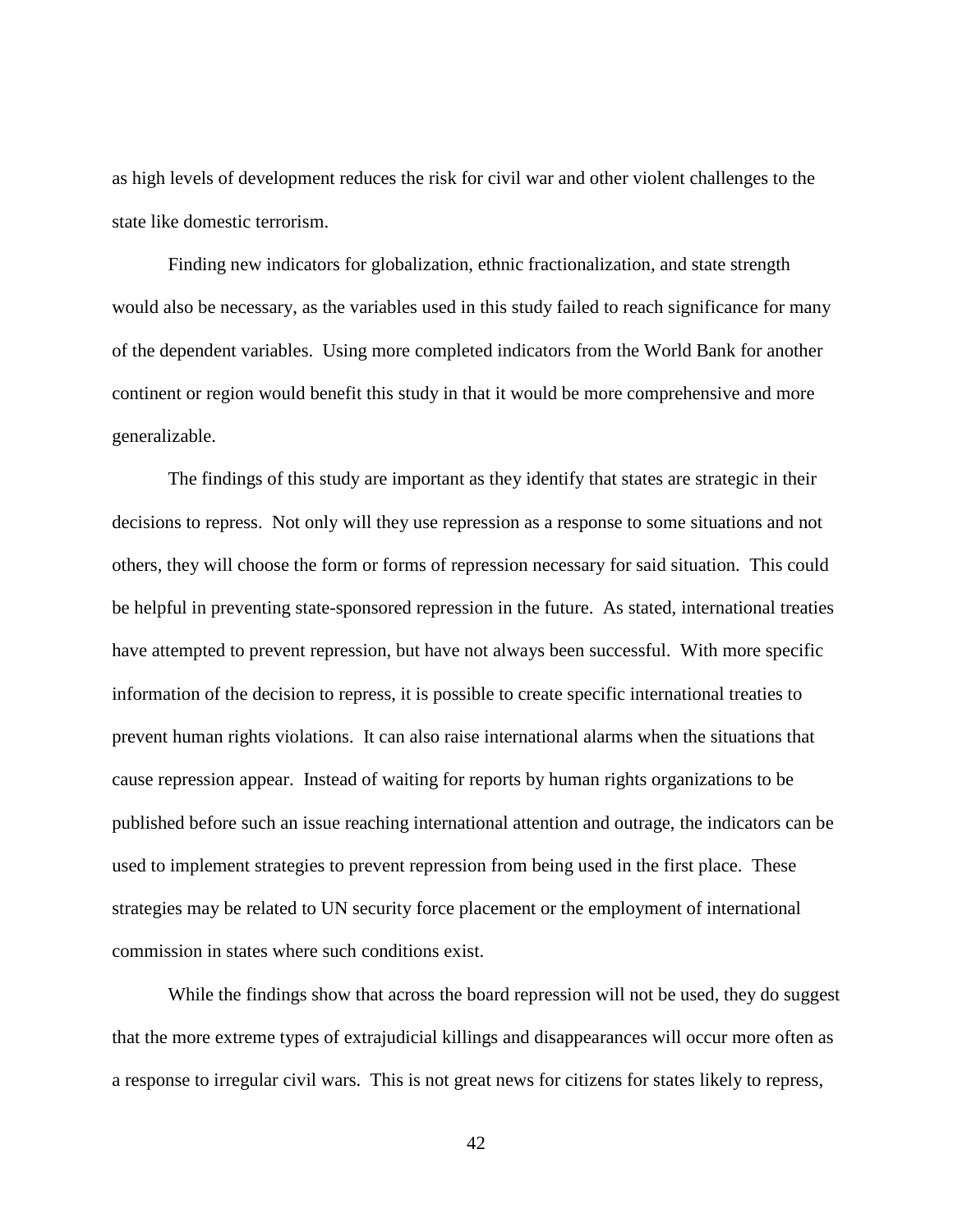as high levels of development reduces the risk for civil war and other violent challenges to the state like domestic terrorism.

Finding new indicators for globalization, ethnic fractionalization, and state strength would also be necessary, as the variables used in this study failed to reach significance for many of the dependent variables. Using more completed indicators from the World Bank for another continent or region would benefit this study in that it would be more comprehensive and more generalizable.

The findings of this study are important as they identify that states are strategic in their decisions to repress. Not only will they use repression as a response to some situations and not others, they will choose the form or forms of repression necessary for said situation. This could be helpful in preventing state-sponsored repression in the future. As stated, international treaties have attempted to prevent repression, but have not always been successful. With more specific information of the decision to repress, it is possible to create specific international treaties to prevent human rights violations. It can also raise international alarms when the situations that cause repression appear. Instead of waiting for reports by human rights organizations to be published before such an issue reaching international attention and outrage, the indicators can be used to implement strategies to prevent repression from being used in the first place. These strategies may be related to UN security force placement or the employment of international commission in states where such conditions exist.

While the findings show that across the board repression will not be used, they do suggest that the more extreme types of extrajudicial killings and disappearances will occur more often as a response to irregular civil wars. This is not great news for citizens for states likely to repress,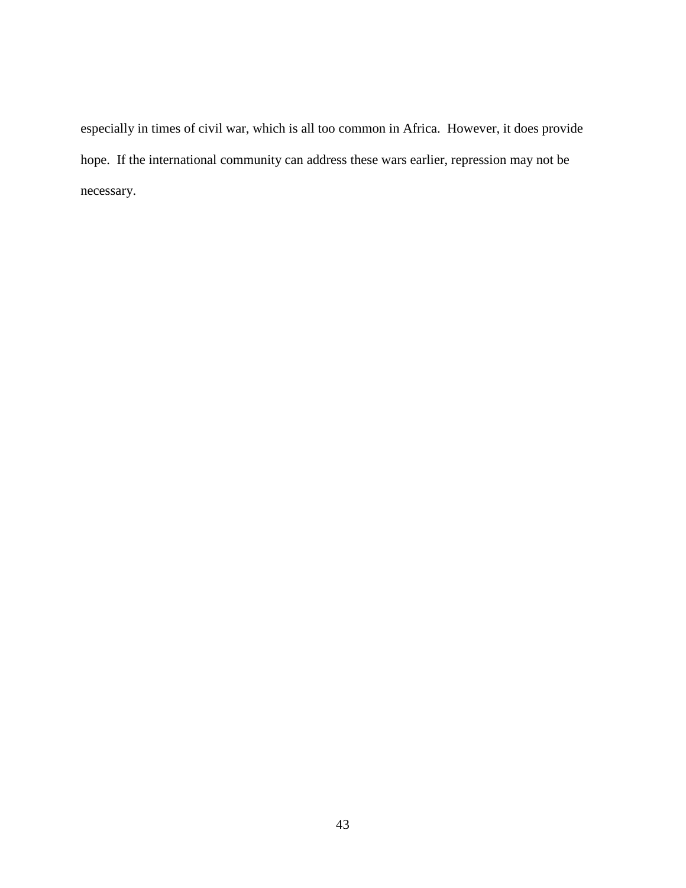especially in times of civil war, which is all too common in Africa. However, it does provide hope. If the international community can address these wars earlier, repression may not be necessary.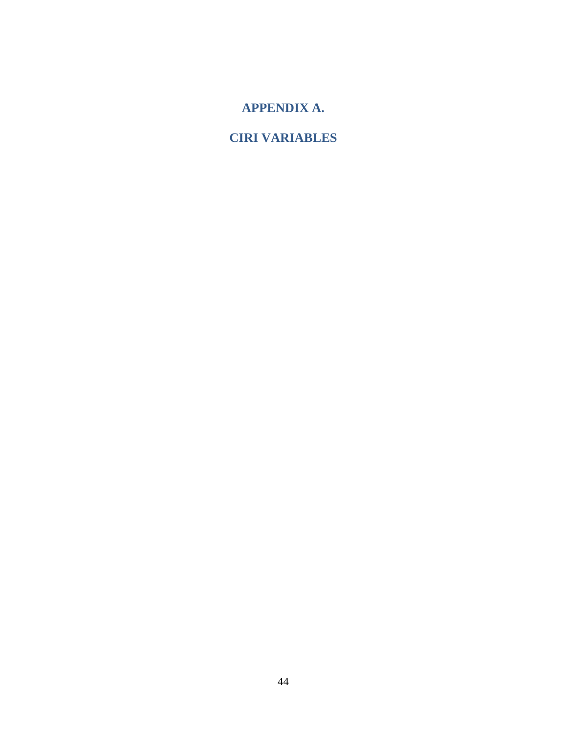# APPENDIX A.

# CIRI VARIABLES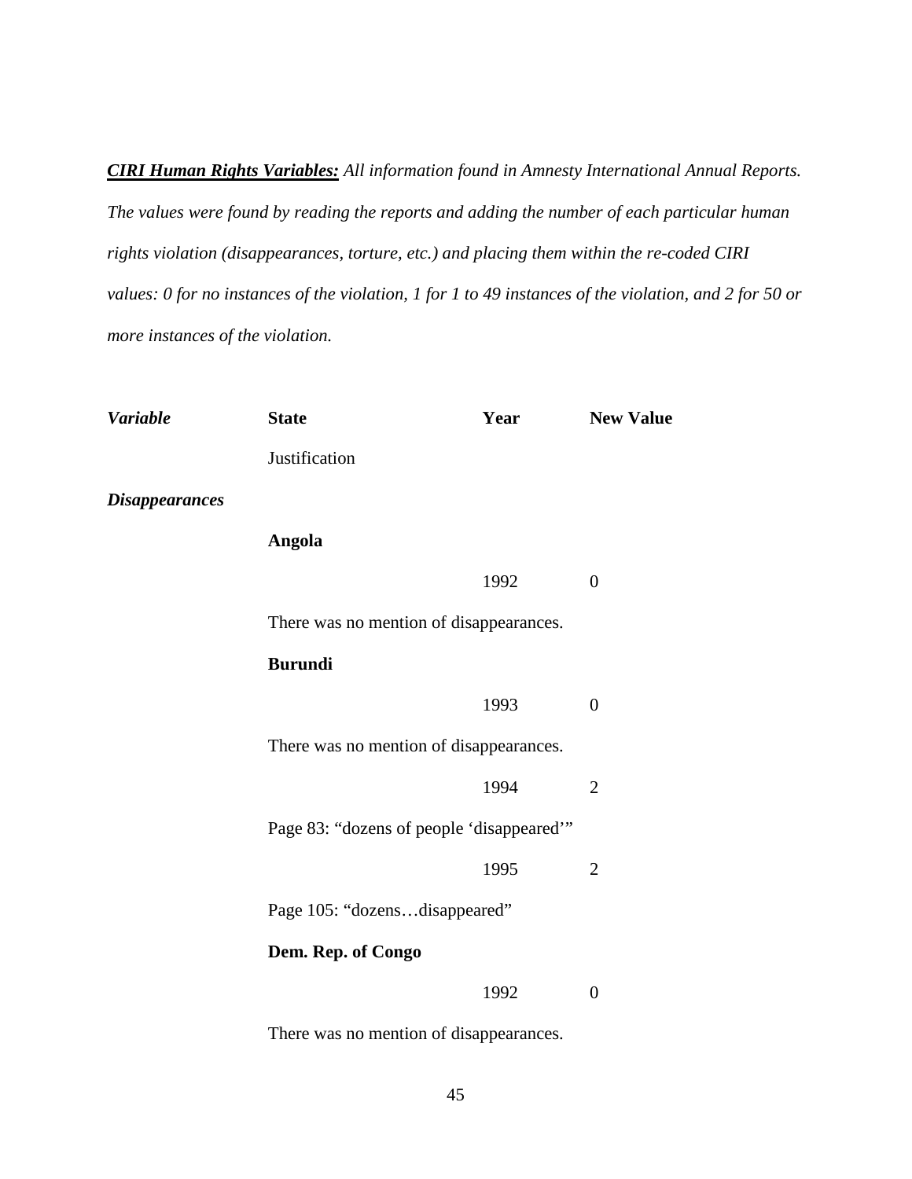***CIRI Human Rights Variables:*** *All information found in Amnesty International Annual Reports. The values were found by reading the reports and adding the number of each particular human rights violation (disappearances, torture, etc.) and placing them within the re-coded CIRI values: 0 for no instances of the violation, 1 for 1 to 49 instances of the violation, and 2 for 50 or more instances of the violation.*

| *Variable* | **State** | **Year** | **New Value** |
|---|---|---|---|
| | Justification | | |
| ***Disappearances*** | | | |
| | **Angola** | | |
| | | 1992 | 0 |
| | There was no mention of disappearances. | | |
| | **Burundi** | | |
| | | 1993 | 0 |
| | There was no mention of disappearances. | | |
| | | 1994 | 2 |
| | Page 83: "dozens of people 'disappeared'" | | |
| | | 1995 | 2 |
| | Page 105: "dozens…disappeared" | | |
| | **Dem. Rep. of Congo** | | |
| | | 1992 | 0 |
| | There was no mention of disappearances. | | |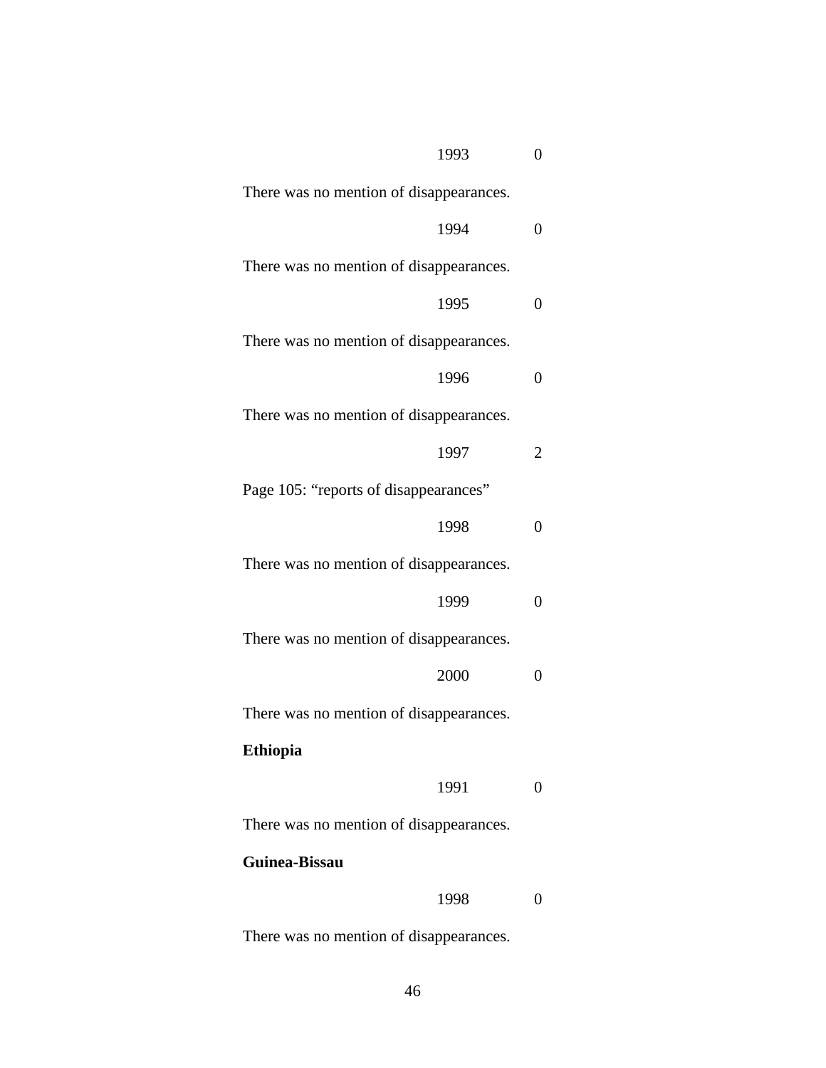1993 0

There was no mention of disappearances.

1994 0

There was no mention of disappearances.

1995 0

There was no mention of disappearances.

1996 0

There was no mention of disappearances.

1997 2

Page 105: “reports of disappearances”

1998 0

There was no mention of disappearances.

1999 0

There was no mention of disappearances.

2000 0

There was no mention of disappearances.

**Ethiopia**

1991 0

There was no mention of disappearances.

**Guinea-Bissau**

1998 0

There was no mention of disappearances.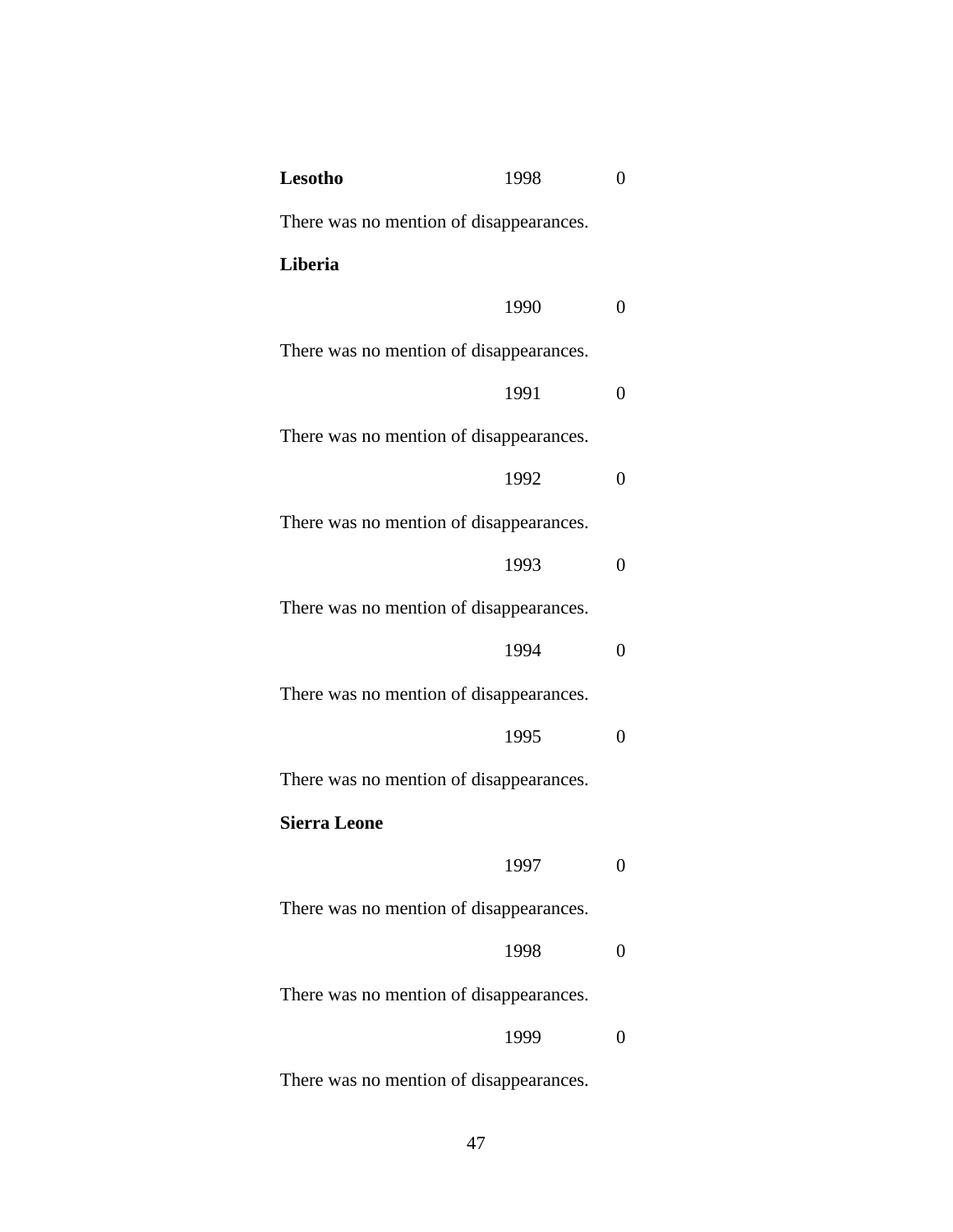**Lesotho** 1998 0

There was no mention of disappearances.

**Liberia**

1990 0

There was no mention of disappearances.

1991 0

There was no mention of disappearances.

1992 0

There was no mention of disappearances.

1993 0

There was no mention of disappearances.

1994 0

There was no mention of disappearances.

1995 0

There was no mention of disappearances.

**Sierra Leone**

1997 0

There was no mention of disappearances.

1998 0

There was no mention of disappearances.

1999 0

There was no mention of disappearances.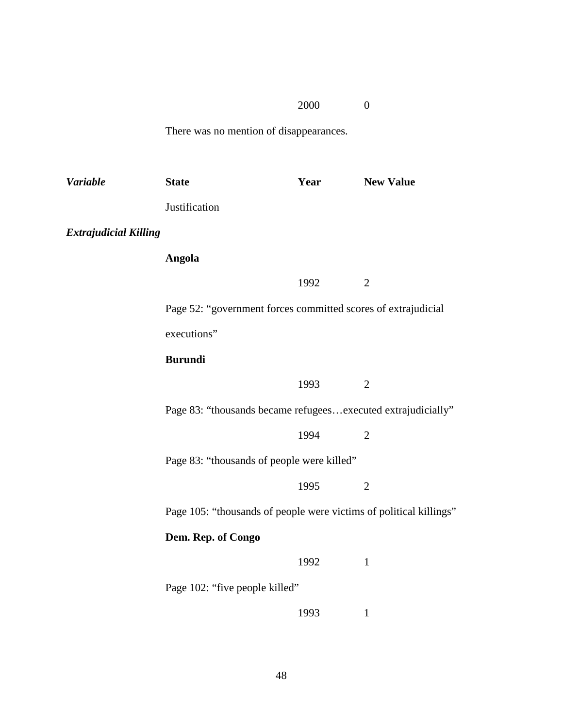| | | 2000 | 0 |
|---|---|---|---|

There was no mention of disappearances.

| *Variable* | **State** | **Year** | **New Value** |
|---|---|---|---|
| | Justification | | |
| ***Extrajudicial Killing*** | | | |
| | **Angola** | | |
| | | 1992 | 2 |
| | Page 52: "government forces committed scores of extrajudicial executions" | | |
| | **Burundi** | | |
| | | 1993 | 2 |
| | Page 83: "thousands became refugees…executed extrajudicially" | | |
| | | 1994 | 2 |
| | Page 83: "thousands of people were killed" | | |
| | | 1995 | 2 |
| | Page 105: "thousands of people were victims of political killings" | | |
| | **Dem. Rep. of Congo** | | |
| | | 1992 | 1 |
| | Page 102: "five people killed" | | |
| | | 1993 | 1 |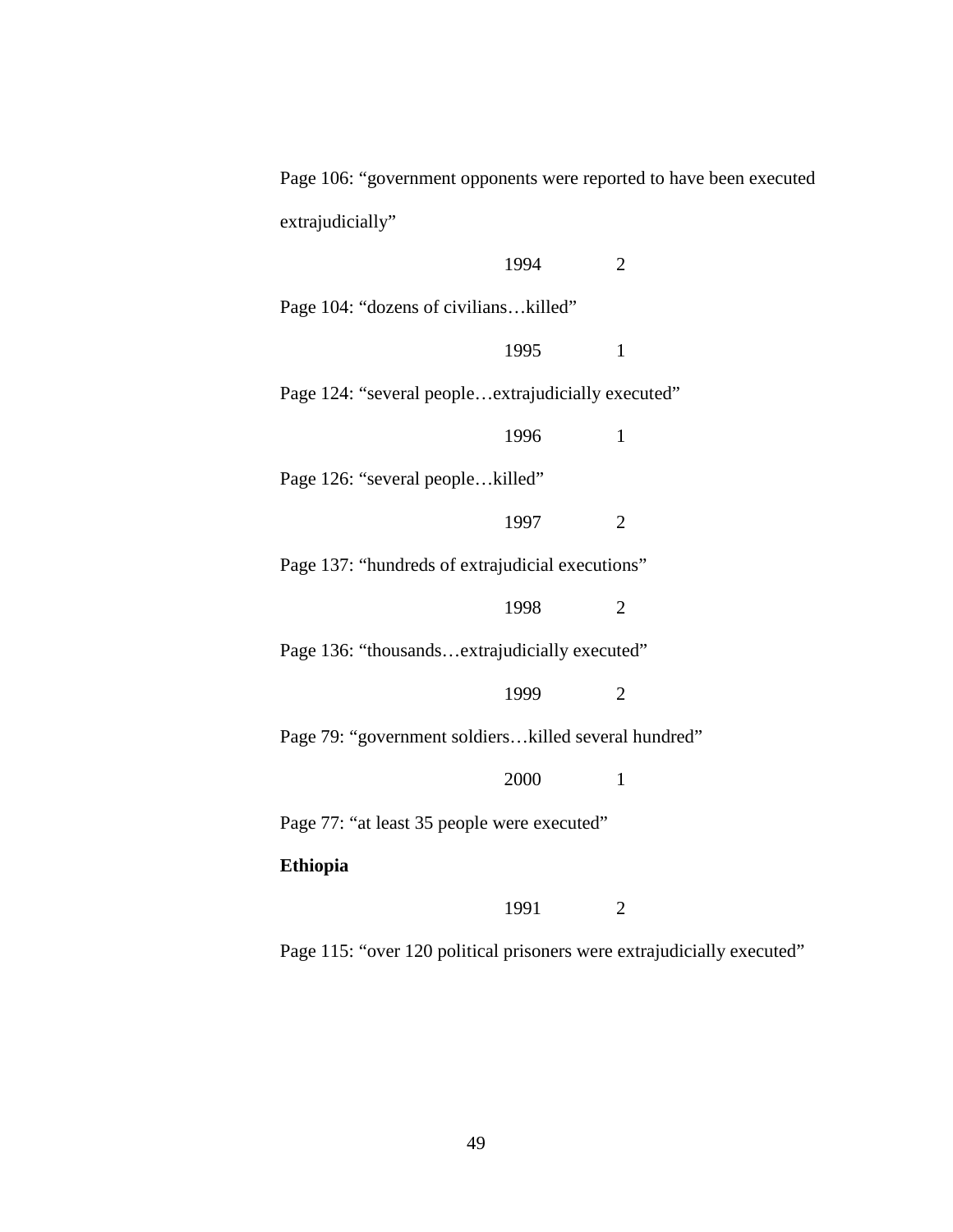Page 106: "government opponents were reported to have been executed extrajudicially"

1994 2

Page 104: "dozens of civilians…killed"

1995 1

Page 124: "several people…extrajudicially executed"

1996 1

Page 126: "several people…killed"

1997 2

Page 137: "hundreds of extrajudicial executions"

1998 2

Page 136: "thousands…extrajudicially executed"

1999 2

Page 79: "government soldiers…killed several hundred"

2000 1

Page 77: "at least 35 people were executed"

**Ethiopia**

1991 2

Page 115: "over 120 political prisoners were extrajudicially executed"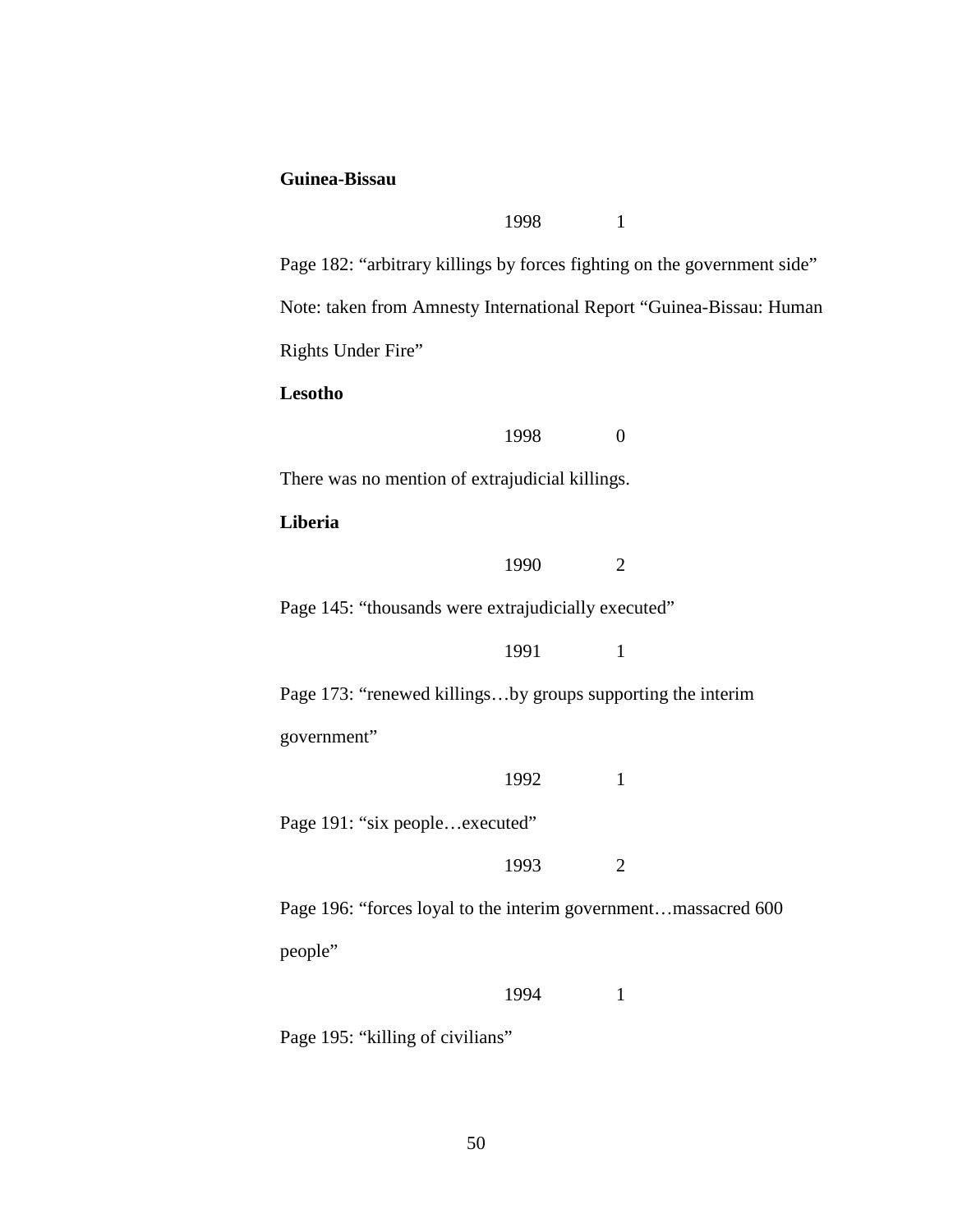**Guinea-Bissau**

1998 1

Page 182: “arbitrary killings by forces fighting on the government side”

Note: taken from Amnesty International Report “Guinea-Bissau: Human Rights Under Fire”

**Lesotho**

1998 0

There was no mention of extrajudicial killings.

**Liberia**

1990 2

Page 145: “thousands were extrajudicially executed”

1991 1

Page 173: “renewed killings…by groups supporting the interim government”

1992 1

Page 191: “six people…executed”

1993 2

Page 196: “forces loyal to the interim government…massacred 600 people”

1994 1

Page 195: “killing of civilians”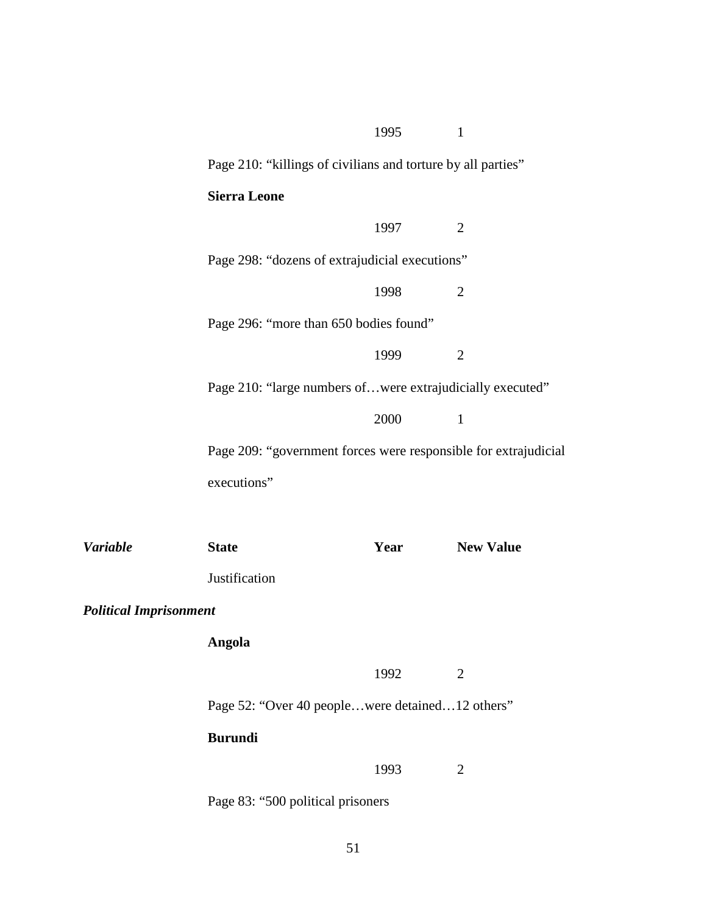| | | 1995 | 1 |
|---|---|---|---|
| | Page 210: "killings of civilians and torture by all parties" | | |
| | **Sierra Leone** | | |
| | | 1997 | 2 |
| | Page 298: "dozens of extrajudicial executions" | | |
| | | 1998 | 2 |
| | Page 296: "more than 650 bodies found" | | |
| | | 1999 | 2 |
| | Page 210: "large numbers of…were extrajudicially executed" | | |
| | | 2000 | 1 |
| | Page 209: "government forces were responsible for extrajudicial executions" | | |

| ***Variable*** | **State** | **Year** | **New Value** |
|---|---|---|---|
| | Justification | | |
| ***Political Imprisonment*** | | | |
| | **Angola** | | |
| | | 1992 | 2 |
| | Page 52: "Over 40 people…were detained…12 others" | | |
| | **Burundi** | | |
| | | 1993 | 2 |
| | Page 83: "500 political prisoners | | |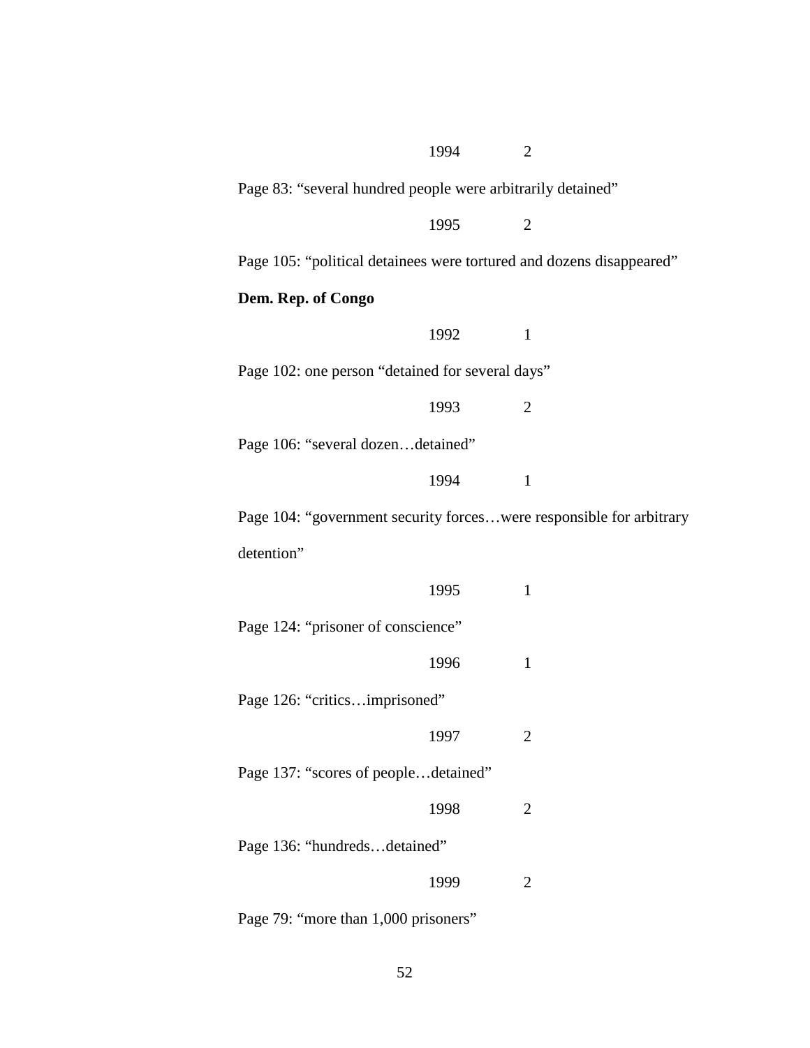1994 2

Page 83: “several hundred people were arbitrarily detained”

1995 2

Page 105: “political detainees were tortured and dozens disappeared”

**Dem. Rep. of Congo**

1992 1

Page 102: one person “detained for several days”

1993 2

Page 106: “several dozen…detained”

1994 1

Page 104: “government security forces…were responsible for arbitrary detention”

1995 1

Page 124: “prisoner of conscience”

1996 1

Page 126: “critics…imprisoned”

1997 2

Page 137: “scores of people…detained”

1998 2

Page 136: “hundreds…detained”

1999 2

Page 79: “more than 1,000 prisoners”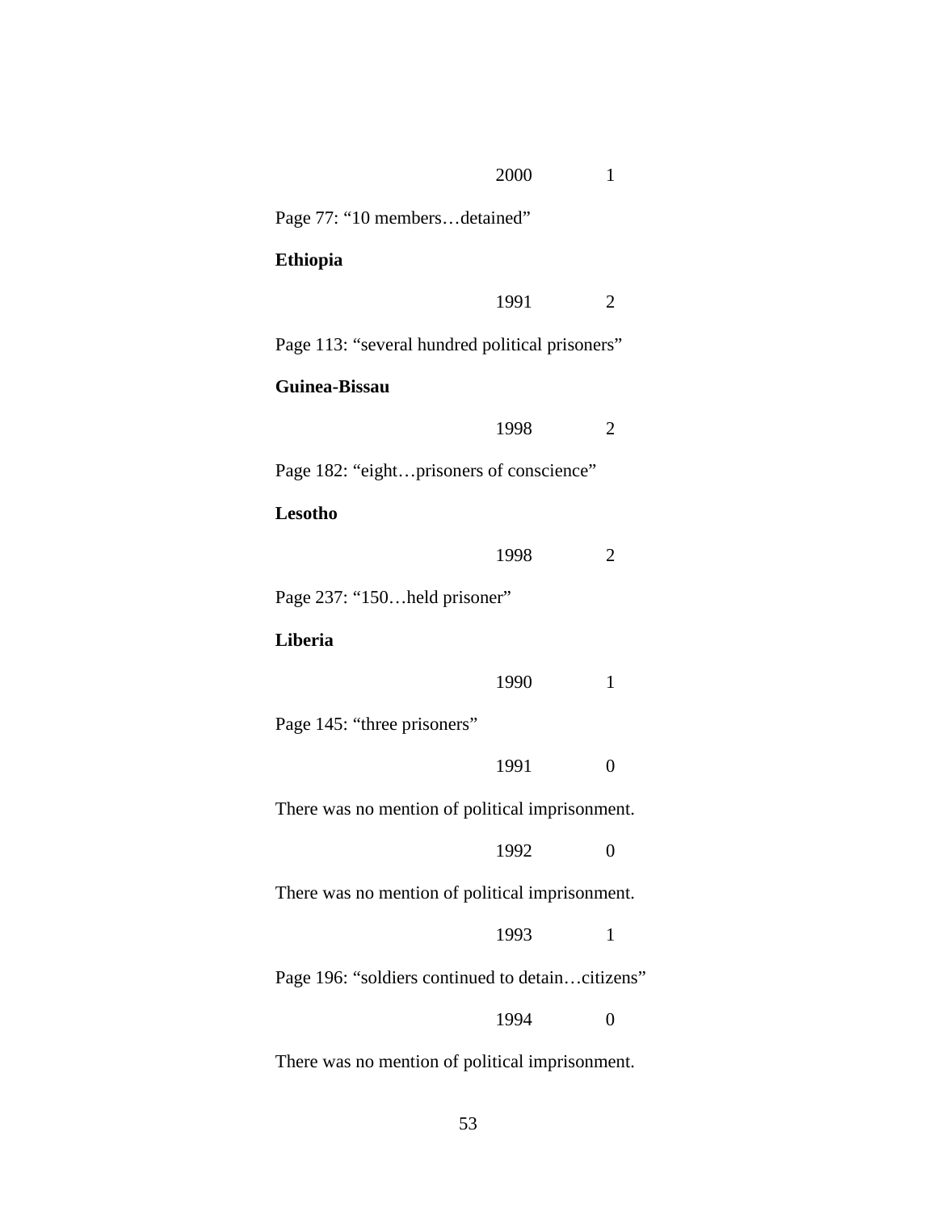2000 1

Page 77: “10 members…detained”

**Ethiopia**

1991 2

Page 113: “several hundred political prisoners”

**Guinea-Bissau**

1998 2

Page 182: “eight…prisoners of conscience”

**Lesotho**

1998 2

Page 237: “150…held prisoner”

**Liberia**

1990 1

Page 145: “three prisoners”

1991 0

There was no mention of political imprisonment.

1992 0

There was no mention of political imprisonment.

1993 1

Page 196: “soldiers continued to detain…citizens”

1994 0

There was no mention of political imprisonment.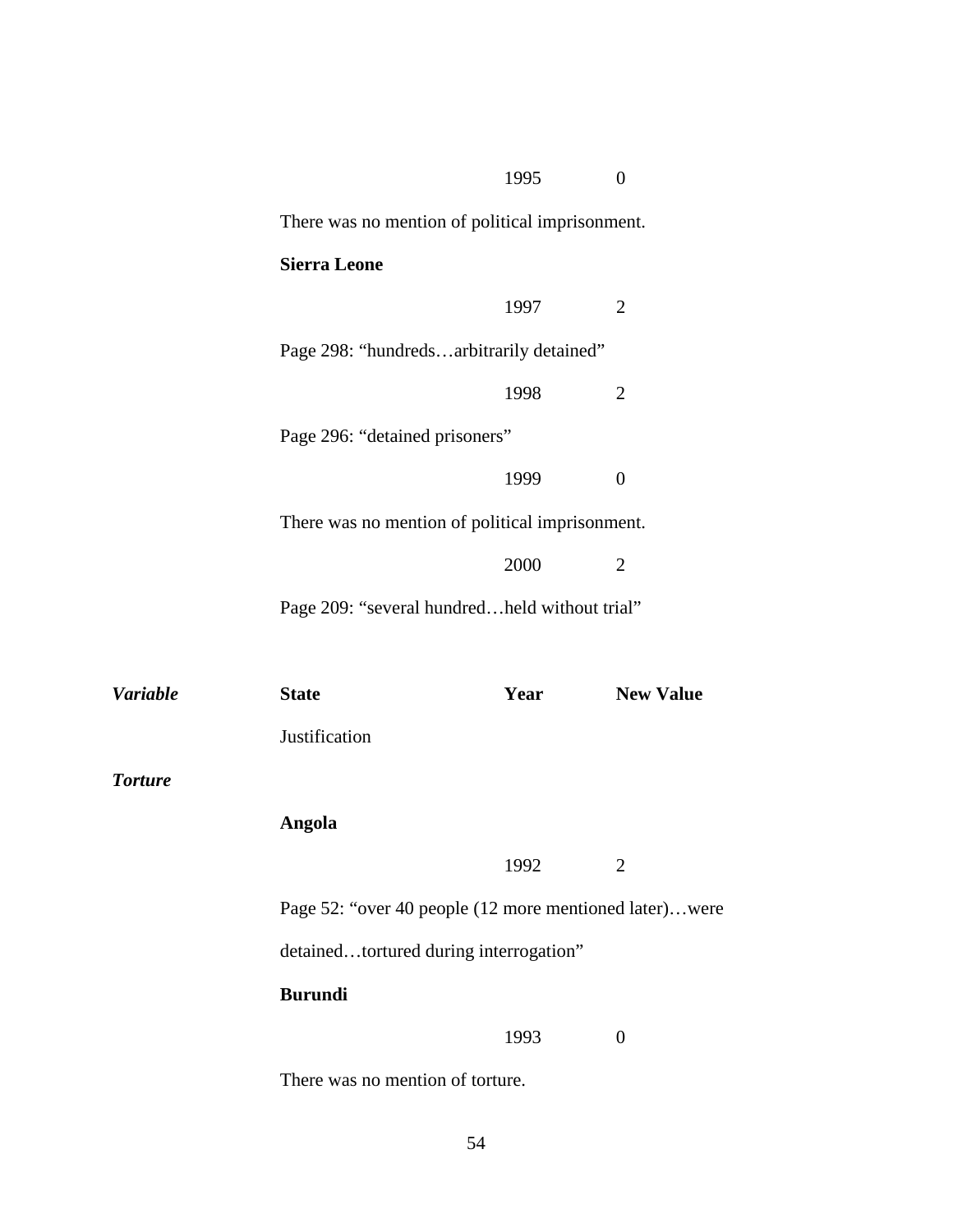| | | Year | New Value |
|---|---|---|---|
| | | 1995 | 0 |

There was no mention of political imprisonment.

**Sierra Leone**

| | | Year | New Value |
|---|---|---|---|
| | | 1997 | 2 |

Page 298: “hundreds…arbitrarily detained”

| | | Year | New Value |
|---|---|---|---|
| | | 1998 | 2 |

Page 296: “detained prisoners”

| | | Year | New Value |
|---|---|---|---|
| | | 1999 | 0 |

There was no mention of political imprisonment.

| | | Year | New Value |
|---|---|---|---|
| | | 2000 | 2 |

Page 209: “several hundred…held without trial”

| ***Variable*** | **State** | **Year** | **New Value** |
|---|---|---|---|
| | Justification | | |

***Torture***

**Angola**

| | | Year | New Value |
|---|---|---|---|
| | | 1992 | 2 |

Page 52: “over 40 people (12 more mentioned later)…were detained…tortured during interrogation”

**Burundi**

| | | Year | New Value |
|---|---|---|---|
| | | 1993 | 0 |

There was no mention of torture.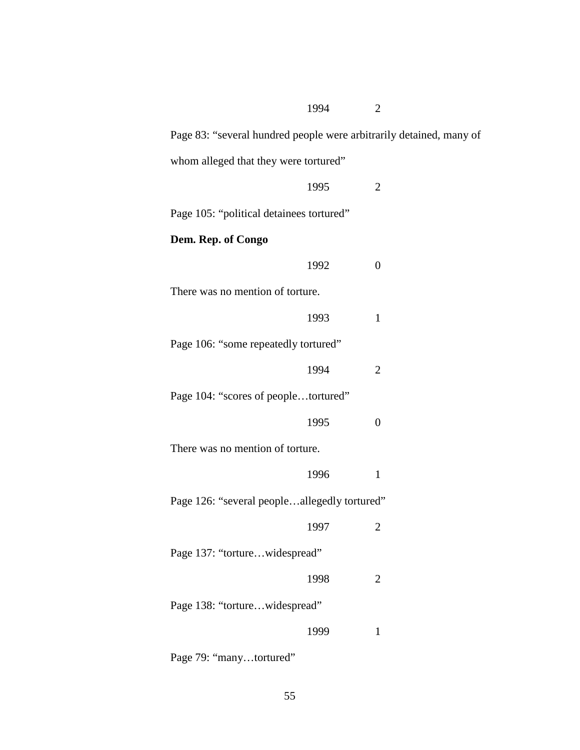1994 2

Page 83: “several hundred people were arbitrarily detained, many of whom alleged that they were tortured”

1995 2

Page 105: “political detainees tortured”

**Dem. Rep. of Congo**

1992 0

There was no mention of torture.

1993 1

Page 106: “some repeatedly tortured”

1994 2

Page 104: “scores of people…tortured”

1995 0

There was no mention of torture.

1996 1

Page 126: “several people…allegedly tortured”

1997 2

Page 137: “torture…widespread”

1998 2

Page 138: “torture…widespread”

1999 1

Page 79: “many…tortured”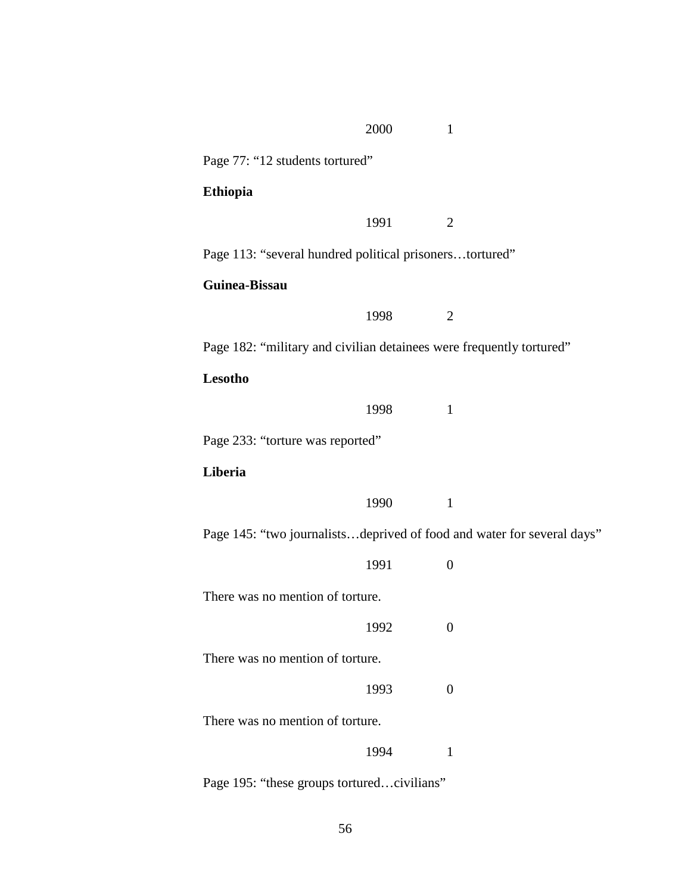2000 1

Page 77: “12 students tortured”

**Ethiopia**

1991 2

Page 113: “several hundred political prisoners…tortured”

**Guinea-Bissau**

1998 2

Page 182: “military and civilian detainees were frequently tortured”

**Lesotho**

1998 1

Page 233: “torture was reported”

**Liberia**

1990 1

Page 145: “two journalists…deprived of food and water for several days”

1991 0

There was no mention of torture.

1992 0

There was no mention of torture.

1993 0

There was no mention of torture.

1994 1

Page 195: “these groups tortured…civilians”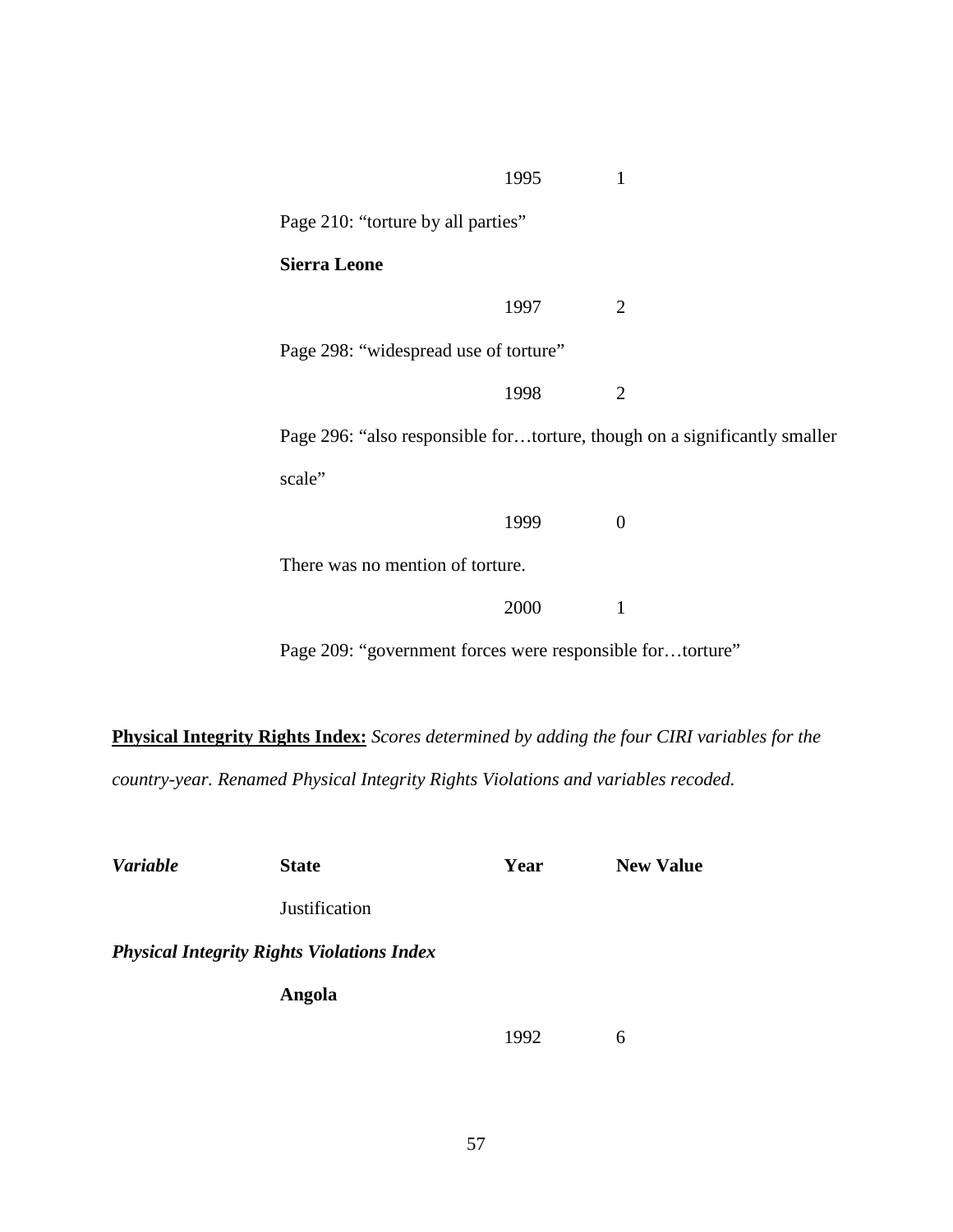1995 1

Page 210: "torture by all parties"

**Sierra Leone**

1997 2

Page 298: "widespread use of torture"

1998 2

Page 296: "also responsible for…torture, though on a significantly smaller scale"

1999 0

There was no mention of torture.

2000 1

Page 209: "government forces were responsible for…torture"

**Physical Integrity Rights Index:** *Scores determined by adding the four CIRI variables for the country-year. Renamed Physical Integrity Rights Violations and variables recoded.*

| *Variable* | **State** | **Year** | **New Value** |
|---|---|---|---|
| | Justification | | |
| ***Physical Integrity Rights Violations Index*** | | | |
| | **Angola** | | |
| | | 1992 | 6 |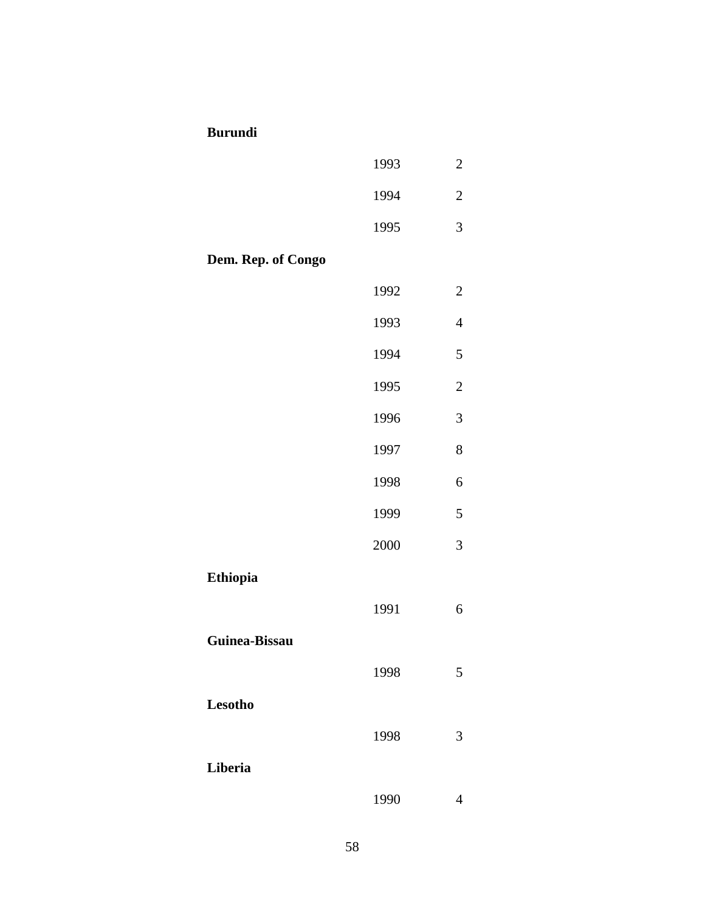| | | |
|---|---|---|
| **Burundi** | | |
| | 1993 | 2 |
| | 1994 | 2 |
| | 1995 | 3 |
| **Dem. Rep. of Congo** | | |
| | 1992 | 2 |
| | 1993 | 4 |
| | 1994 | 5 |
| | 1995 | 2 |
| | 1996 | 3 |
| | 1997 | 8 |
| | 1998 | 6 |
| | 1999 | 5 |
| | 2000 | 3 |
| **Ethiopia** | | |
| | 1991 | 6 |
| **Guinea-Bissau** | | |
| | 1998 | 5 |
| **Lesotho** | | |
| | 1998 | 3 |
| **Liberia** | | |
| | 1990 | 4 |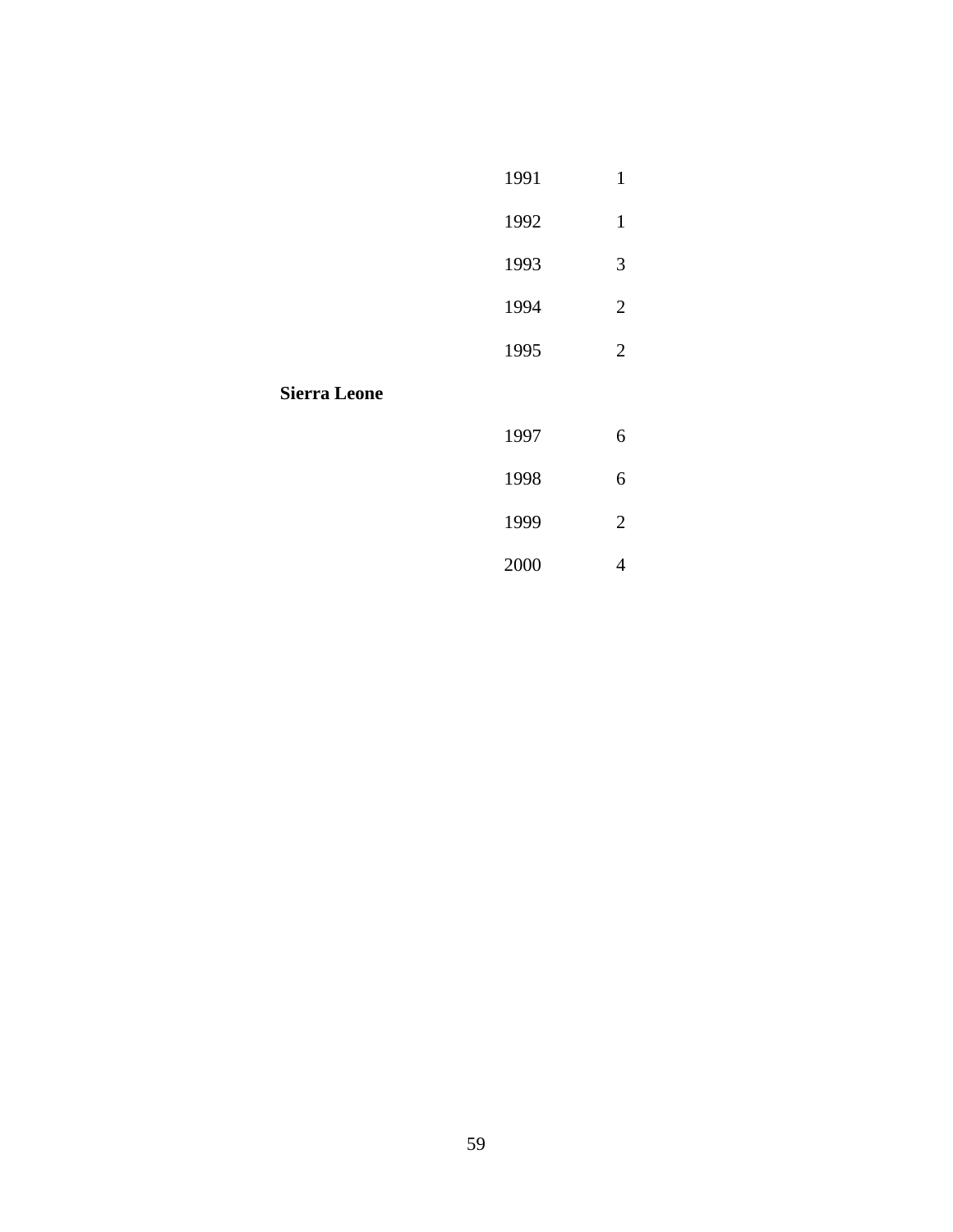| | | |
|---|---|---|
| | 1991 | 1 |
| | 1992 | 1 |
| | 1993 | 3 |
| | 1994 | 2 |
| | 1995 | 2 |
| **Sierra Leone** | | |
| | 1997 | 6 |
| | 1998 | 6 |
| | 1999 | 2 |
| | 2000 | 4 |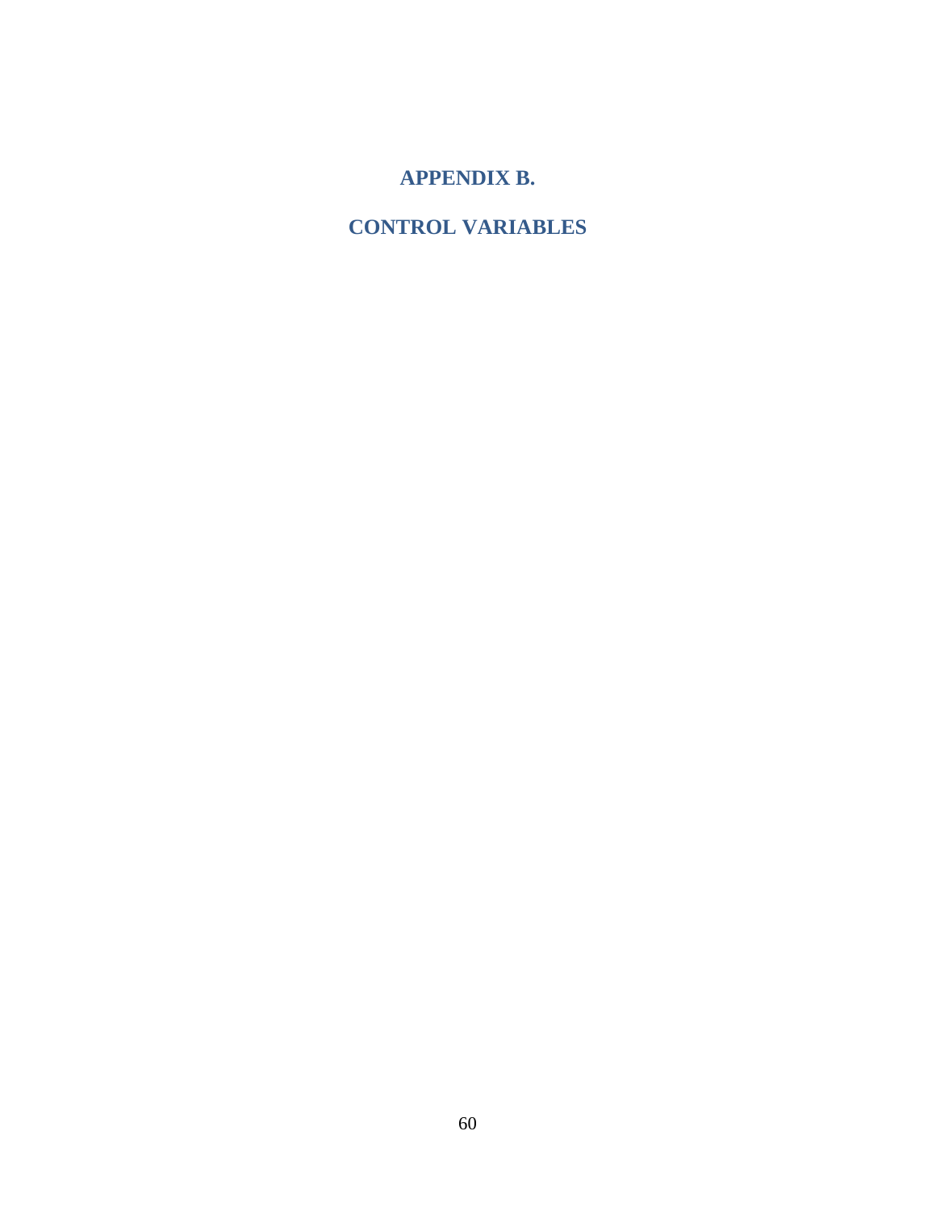# APPENDIX B.

# CONTROL VARIABLES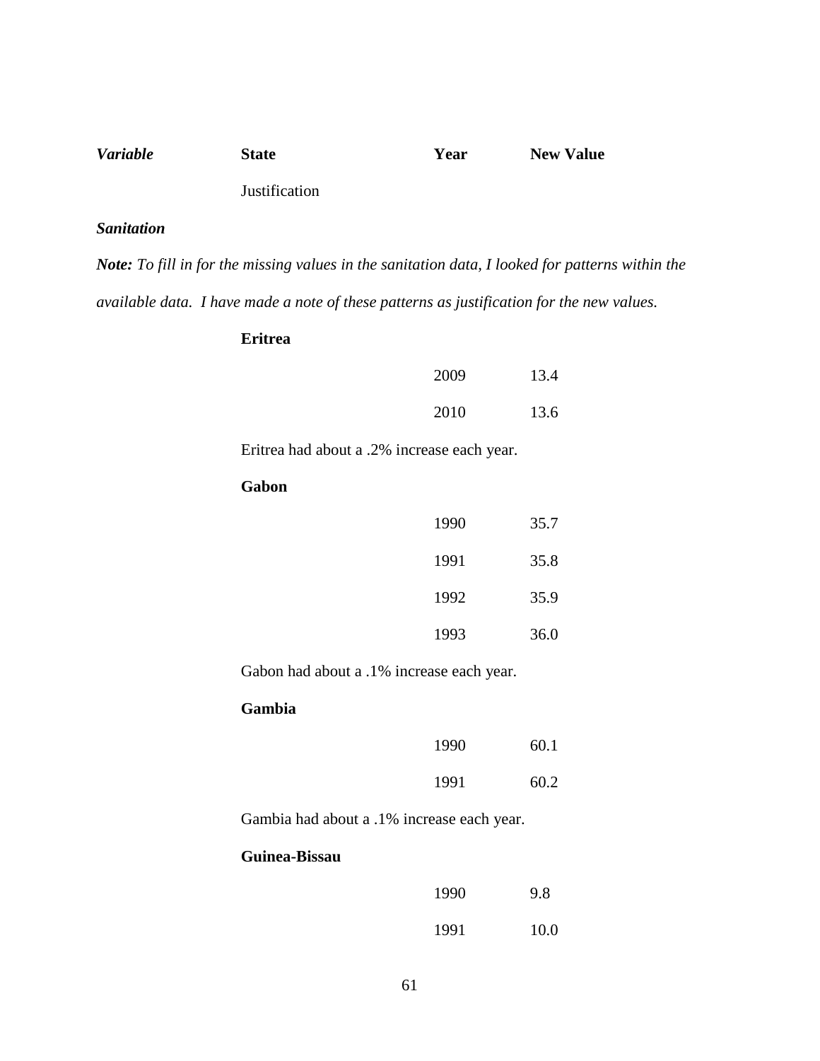| *Variable* | **State** | **Year** | **New Value** |
|---|---|---|---|
| | Justification | | |
| ***Sanitation*** | | | |

***Note:*** *To fill in for the missing values in the sanitation data, I looked for patterns within the available data. I have made a note of these patterns as justification for the new values.*

| | **State** | **Year** | **New Value** |
|---|---|---|---|
| | **Eritrea** | | |
| | | 2009 | 13.4 |
| | | 2010 | 13.6 |
| | Eritrea had about a .2% increase each year. | | |
| | **Gabon** | | |
| | | 1990 | 35.7 |
| | | 1991 | 35.8 |
| | | 1992 | 35.9 |
| | | 1993 | 36.0 |
| | Gabon had about a .1% increase each year. | | |
| | **Gambia** | | |
| | | 1990 | 60.1 |
| | | 1991 | 60.2 |
| | Gambia had about a .1% increase each year. | | |
| | **Guinea-Bissau** | | |
| | | 1990 | 9.8 |
| | | 1991 | 10.0 |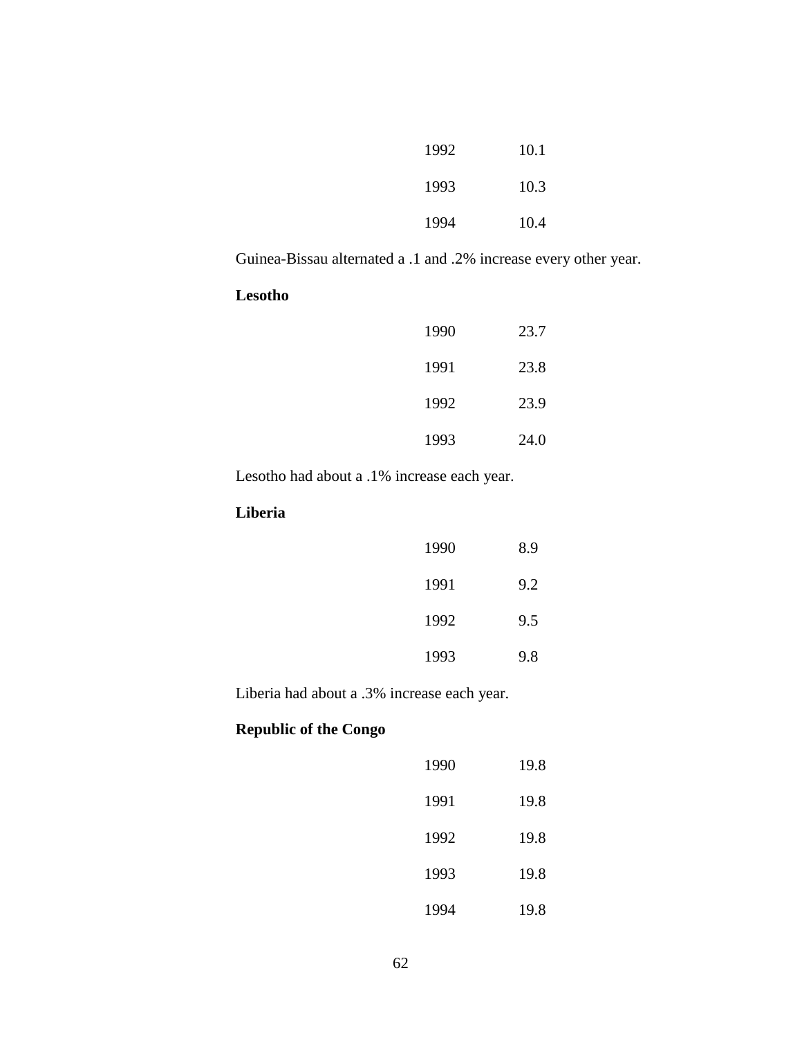| | |
|---|---|
| 1992 | 10.1 |
| 1993 | 10.3 |
| 1994 | 10.4 |

Guinea-Bissau alternated a .1 and .2% increase every other year.

**Lesotho**

| | |
|---|---|
| 1990 | 23.7 |
| 1991 | 23.8 |
| 1992 | 23.9 |
| 1993 | 24.0 |

Lesotho had about a .1% increase each year.

**Liberia**

| | |
|---|---|
| 1990 | 8.9 |
| 1991 | 9.2 |
| 1992 | 9.5 |
| 1993 | 9.8 |

Liberia had about a .3% increase each year.

**Republic of the Congo**

| | |
|---|---|
| 1990 | 19.8 |
| 1991 | 19.8 |
| 1992 | 19.8 |
| 1993 | 19.8 |
| 1994 | 19.8 |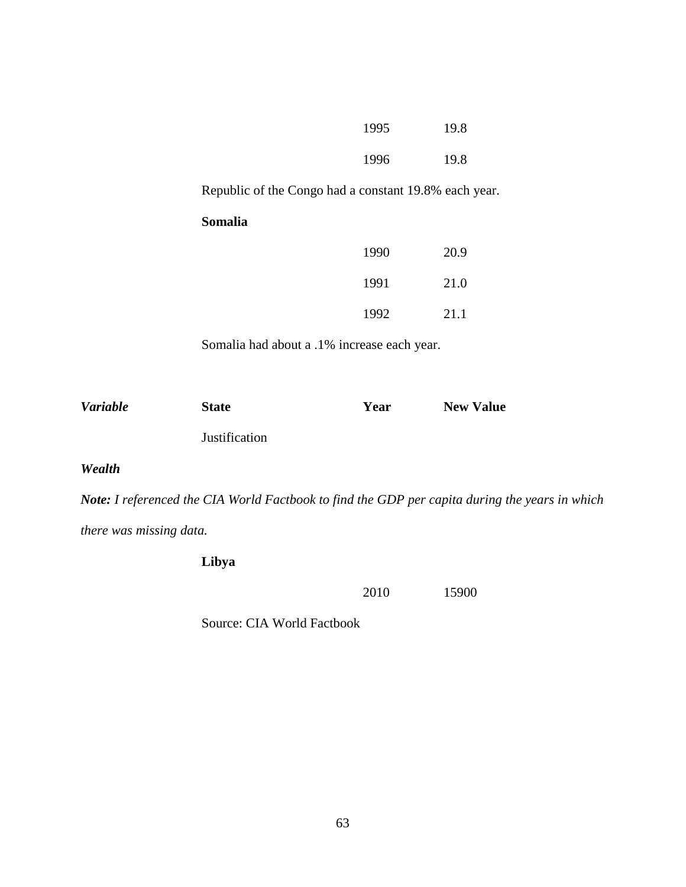| | | | |
|---|---|---|---|
| | | 1995 | 19.8 |
| | | 1996 | 19.8 |

Republic of the Congo had a constant 19.8% each year.

**Somalia**

| | | | |
|---|---|---|---|
| | | 1990 | 20.9 |
| | | 1991 | 21.0 |
| | | 1992 | 21.1 |

Somalia had about a .1% increase each year.

| ***Variable*** | **State** | **Year** | **New Value** |
|---|---|---|---|
| | Justification | | |

***Wealth***

***Note:*** *I referenced the CIA World Factbook to find the GDP per capita during the years in which there was missing data.*

**Libya**

| | | | |
|---|---|---|---|
| | | 2010 | 15900 |

Source: CIA World Factbook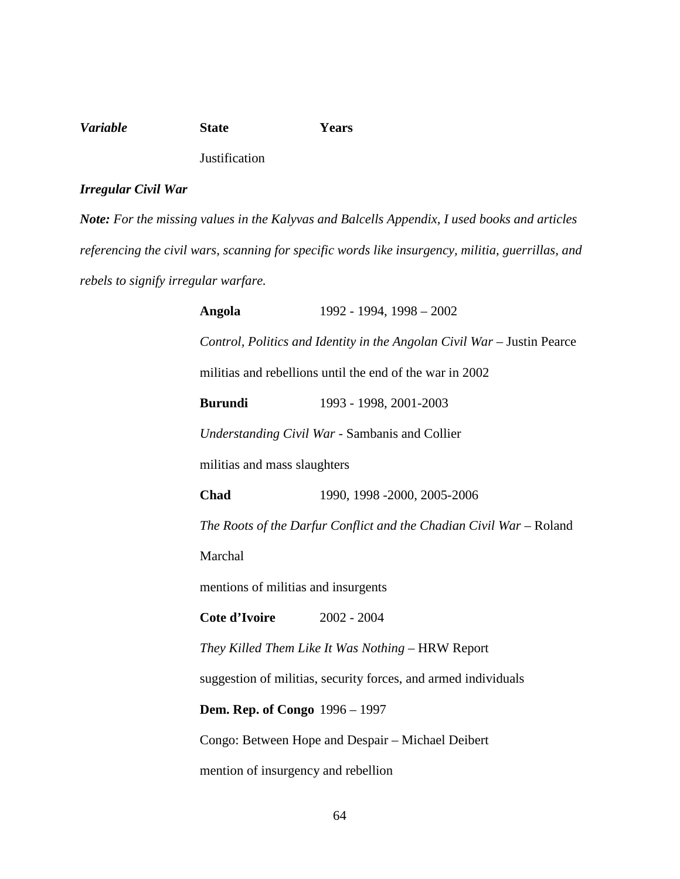***Variable*** **State** **Years**

Justification

***Irregular Civil War***

***Note:*** *For the missing values in the Kalyvas and Balcells Appendix, I used books and articles referencing the civil wars, scanning for specific words like insurgency, militia, guerrillas, and rebels to signify irregular warfare.*

**Angola** 1992 - 1994, 1998 – 2002

*Control, Politics and Identity in the Angolan Civil War* – Justin Pearce

militias and rebellions until the end of the war in 2002

**Burundi** 1993 - 1998, 2001-2003

*Understanding Civil War* - Sambanis and Collier

militias and mass slaughters

**Chad** 1990, 1998 -2000, 2005-2006

*The Roots of the Darfur Conflict and the Chadian Civil War* – Roland Marchal

mentions of militias and insurgents

**Cote d'Ivoire** 2002 - 2004

*They Killed Them Like It Was Nothing* – HRW Report

suggestion of militias, security forces, and armed individuals

**Dem. Rep. of Congo** 1996 – 1997

Congo: Between Hope and Despair – Michael Deibert

mention of insurgency and rebellion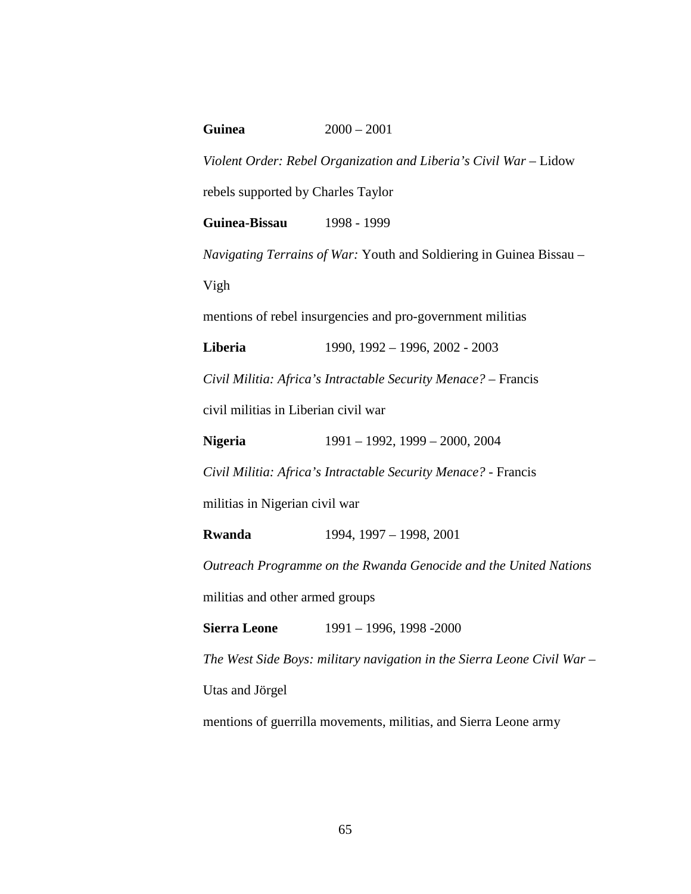**Guinea** 2000 – 2001

*Violent Order: Rebel Organization and Liberia's Civil War* – Lidow

rebels supported by Charles Taylor

**Guinea-Bissau** 1998 - 1999

*Navigating Terrains of War:* Youth and Soldiering in Guinea Bissau – Vigh

mentions of rebel insurgencies and pro-government militias

**Liberia** 1990, 1992 – 1996, 2002 - 2003

*Civil Militia: Africa's Intractable Security Menace?* – Francis

civil militias in Liberian civil war

**Nigeria** 1991 – 1992, 1999 – 2000, 2004

*Civil Militia: Africa's Intractable Security Menace?* - Francis

militias in Nigerian civil war

**Rwanda** 1994, 1997 – 1998, 2001

*Outreach Programme on the Rwanda Genocide and the United Nations*

militias and other armed groups

**Sierra Leone** 1991 – 1996, 1998 -2000

*The West Side Boys: military navigation in the Sierra Leone Civil War* – Utas and Jörgel

mentions of guerrilla movements, militias, and Sierra Leone army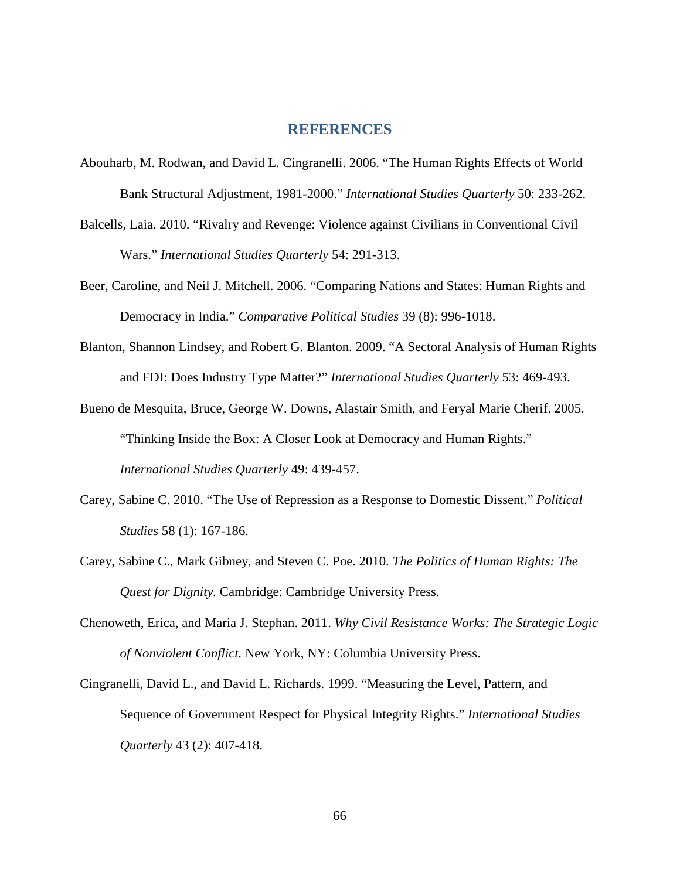# REFERENCES

Abouharb, M. Rodwan, and David L. Cingranelli. 2006. "The Human Rights Effects of World Bank Structural Adjustment, 1981-2000." *International Studies Quarterly* 50: 233-262.

Balcells, Laia. 2010. "Rivalry and Revenge: Violence against Civilians in Conventional Civil Wars." *International Studies Quarterly* 54: 291-313.

Beer, Caroline, and Neil J. Mitchell. 2006. "Comparing Nations and States: Human Rights and Democracy in India." *Comparative Political Studies* 39 (8): 996-1018.

Blanton, Shannon Lindsey, and Robert G. Blanton. 2009. "A Sectoral Analysis of Human Rights and FDI: Does Industry Type Matter?" *International Studies Quarterly* 53: 469-493.

Bueno de Mesquita, Bruce, George W. Downs, Alastair Smith, and Feryal Marie Cherif. 2005. "Thinking Inside the Box: A Closer Look at Democracy and Human Rights." *International Studies Quarterly* 49: 439-457.

Carey, Sabine C. 2010. "The Use of Repression as a Response to Domestic Dissent." *Political Studies* 58 (1): 167-186.

Carey, Sabine C., Mark Gibney, and Steven C. Poe. 2010. *The Politics of Human Rights: The Quest for Dignity.* Cambridge: Cambridge University Press.

Chenoweth, Erica, and Maria J. Stephan. 2011. *Why Civil Resistance Works: The Strategic Logic of Nonviolent Conflict.* New York, NY: Columbia University Press.

Cingranelli, David L., and David L. Richards. 1999. "Measuring the Level, Pattern, and Sequence of Government Respect for Physical Integrity Rights." *International Studies Quarterly* 43 (2): 407-418.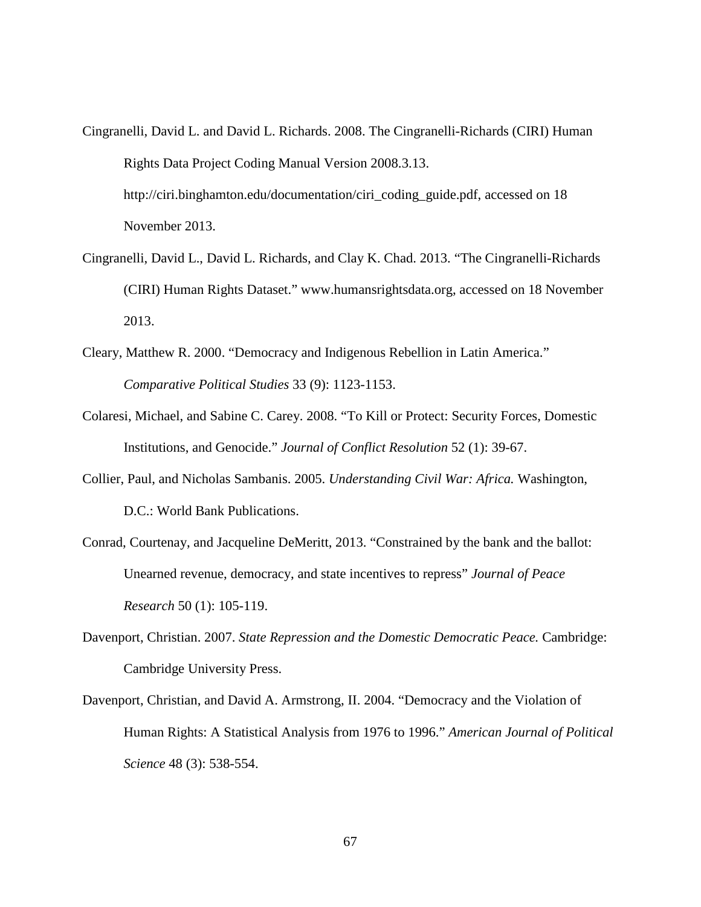Cingranelli, David L. and David L. Richards. 2008. The Cingranelli-Richards (CIRI) Human Rights Data Project Coding Manual Version 2008.3.13. http://ciri.binghamton.edu/documentation/ciri_coding_guide.pdf, accessed on 18 November 2013.

Cingranelli, David L., David L. Richards, and Clay K. Chad. 2013. "The Cingranelli-Richards (CIRI) Human Rights Dataset." www.humansrightsdata.org, accessed on 18 November 2013.

Cleary, Matthew R. 2000. "Democracy and Indigenous Rebellion in Latin America." *Comparative Political Studies* 33 (9): 1123-1153.

Colaresi, Michael, and Sabine C. Carey. 2008. "To Kill or Protect: Security Forces, Domestic Institutions, and Genocide." *Journal of Conflict Resolution* 52 (1): 39-67.

Collier, Paul, and Nicholas Sambanis. 2005. *Understanding Civil War: Africa.* Washington, D.C.: World Bank Publications.

Conrad, Courtenay, and Jacqueline DeMeritt, 2013. "Constrained by the bank and the ballot: Unearned revenue, democracy, and state incentives to repress" *Journal of Peace Research* 50 (1): 105-119.

Davenport, Christian. 2007. *State Repression and the Domestic Democratic Peace.* Cambridge: Cambridge University Press.

Davenport, Christian, and David A. Armstrong, II. 2004. "Democracy and the Violation of Human Rights: A Statistical Analysis from 1976 to 1996." *American Journal of Political Science* 48 (3): 538-554.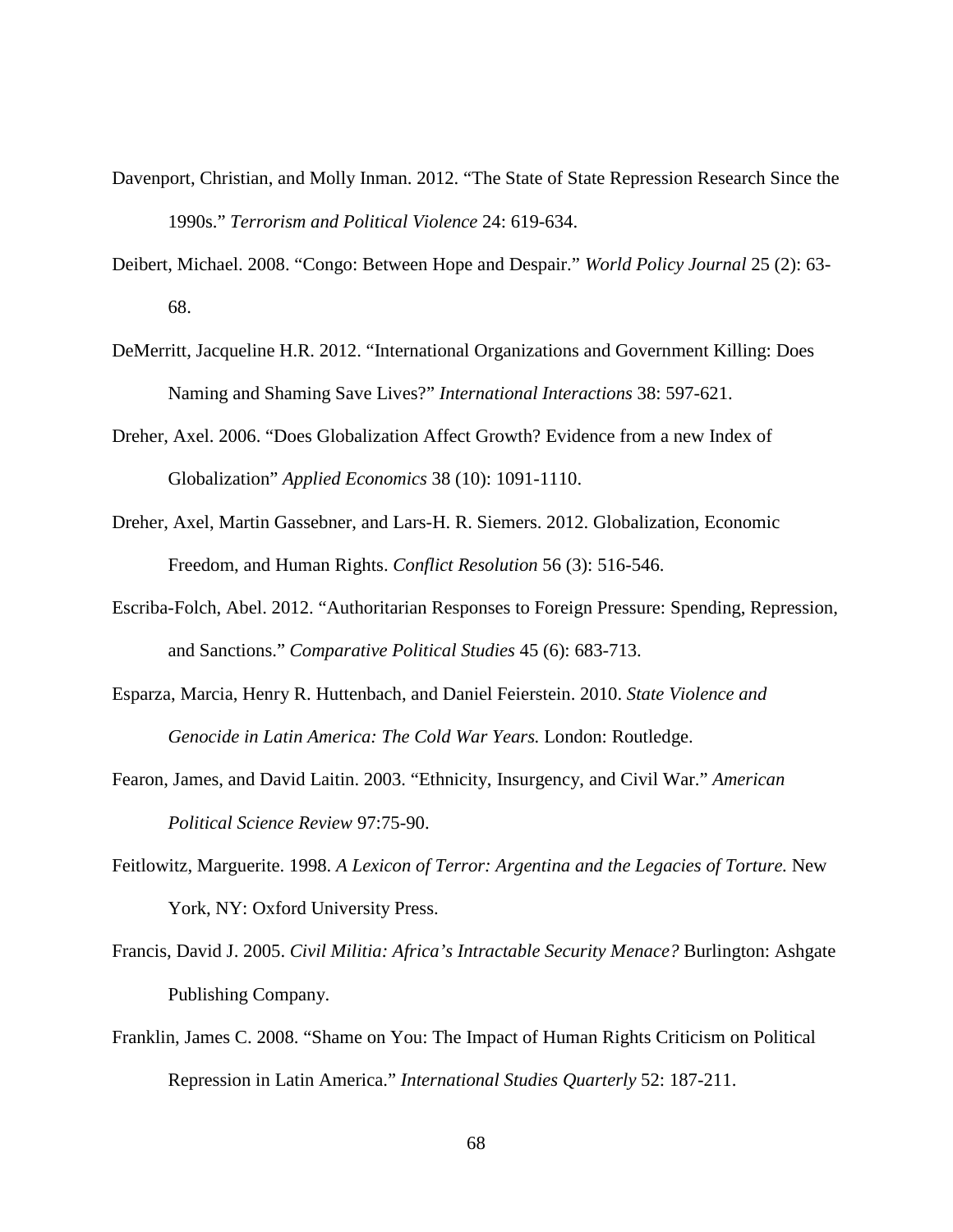Davenport, Christian, and Molly Inman. 2012. "The State of State Repression Research Since the 1990s." *Terrorism and Political Violence* 24: 619-634.

Deibert, Michael. 2008. "Congo: Between Hope and Despair." *World Policy Journal* 25 (2): 63-68.

DeMerritt, Jacqueline H.R. 2012. "International Organizations and Government Killing: Does Naming and Shaming Save Lives?" *International Interactions* 38: 597-621.

Dreher, Axel. 2006. "Does Globalization Affect Growth? Evidence from a new Index of Globalization" *Applied Economics* 38 (10): 1091-1110.

Dreher, Axel, Martin Gassebner, and Lars-H. R. Siemers. 2012. Globalization, Economic Freedom, and Human Rights. *Conflict Resolution* 56 (3): 516-546.

Escriba-Folch, Abel. 2012. "Authoritarian Responses to Foreign Pressure: Spending, Repression, and Sanctions." *Comparative Political Studies* 45 (6): 683-713.

Esparza, Marcia, Henry R. Huttenbach, and Daniel Feierstein. 2010. *State Violence and Genocide in Latin America: The Cold War Years.* London: Routledge.

Fearon, James, and David Laitin. 2003. "Ethnicity, Insurgency, and Civil War." *American Political Science Review* 97:75-90.

Feitlowitz, Marguerite. 1998. *A Lexicon of Terror: Argentina and the Legacies of Torture.* New York, NY: Oxford University Press.

Francis, David J. 2005. *Civil Militia: Africa's Intractable Security Menace?* Burlington: Ashgate Publishing Company.

Franklin, James C. 2008. "Shame on You: The Impact of Human Rights Criticism on Political Repression in Latin America." *International Studies Quarterly* 52: 187-211.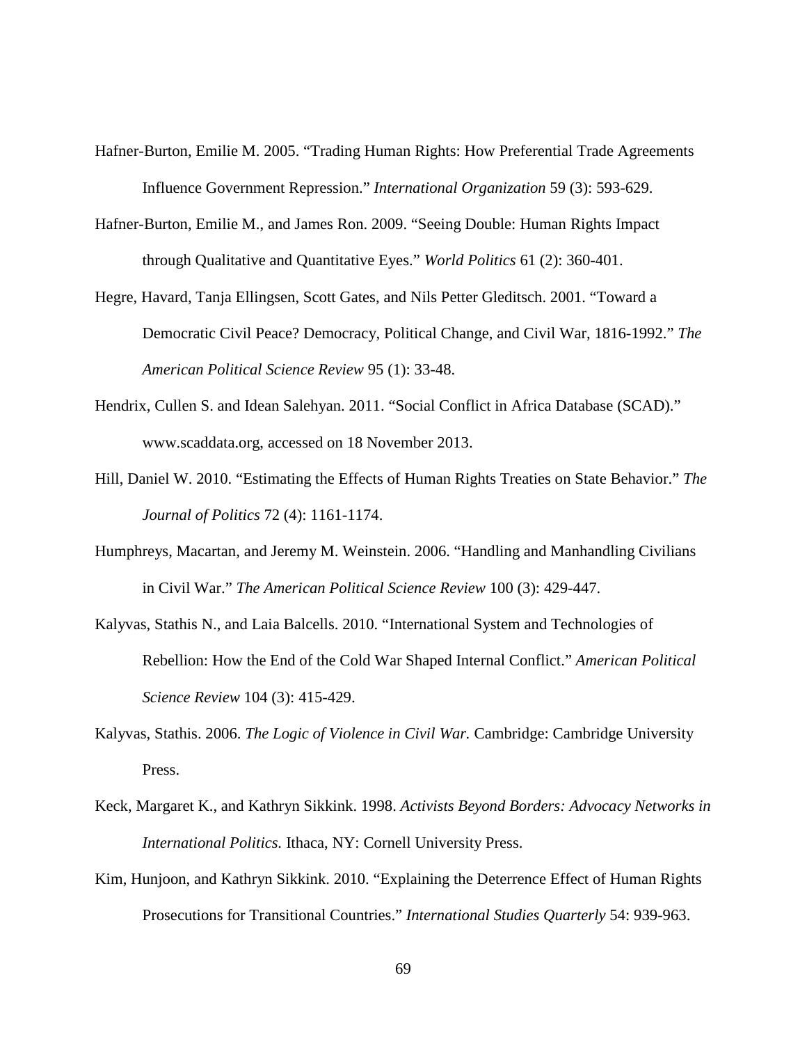Hafner-Burton, Emilie M. 2005. "Trading Human Rights: How Preferential Trade Agreements Influence Government Repression." *International Organization* 59 (3): 593-629.

Hafner-Burton, Emilie M., and James Ron. 2009. "Seeing Double: Human Rights Impact through Qualitative and Quantitative Eyes." *World Politics* 61 (2): 360-401.

Hegre, Havard, Tanja Ellingsen, Scott Gates, and Nils Petter Gleditsch. 2001. "Toward a Democratic Civil Peace? Democracy, Political Change, and Civil War, 1816-1992." *The American Political Science Review* 95 (1): 33-48.

Hendrix, Cullen S. and Idean Salehyan. 2011. "Social Conflict in Africa Database (SCAD)." www.scaddata.org, accessed on 18 November 2013.

Hill, Daniel W. 2010. "Estimating the Effects of Human Rights Treaties on State Behavior." *The Journal of Politics* 72 (4): 1161-1174.

Humphreys, Macartan, and Jeremy M. Weinstein. 2006. "Handling and Manhandling Civilians in Civil War." *The American Political Science Review* 100 (3): 429-447.

Kalyvas, Stathis N., and Laia Balcells. 2010. "International System and Technologies of Rebellion: How the End of the Cold War Shaped Internal Conflict." *American Political Science Review* 104 (3): 415-429.

Kalyvas, Stathis. 2006. *The Logic of Violence in Civil War.* Cambridge: Cambridge University Press.

Keck, Margaret K., and Kathryn Sikkink. 1998. *Activists Beyond Borders: Advocacy Networks in International Politics.* Ithaca, NY: Cornell University Press.

Kim, Hunjoon, and Kathryn Sikkink. 2010. "Explaining the Deterrence Effect of Human Rights Prosecutions for Transitional Countries." *International Studies Quarterly* 54: 939-963.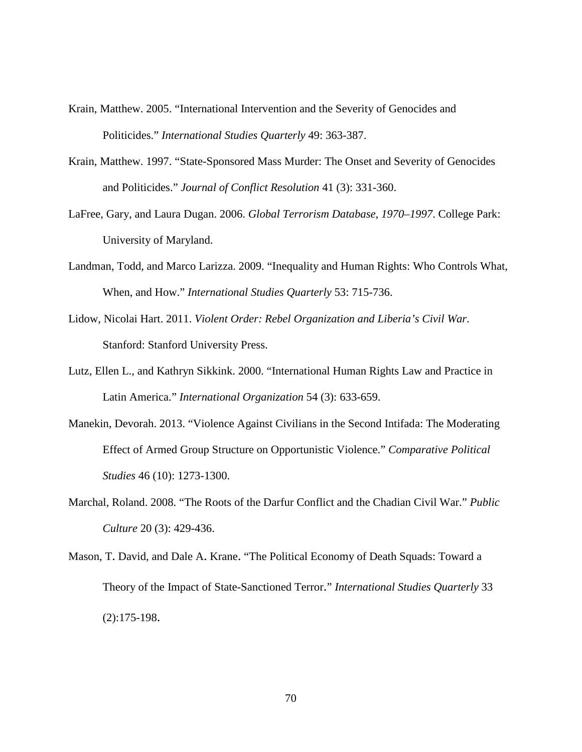Krain, Matthew. 2005. "International Intervention and the Severity of Genocides and Politicides." *International Studies Quarterly* 49: 363-387.

Krain, Matthew. 1997. "State-Sponsored Mass Murder: The Onset and Severity of Genocides and Politicides." *Journal of Conflict Resolution* 41 (3): 331-360.

LaFree, Gary, and Laura Dugan. 2006. *Global Terrorism Database, 1970–1997*. College Park: University of Maryland.

Landman, Todd, and Marco Larizza. 2009. "Inequality and Human Rights: Who Controls What, When, and How." *International Studies Quarterly* 53: 715-736.

Lidow, Nicolai Hart. 2011. *Violent Order: Rebel Organization and Liberia's Civil War*. Stanford: Stanford University Press.

Lutz, Ellen L., and Kathryn Sikkink. 2000. "International Human Rights Law and Practice in Latin America." *International Organization* 54 (3): 633-659.

Manekin, Devorah. 2013. "Violence Against Civilians in the Second Intifada: The Moderating Effect of Armed Group Structure on Opportunistic Violence." *Comparative Political Studies* 46 (10): 1273-1300.

Marchal, Roland. 2008. "The Roots of the Darfur Conflict and the Chadian Civil War." *Public Culture* 20 (3): 429-436.

Mason, T. David, and Dale A. Krane. "The Political Economy of Death Squads: Toward a Theory of the Impact of State-Sanctioned Terror." *International Studies Quarterly* 33 (2):175-198.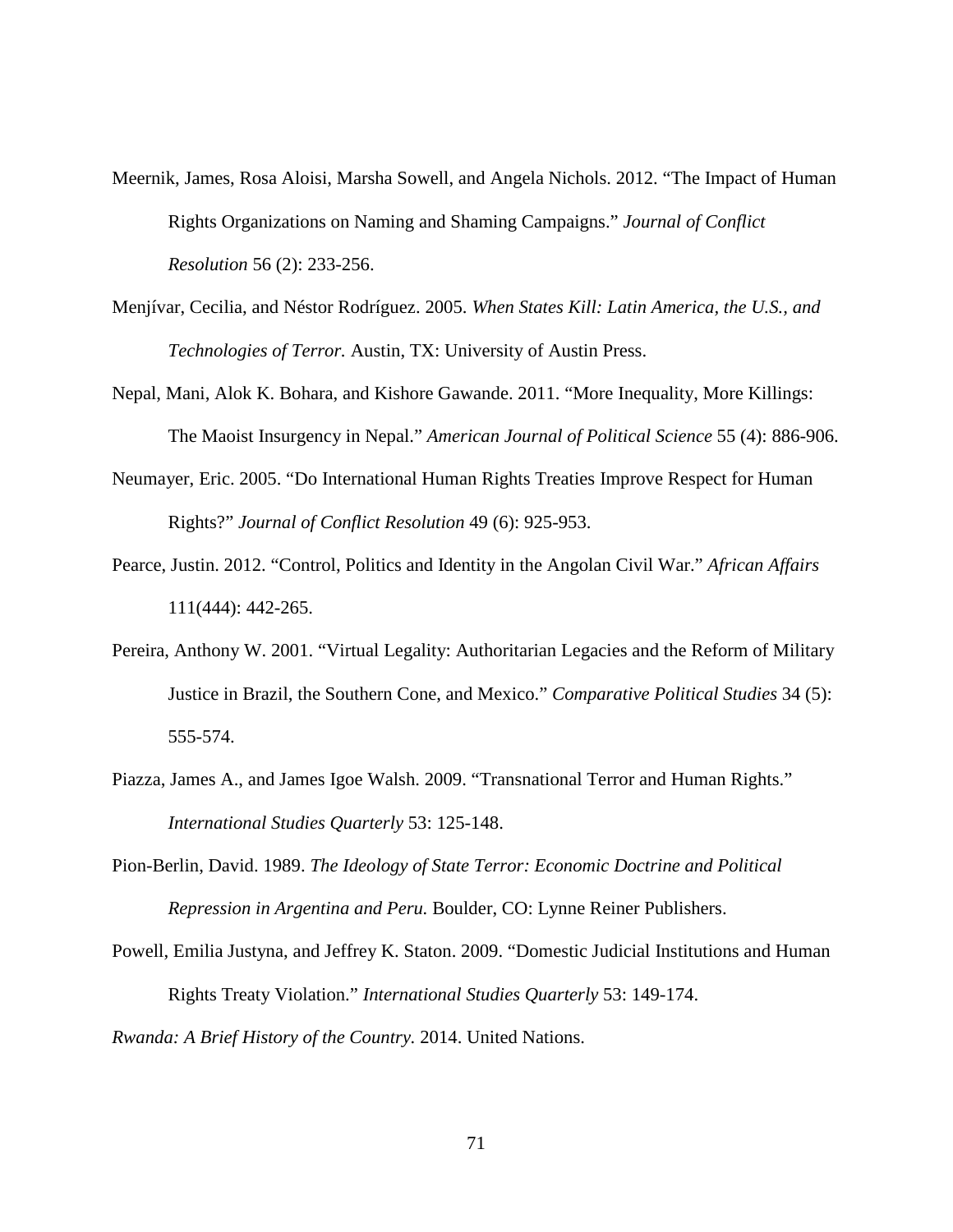Meernik, James, Rosa Aloisi, Marsha Sowell, and Angela Nichols. 2012. "The Impact of Human Rights Organizations on Naming and Shaming Campaigns." *Journal of Conflict Resolution* 56 (2): 233-256.

Menjívar, Cecilia, and Néstor Rodríguez. 2005. *When States Kill: Latin America, the U.S., and Technologies of Terror.* Austin, TX: University of Austin Press.

Nepal, Mani, Alok K. Bohara, and Kishore Gawande. 2011. "More Inequality, More Killings: The Maoist Insurgency in Nepal." *American Journal of Political Science* 55 (4): 886-906.

Neumayer, Eric. 2005. "Do International Human Rights Treaties Improve Respect for Human Rights?" *Journal of Conflict Resolution* 49 (6): 925-953.

Pearce, Justin. 2012. "Control, Politics and Identity in the Angolan Civil War." *African Affairs* 111(444): 442-265.

Pereira, Anthony W. 2001. "Virtual Legality: Authoritarian Legacies and the Reform of Military Justice in Brazil, the Southern Cone, and Mexico." *Comparative Political Studies* 34 (5): 555-574.

Piazza, James A., and James Igoe Walsh. 2009. "Transnational Terror and Human Rights." *International Studies Quarterly* 53: 125-148.

Pion-Berlin, David. 1989. *The Ideology of State Terror: Economic Doctrine and Political Repression in Argentina and Peru.* Boulder, CO: Lynne Reiner Publishers.

Powell, Emilia Justyna, and Jeffrey K. Staton. 2009. "Domestic Judicial Institutions and Human Rights Treaty Violation." *International Studies Quarterly* 53: 149-174.

*Rwanda: A Brief History of the Country.* 2014. United Nations.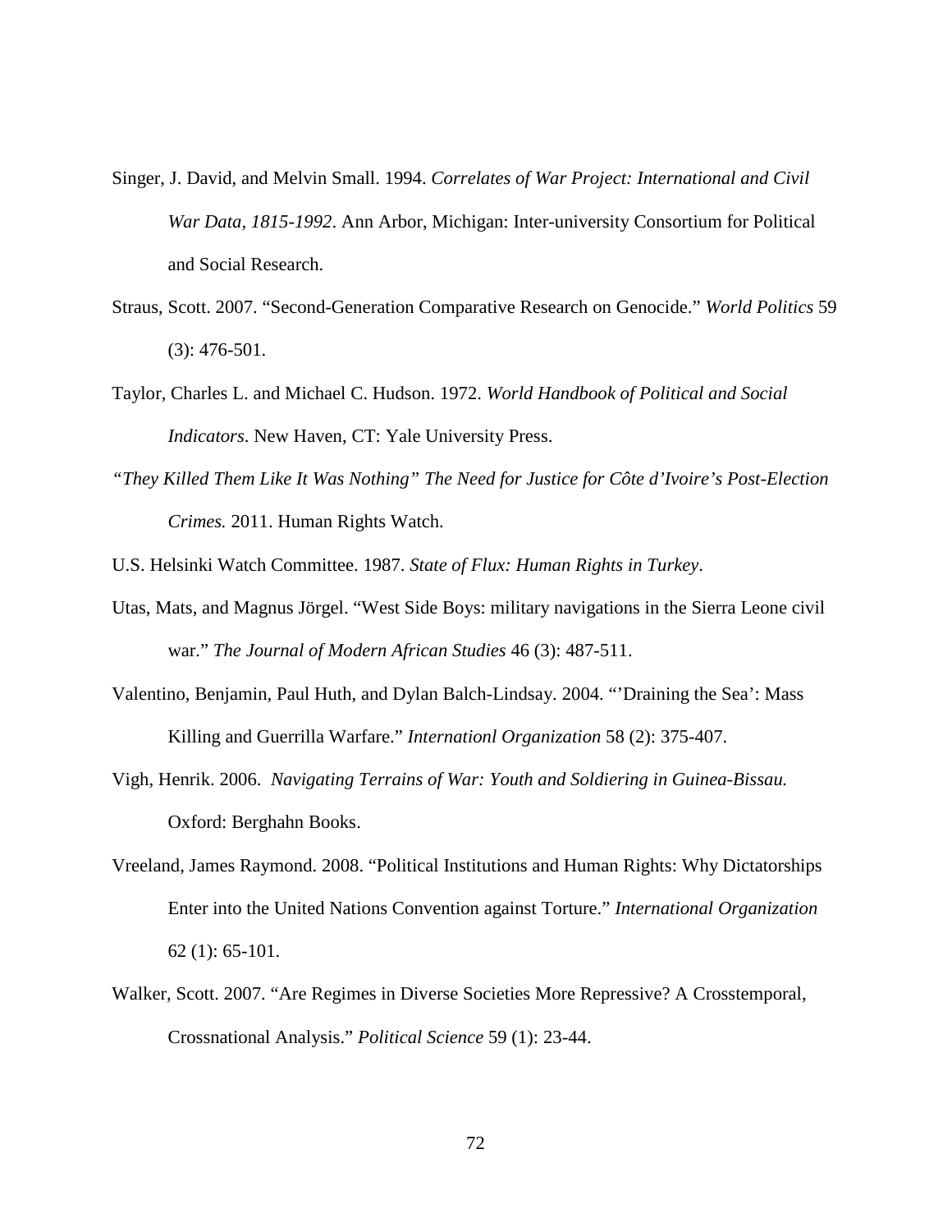Singer, J. David, and Melvin Small. 1994. *Correlates of War Project: International and Civil War Data, 1815-1992*. Ann Arbor, Michigan: Inter-university Consortium for Political and Social Research.

Straus, Scott. 2007. "Second-Generation Comparative Research on Genocide." *World Politics* 59 (3): 476-501.

Taylor, Charles L. and Michael C. Hudson. 1972. *World Handbook of Political and Social Indicators*. New Haven, CT: Yale University Press.

*"They Killed Them Like It Was Nothing" The Need for Justice for Côte d'Ivoire's Post-Election Crimes.* 2011. Human Rights Watch.

U.S. Helsinki Watch Committee. 1987. *State of Flux: Human Rights in Turkey*.

Utas, Mats, and Magnus Jörgel. "West Side Boys: military navigations in the Sierra Leone civil war." *The Journal of Modern African Studies* 46 (3): 487-511.

Valentino, Benjamin, Paul Huth, and Dylan Balch-Lindsay. 2004. "'Draining the Sea': Mass Killing and Guerrilla Warfare." *Internationl Organization* 58 (2): 375-407.

Vigh, Henrik. 2006. *Navigating Terrains of War: Youth and Soldiering in Guinea-Bissau.* Oxford: Berghahn Books.

Vreeland, James Raymond. 2008. "Political Institutions and Human Rights: Why Dictatorships Enter into the United Nations Convention against Torture." *International Organization* 62 (1): 65-101.

Walker, Scott. 2007. "Are Regimes in Diverse Societies More Repressive? A Crosstemporal, Crossnational Analysis." *Political Science* 59 (1): 23-44.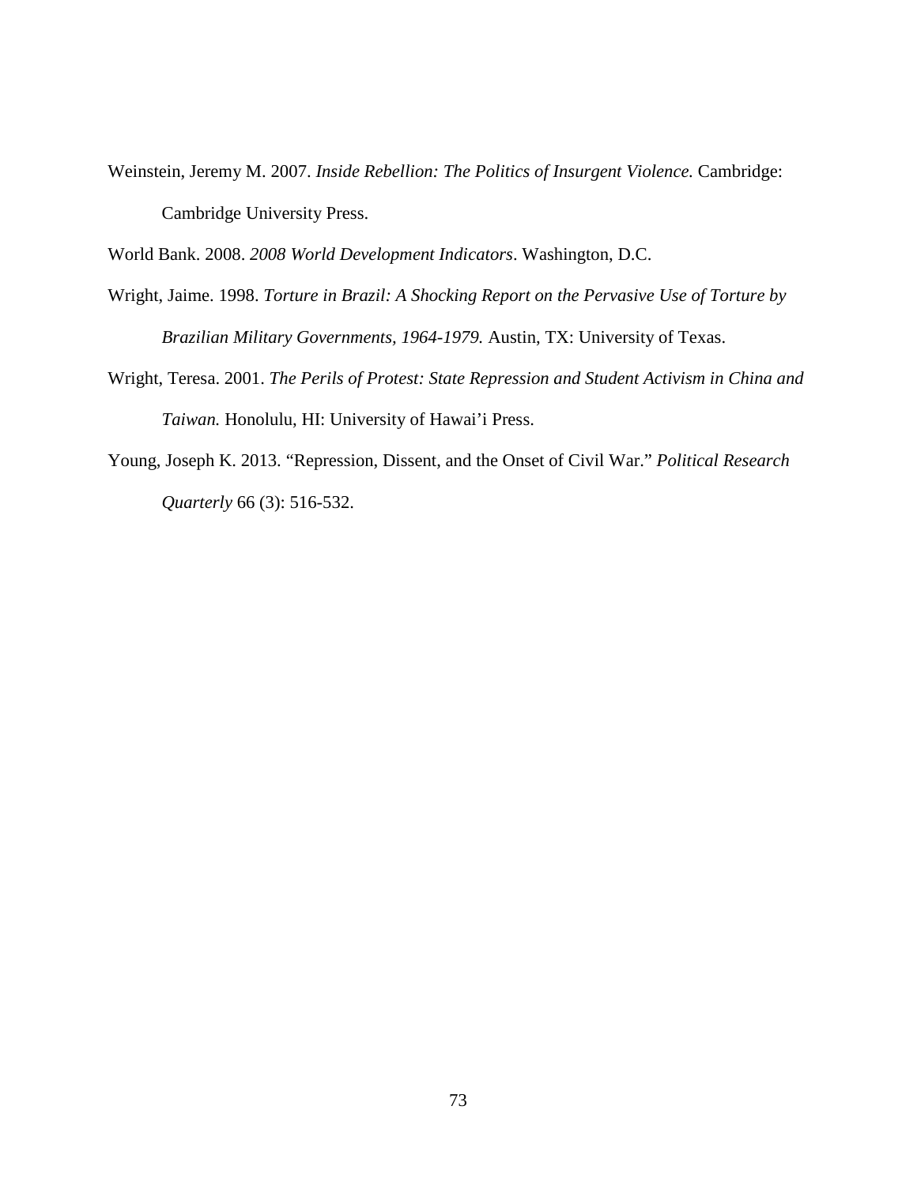Weinstein, Jeremy M. 2007. *Inside Rebellion: The Politics of Insurgent Violence.* Cambridge: Cambridge University Press.

World Bank. 2008. *2008 World Development Indicators*. Washington, D.C.

Wright, Jaime. 1998. *Torture in Brazil: A Shocking Report on the Pervasive Use of Torture by Brazilian Military Governments, 1964-1979.* Austin, TX: University of Texas.

Wright, Teresa. 2001. *The Perils of Protest: State Repression and Student Activism in China and Taiwan.* Honolulu, HI: University of Hawai'i Press.

Young, Joseph K. 2013. "Repression, Dissent, and the Onset of Civil War." *Political Research Quarterly* 66 (3): 516-532.